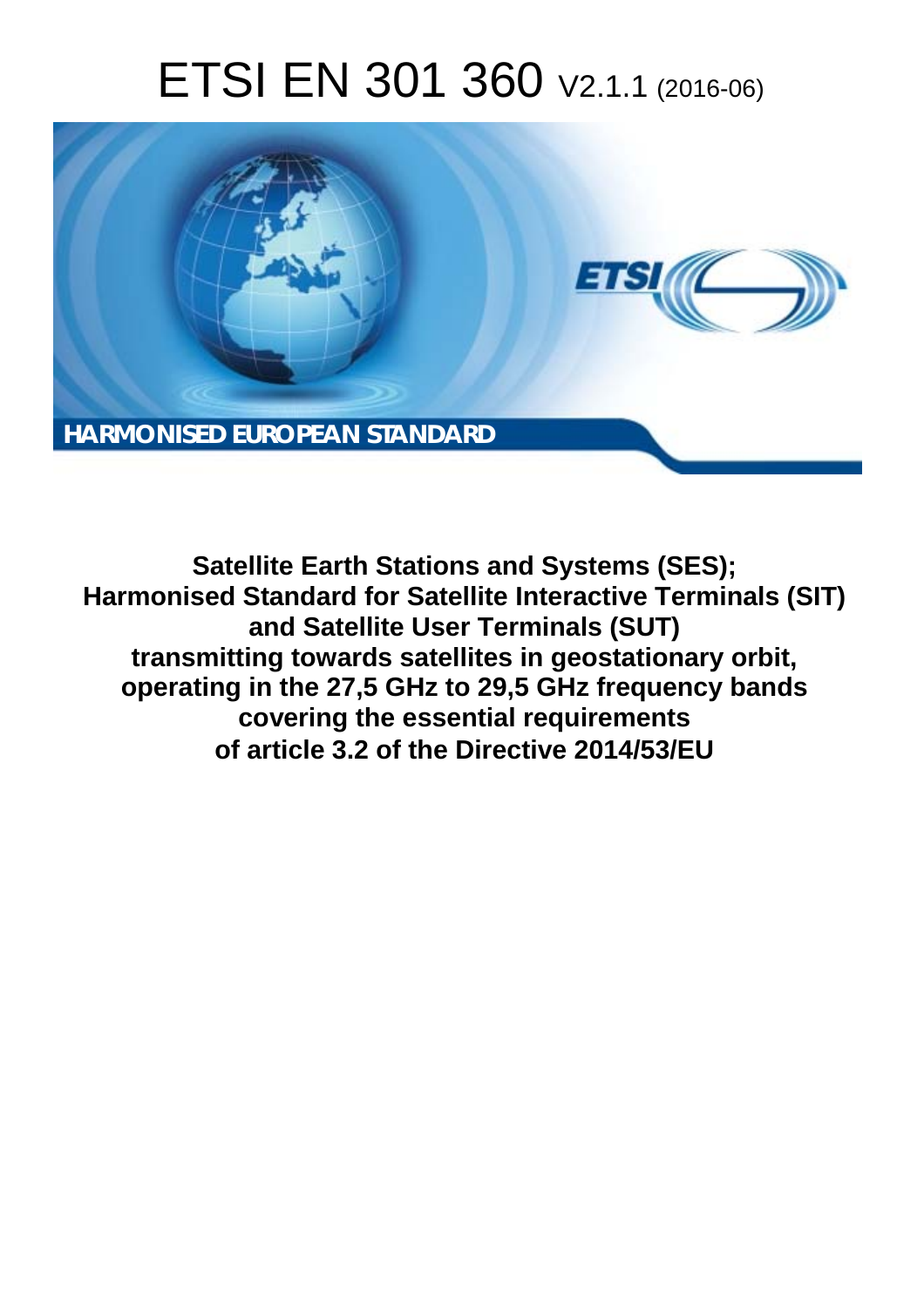# ETSI EN 301 360 V2.1.1 (2016-06)

**HARMONISED EUROPEAN STANDARD**

**Satellite Earth Stations and Systems (SES);**
**Harmonised Standard for Satellite Interactive Terminals (SIT) and Satellite User Terminals (SUT) transmitting towards satellites in geostationary orbit, operating in the 27,5 GHz to 29,5 GHz frequency bands covering the essential requirements of article 3.2 of the Directive 2014/53/EU**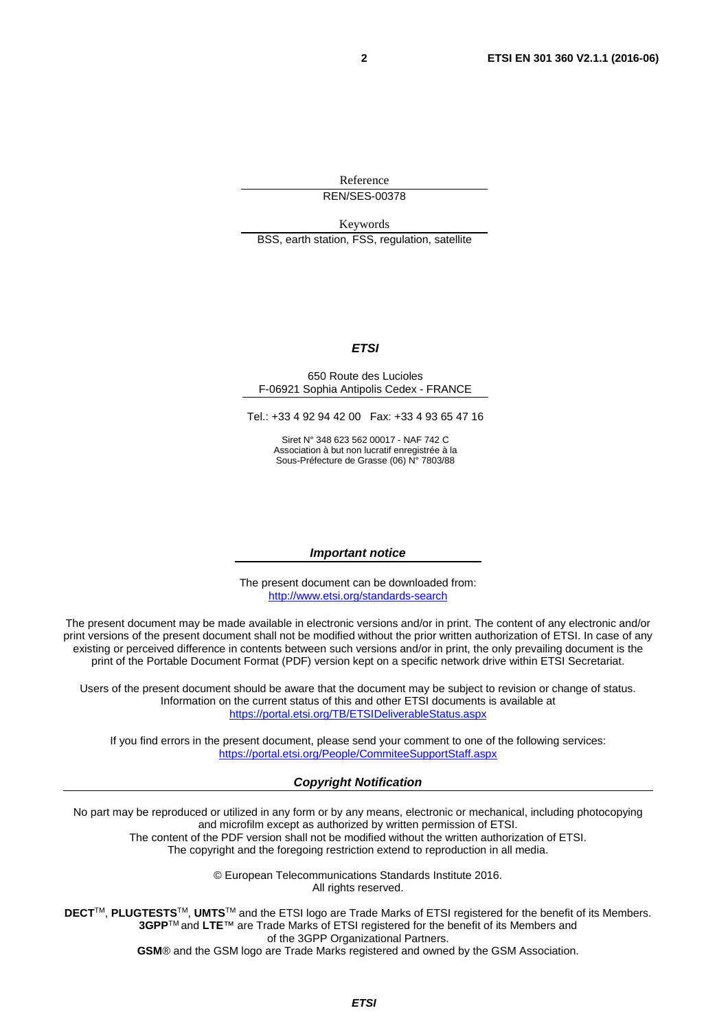Reference

REN/SES-00378

Keywords

BSS, earth station, FSS, regulation, satellite

***ETSI***

650 Route des Lucioles
F-06921 Sophia Antipolis Cedex - FRANCE

Tel.: +33 4 92 94 42 00 Fax: +33 4 93 65 47 16

Siret N° 348 623 562 00017 - NAF 742 C
Association à but non lucratif enregistrée à la
Sous-Préfecture de Grasse (06) N° 7803/88

***Important notice***

The present document can be downloaded from:
http://www.etsi.org/standards-search

The present document may be made available in electronic versions and/or in print. The content of any electronic and/or print versions of the present document shall not be modified without the prior written authorization of ETSI. In case of any existing or perceived difference in contents between such versions and/or in print, the only prevailing document is the print of the Portable Document Format (PDF) version kept on a specific network drive within ETSI Secretariat.

Users of the present document should be aware that the document may be subject to revision or change of status. Information on the current status of this and other ETSI documents is available at
https://portal.etsi.org/TB/ETSIDeliverableStatus.aspx

If you find errors in the present document, please send your comment to one of the following services:
https://portal.etsi.org/People/CommiteeSupportStaff.aspx

***Copyright Notification***

No part may be reproduced or utilized in any form or by any means, electronic or mechanical, including photocopying and microfilm except as authorized by written permission of ETSI.
The content of the PDF version shall not be modified without the written authorization of ETSI.
The copyright and the foregoing restriction extend to reproduction in all media.

© European Telecommunications Standards Institute 2016.
All rights reserved.

**DECT**™, **PLUGTESTS**™, **UMTS**™ and the ETSI logo are Trade Marks of ETSI registered for the benefit of its Members.
**3GPP**™ and **LTE**™ are Trade Marks of ETSI registered for the benefit of its Members and of the 3GPP Organizational Partners.
**GSM**® and the GSM logo are Trade Marks registered and owned by the GSM Association.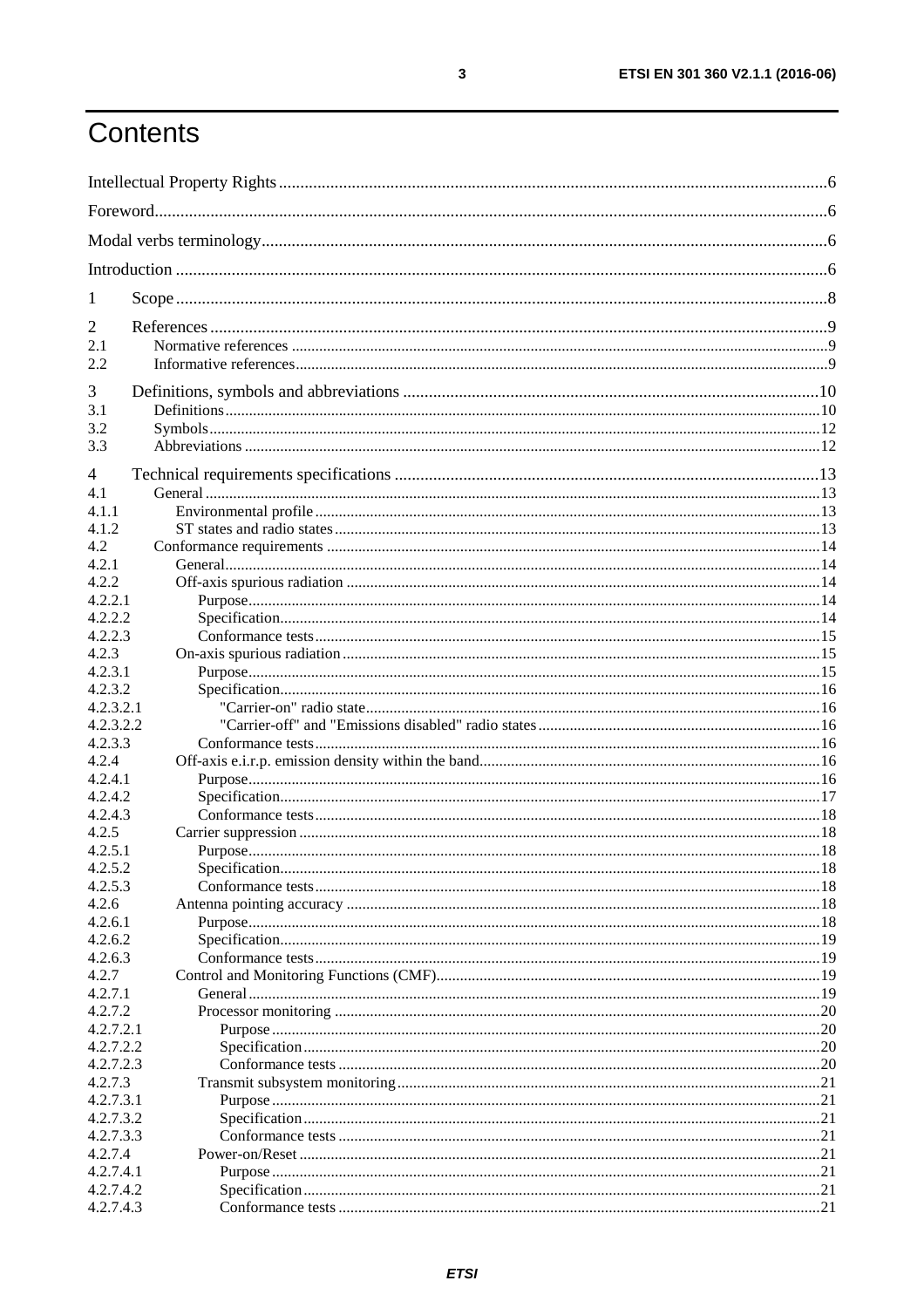# Contents

Intellectual Property Rights ......6
Foreword ......6
Modal verbs terminology ......6
Introduction ......6

1 Scope ......8

2 References ......9
2.1 Normative references ......9
2.2 Informative references ......9

3 Definitions, symbols and abbreviations ......10
3.1 Definitions ......10
3.2 Symbols ......12
3.3 Abbreviations ......12

4 Technical requirements specifications ......13
4.1 General ......13
4.1.1 Environmental profile ......13
4.1.2 ST states and radio states ......13
4.2 Conformance requirements ......14
4.2.1 General ......14
4.2.2 Off-axis spurious radiation ......14
4.2.2.1 Purpose ......14
4.2.2.2 Specification ......14
4.2.2.3 Conformance tests ......15
4.2.3 On-axis spurious radiation ......15
4.2.3.1 Purpose ......15
4.2.3.2 Specification ......16
4.2.3.2.1 "Carrier-on" radio state ......16
4.2.3.2.2 "Carrier-off" and "Emissions disabled" radio states ......16
4.2.3.3 Conformance tests ......16
4.2.4 Off-axis e.i.r.p. emission density within the band ......16
4.2.4.1 Purpose ......16
4.2.4.2 Specification ......17
4.2.4.3 Conformance tests ......18
4.2.5 Carrier suppression ......18
4.2.5.1 Purpose ......18
4.2.5.2 Specification ......18
4.2.5.3 Conformance tests ......18
4.2.6 Antenna pointing accuracy ......18
4.2.6.1 Purpose ......18
4.2.6.2 Specification ......19
4.2.6.3 Conformance tests ......19
4.2.7 Control and Monitoring Functions (CMF) ......19
4.2.7.1 General ......19
4.2.7.2 Processor monitoring ......20
4.2.7.2.1 Purpose ......20
4.2.7.2.2 Specification ......20
4.2.7.2.3 Conformance tests ......20
4.2.7.3 Transmit subsystem monitoring ......21
4.2.7.3.1 Purpose ......21
4.2.7.3.2 Specification ......21
4.2.7.3.3 Conformance tests ......21
4.2.7.4 Power-on/Reset ......21
4.2.7.4.1 Purpose ......21
4.2.7.4.2 Specification ......21
4.2.7.4.3 Conformance tests ......21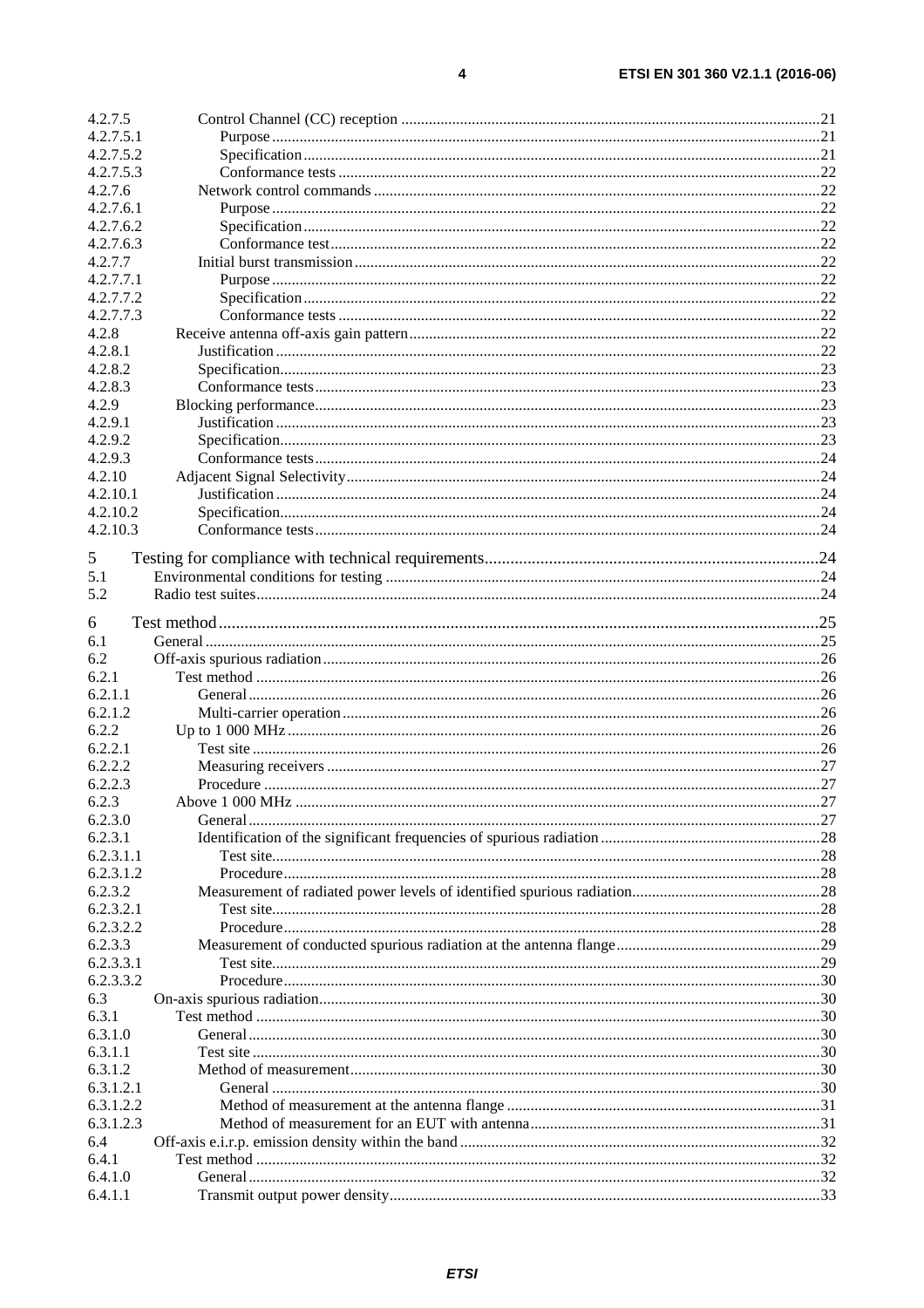4.2.7.5 Control Channel (CC) reception ..... 21
4.2.7.5.1 Purpose ..... 21
4.2.7.5.2 Specification ..... 21
4.2.7.5.3 Conformance tests ..... 22
4.2.7.6 Network control commands ..... 22
4.2.7.6.1 Purpose ..... 22
4.2.7.6.2 Specification ..... 22
4.2.7.6.3 Conformance test ..... 22
4.2.7.7 Initial burst transmission ..... 22
4.2.7.7.1 Purpose ..... 22
4.2.7.7.2 Specification ..... 22
4.2.7.7.3 Conformance tests ..... 22
4.2.8 Receive antenna off-axis gain pattern ..... 22
4.2.8.1 Justification ..... 22
4.2.8.2 Specification ..... 23
4.2.8.3 Conformance tests ..... 23
4.2.9 Blocking performance ..... 23
4.2.9.1 Justification ..... 23
4.2.9.2 Specification ..... 23
4.2.9.3 Conformance tests ..... 24
4.2.10 Adjacent Signal Selectivity ..... 24
4.2.10.1 Justification ..... 24
4.2.10.2 Specification ..... 24
4.2.10.3 Conformance tests ..... 24

5 Testing for compliance with technical requirements ..... 24
5.1 Environmental conditions for testing ..... 24
5.2 Radio test suites ..... 24

6 Test method ..... 25
6.1 General ..... 25
6.2 Off-axis spurious radiation ..... 26
6.2.1 Test method ..... 26
6.2.1.1 General ..... 26
6.2.1.2 Multi-carrier operation ..... 26
6.2.2 Up to 1 000 MHz ..... 26
6.2.2.1 Test site ..... 26
6.2.2.2 Measuring receivers ..... 27
6.2.2.3 Procedure ..... 27
6.2.3 Above 1 000 MHz ..... 27
6.2.3.0 General ..... 27
6.2.3.1 Identification of the significant frequencies of spurious radiation ..... 28
6.2.3.1.1 Test site ..... 28
6.2.3.1.2 Procedure ..... 28
6.2.3.2 Measurement of radiated power levels of identified spurious radiation ..... 28
6.2.3.2.1 Test site ..... 28
6.2.3.2.2 Procedure ..... 28
6.2.3.3 Measurement of conducted spurious radiation at the antenna flange ..... 29
6.2.3.3.1 Test site ..... 29
6.2.3.3.2 Procedure ..... 30
6.3 On-axis spurious radiation ..... 30
6.3.1 Test method ..... 30
6.3.1.0 General ..... 30
6.3.1.1 Test site ..... 30
6.3.1.2 Method of measurement ..... 30
6.3.1.2.1 General ..... 30
6.3.1.2.2 Method of measurement at the antenna flange ..... 31
6.3.1.2.3 Method of measurement for an EUT with antenna ..... 31
6.4 Off-axis e.i.r.p. emission density within the band ..... 32
6.4.1 Test method ..... 32
6.4.1.0 General ..... 32
6.4.1.1 Transmit output power density ..... 33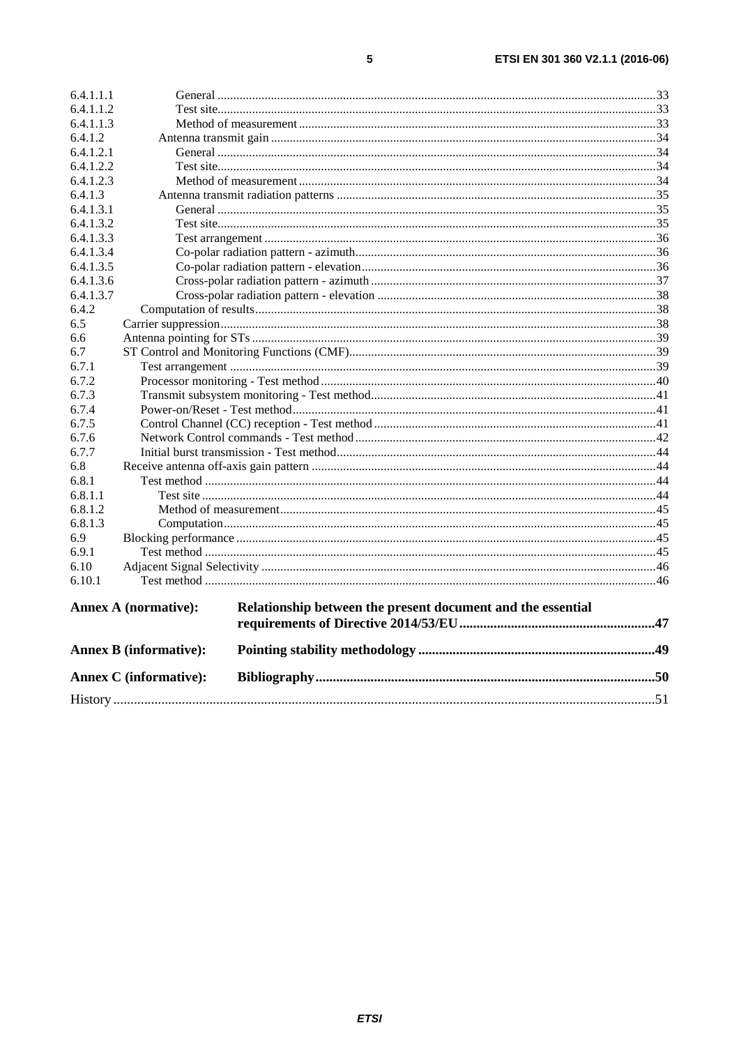6.4.1.1 General .......................................................................................................................................33
6.4.1.1.2 Test site......................................................................................................................................33
6.4.1.1.3 Method of measurement ..............................................................................................................33
6.4.1.2 Antenna transmit gain .......................................................................................................................34
6.4.1.2.1 General .......................................................................................................................................34
6.4.1.2.2 Test site......................................................................................................................................34
6.4.1.2.3 Method of measurement ..............................................................................................................34
6.4.1.3 Antenna transmit radiation patterns ....................................................................................................35
6.4.1.3.1 General .......................................................................................................................................35
6.4.1.3.2 Test site......................................................................................................................................35
6.4.1.3.3 Test arrangement ........................................................................................................................36
6.4.1.3.4 Co-polar radiation pattern - azimuth.............................................................................................36
6.4.1.3.5 Co-polar radiation pattern - elevation...........................................................................................36
6.4.1.3.6 Cross-polar radiation pattern - azimuth ........................................................................................37
6.4.1.3.7 Cross-polar radiation pattern - elevation .......................................................................................38
6.4.2 Computation of results.............................................................................................................................38
6.5 Carrier suppression........................................................................................................................................38
6.6 Antenna pointing for STs ...............................................................................................................................39
6.7 ST Control and Monitoring Functions (CMF)................................................................................................39
6.7.1 Test arrangement .....................................................................................................................................39
6.7.2 Processor monitoring - Test method..........................................................................................................40
6.7.3 Transmit subsystem monitoring - Test method..........................................................................................41
6.7.4 Power-on/Reset - Test method..................................................................................................................41
6.7.5 Control Channel (CC) reception - Test method .........................................................................................41
6.7.6 Network Control commands - Test method...............................................................................................42
6.7.7 Initial burst transmission - Test method.....................................................................................................44
6.8 Receive antenna off-axis gain pattern .............................................................................................................44
6.8.1 Test method ............................................................................................................................................44
6.8.1.1 Test site .............................................................................................................................................44
6.8.1.2 Method of measurement......................................................................................................................45
6.8.1.3 Computation.......................................................................................................................................45
6.9 Blocking performance ....................................................................................................................................45
6.9.1 Test method ............................................................................................................................................45
6.10 Adjacent Signal Selectivity ............................................................................................................................46
6.10.1 Test method ............................................................................................................................................46

**Annex A (normative): Relationship between the present document and the essential requirements of Directive 2014/53/EU.........................................................47**

**Annex B (informative): Pointing stability methodology ...................................................................49**

**Annex C (informative): Bibliography.................................................................................................50**

History ..............................................................................................................................................................51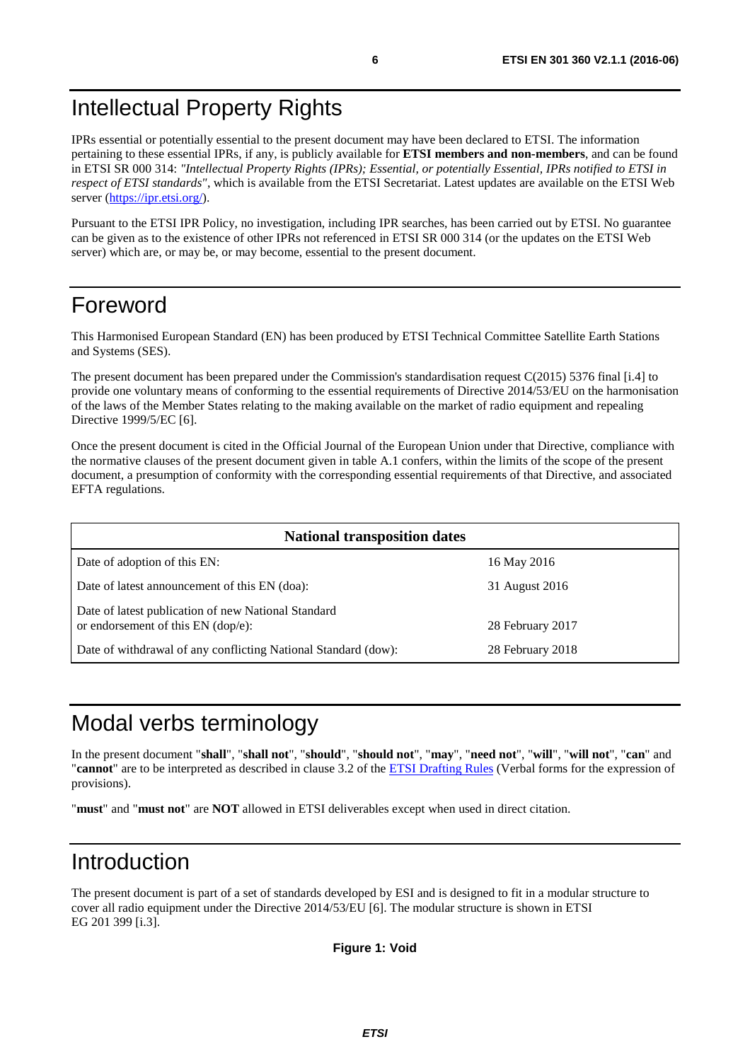# Intellectual Property Rights

IPRs essential or potentially essential to the present document may have been declared to ETSI. The information pertaining to these essential IPRs, if any, is publicly available for **ETSI members and non-members**, and can be found in ETSI SR 000 314: *"Intellectual Property Rights (IPRs); Essential, or potentially Essential, IPRs notified to ETSI in respect of ETSI standards"*, which is available from the ETSI Secretariat. Latest updates are available on the ETSI Web server (https://ipr.etsi.org/).

Pursuant to the ETSI IPR Policy, no investigation, including IPR searches, has been carried out by ETSI. No guarantee can be given as to the existence of other IPRs not referenced in ETSI SR 000 314 (or the updates on the ETSI Web server) which are, or may be, or may become, essential to the present document.

# Foreword

This Harmonised European Standard (EN) has been produced by ETSI Technical Committee Satellite Earth Stations and Systems (SES).

The present document has been prepared under the Commission's standardisation request C(2015) 5376 final [i.4] to provide one voluntary means of conforming to the essential requirements of Directive 2014/53/EU on the harmonisation of the laws of the Member States relating to the making available on the market of radio equipment and repealing Directive 1999/5/EC [6].

Once the present document is cited in the Official Journal of the European Union under that Directive, compliance with the normative clauses of the present document given in table A.1 confers, within the limits of the scope of the present document, a presumption of conformity with the corresponding essential requirements of that Directive, and associated EFTA regulations.

| National transposition dates | |
|---|---|
| Date of adoption of this EN: | 16 May 2016 |
| Date of latest announcement of this EN (doa): | 31 August 2016 |
| Date of latest publication of new National Standard or endorsement of this EN (dop/e): | 28 February 2017 |
| Date of withdrawal of any conflicting National Standard (dow): | 28 February 2018 |

# Modal verbs terminology

In the present document "**shall**", "**shall not**", "**should**", "**should not**", "**may**", "**need not**", "**will**", "**will not**", "**can**" and "**cannot**" are to be interpreted as described in clause 3.2 of the ETSI Drafting Rules (Verbal forms for the expression of provisions).

"**must**" and "**must not**" are **NOT** allowed in ETSI deliverables except when used in direct citation.

# Introduction

The present document is part of a set of standards developed by ESI and is designed to fit in a modular structure to cover all radio equipment under the Directive 2014/53/EU [6]. The modular structure is shown in ETSI EG 201 399 [i.3].

**Figure 1: Void**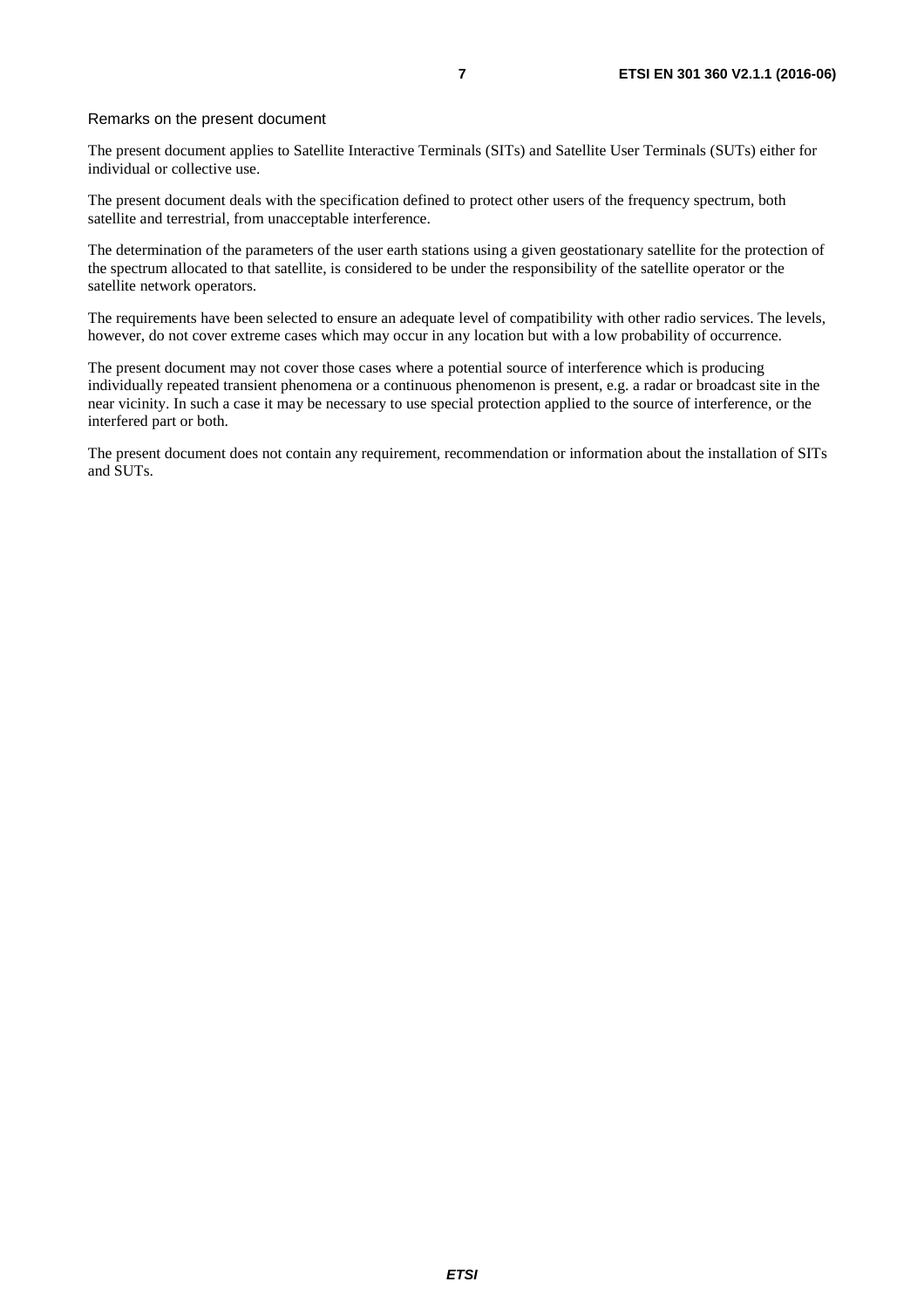Remarks on the present document

The present document applies to Satellite Interactive Terminals (SITs) and Satellite User Terminals (SUTs) either for individual or collective use.

The present document deals with the specification defined to protect other users of the frequency spectrum, both satellite and terrestrial, from unacceptable interference.

The determination of the parameters of the user earth stations using a given geostationary satellite for the protection of the spectrum allocated to that satellite, is considered to be under the responsibility of the satellite operator or the satellite network operators.

The requirements have been selected to ensure an adequate level of compatibility with other radio services. The levels, however, do not cover extreme cases which may occur in any location but with a low probability of occurrence.

The present document may not cover those cases where a potential source of interference which is producing individually repeated transient phenomena or a continuous phenomenon is present, e.g. a radar or broadcast site in the near vicinity. In such a case it may be necessary to use special protection applied to the source of interference, or the interfered part or both.

The present document does not contain any requirement, recommendation or information about the installation of SITs and SUTs.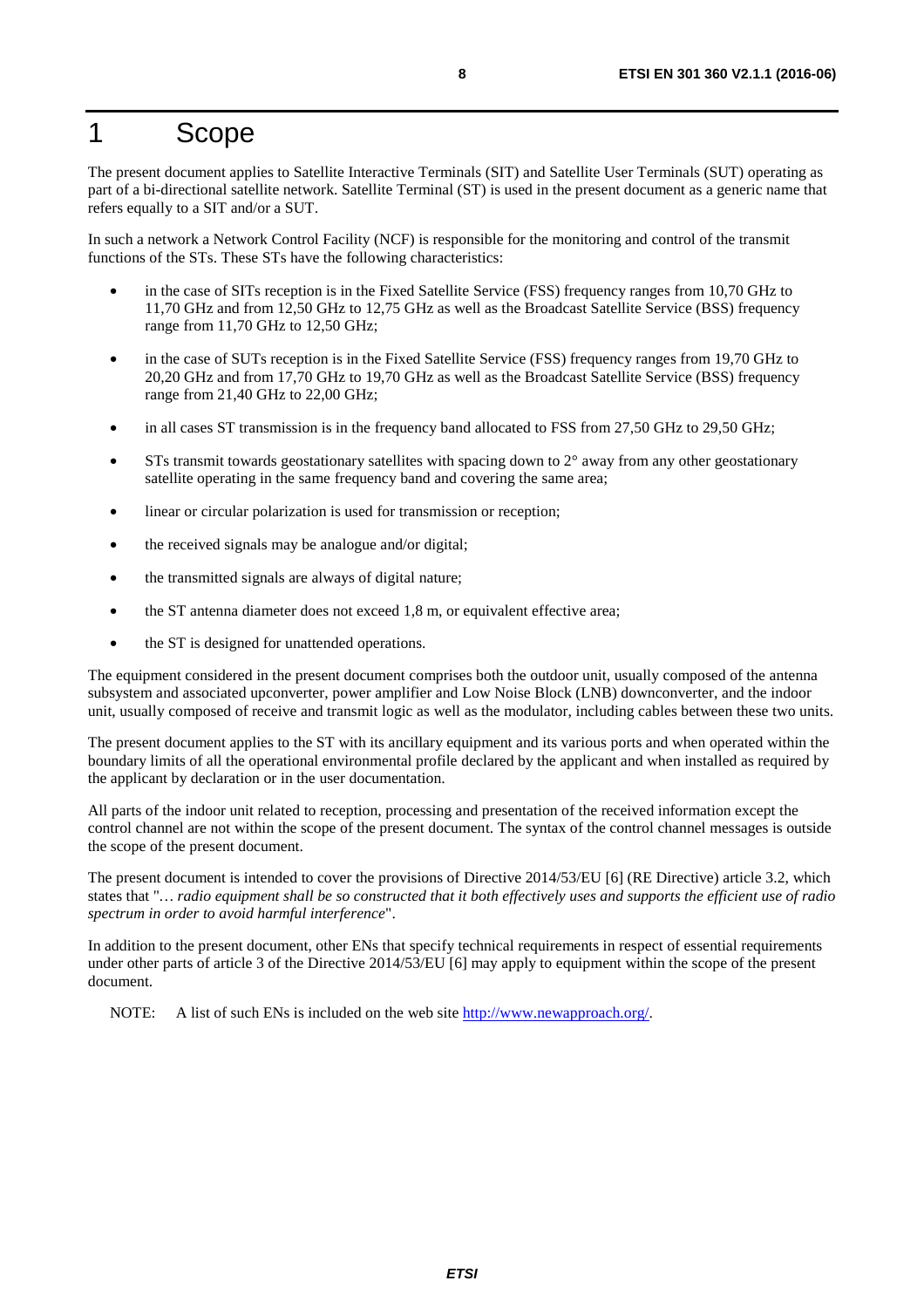# 1 Scope

The present document applies to Satellite Interactive Terminals (SIT) and Satellite User Terminals (SUT) operating as part of a bi-directional satellite network. Satellite Terminal (ST) is used in the present document as a generic name that refers equally to a SIT and/or a SUT.

In such a network a Network Control Facility (NCF) is responsible for the monitoring and control of the transmit functions of the STs. These STs have the following characteristics:

- in the case of SITs reception is in the Fixed Satellite Service (FSS) frequency ranges from 10,70 GHz to 11,70 GHz and from 12,50 GHz to 12,75 GHz as well as the Broadcast Satellite Service (BSS) frequency range from 11,70 GHz to 12,50 GHz;
- in the case of SUTs reception is in the Fixed Satellite Service (FSS) frequency ranges from 19,70 GHz to 20,20 GHz and from 17,70 GHz to 19,70 GHz as well as the Broadcast Satellite Service (BSS) frequency range from 21,40 GHz to 22,00 GHz;
- in all cases ST transmission is in the frequency band allocated to FSS from 27,50 GHz to 29,50 GHz;
- STs transmit towards geostationary satellites with spacing down to 2° away from any other geostationary satellite operating in the same frequency band and covering the same area;
- linear or circular polarization is used for transmission or reception;
- the received signals may be analogue and/or digital;
- the transmitted signals are always of digital nature;
- the ST antenna diameter does not exceed 1,8 m, or equivalent effective area;
- the ST is designed for unattended operations.

The equipment considered in the present document comprises both the outdoor unit, usually composed of the antenna subsystem and associated upconverter, power amplifier and Low Noise Block (LNB) downconverter, and the indoor unit, usually composed of receive and transmit logic as well as the modulator, including cables between these two units.

The present document applies to the ST with its ancillary equipment and its various ports and when operated within the boundary limits of all the operational environmental profile declared by the applicant and when installed as required by the applicant by declaration or in the user documentation.

All parts of the indoor unit related to reception, processing and presentation of the received information except the control channel are not within the scope of the present document. The syntax of the control channel messages is outside the scope of the present document.

The present document is intended to cover the provisions of Directive 2014/53/EU [6] (RE Directive) article 3.2, which states that "*… radio equipment shall be so constructed that it both effectively uses and supports the efficient use of radio spectrum in order to avoid harmful interference*".

In addition to the present document, other ENs that specify technical requirements in respect of essential requirements under other parts of article 3 of the Directive 2014/53/EU [6] may apply to equipment within the scope of the present document.

NOTE: A list of such ENs is included on the web site http://www.newapproach.org/.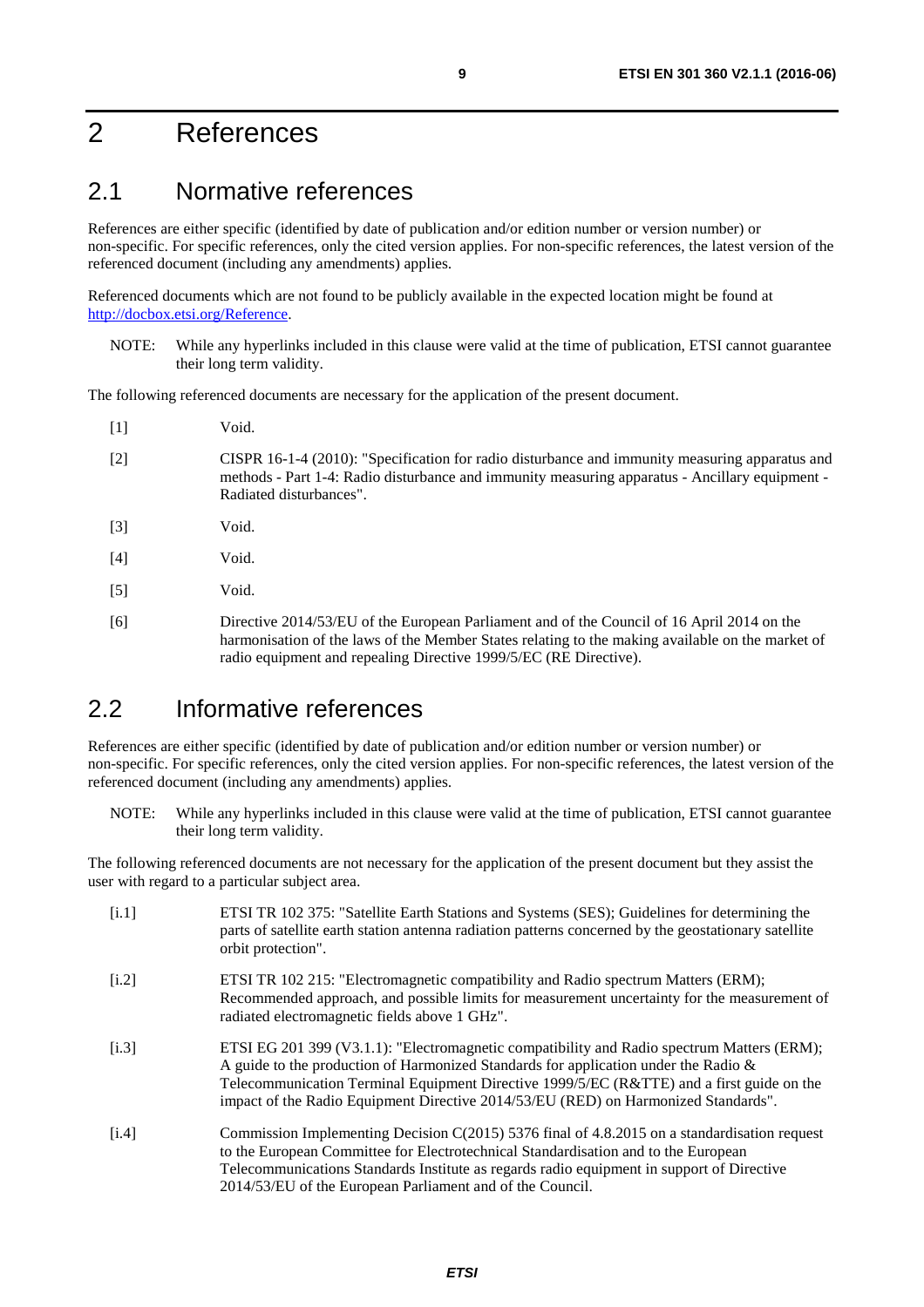# 2 References

## 2.1 Normative references

References are either specific (identified by date of publication and/or edition number or version number) or non-specific. For specific references, only the cited version applies. For non-specific references, the latest version of the referenced document (including any amendments) applies.

Referenced documents which are not found to be publicly available in the expected location might be found at http://docbox.etsi.org/Reference.

NOTE: While any hyperlinks included in this clause were valid at the time of publication, ETSI cannot guarantee their long term validity.

The following referenced documents are necessary for the application of the present document.

[1] Void.

[2] CISPR 16-1-4 (2010): "Specification for radio disturbance and immunity measuring apparatus and methods - Part 1-4: Radio disturbance and immunity measuring apparatus - Ancillary equipment - Radiated disturbances".

[3] Void.

[4] Void.

[5] Void.

[6] Directive 2014/53/EU of the European Parliament and of the Council of 16 April 2014 on the harmonisation of the laws of the Member States relating to the making available on the market of radio equipment and repealing Directive 1999/5/EC (RE Directive).

## 2.2 Informative references

References are either specific (identified by date of publication and/or edition number or version number) or non-specific. For specific references, only the cited version applies. For non-specific references, the latest version of the referenced document (including any amendments) applies.

NOTE: While any hyperlinks included in this clause were valid at the time of publication, ETSI cannot guarantee their long term validity.

The following referenced documents are not necessary for the application of the present document but they assist the user with regard to a particular subject area.

[i.1] ETSI TR 102 375: "Satellite Earth Stations and Systems (SES); Guidelines for determining the parts of satellite earth station antenna radiation patterns concerned by the geostationary satellite orbit protection".

[i.2] ETSI TR 102 215: "Electromagnetic compatibility and Radio spectrum Matters (ERM); Recommended approach, and possible limits for measurement uncertainty for the measurement of radiated electromagnetic fields above 1 GHz".

[i.3] ETSI EG 201 399 (V3.1.1): "Electromagnetic compatibility and Radio spectrum Matters (ERM); A guide to the production of Harmonized Standards for application under the Radio & Telecommunication Terminal Equipment Directive 1999/5/EC (R&TTE) and a first guide on the impact of the Radio Equipment Directive 2014/53/EU (RED) on Harmonized Standards".

[i.4] Commission Implementing Decision C(2015) 5376 final of 4.8.2015 on a standardisation request to the European Committee for Electrotechnical Standardisation and to the European Telecommunications Standards Institute as regards radio equipment in support of Directive 2014/53/EU of the European Parliament and of the Council.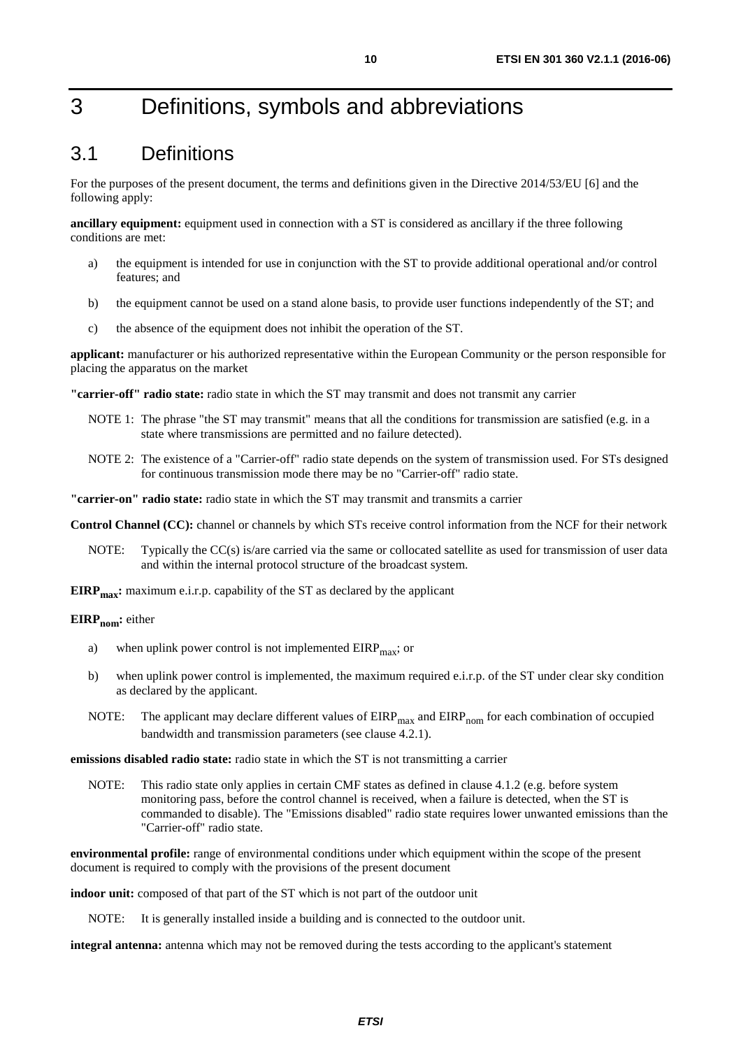# 3 Definitions, symbols and abbreviations

## 3.1 Definitions

For the purposes of the present document, the terms and definitions given in the Directive 2014/53/EU [6] and the following apply:

**ancillary equipment:** equipment used in connection with a ST is considered as ancillary if the three following conditions are met:

a) the equipment is intended for use in conjunction with the ST to provide additional operational and/or control features; and

b) the equipment cannot be used on a stand alone basis, to provide user functions independently of the ST; and

c) the absence of the equipment does not inhibit the operation of the ST.

**applicant:** manufacturer or his authorized representative within the European Community or the person responsible for placing the apparatus on the market

**"carrier-off" radio state:** radio state in which the ST may transmit and does not transmit any carrier

NOTE 1: The phrase "the ST may transmit" means that all the conditions for transmission are satisfied (e.g. in a state where transmissions are permitted and no failure detected).

NOTE 2: The existence of a "Carrier-off" radio state depends on the system of transmission used. For STs designed for continuous transmission mode there may be no "Carrier-off" radio state.

**"carrier-on" radio state:** radio state in which the ST may transmit and transmits a carrier

**Control Channel (CC):** channel or channels by which STs receive control information from the NCF for their network

NOTE: Typically the CC(s) is/are carried via the same or collocated satellite as used for transmission of user data and within the internal protocol structure of the broadcast system.

**$EIRP_{max}$:** maximum e.i.r.p. capability of the ST as declared by the applicant

**$EIRP_{nom}$:** either

a) when uplink power control is not implemented $EIRP_{max}$; or

b) when uplink power control is implemented, the maximum required e.i.r.p. of the ST under clear sky condition as declared by the applicant.

NOTE: The applicant may declare different values of $EIRP_{max}$ and $EIRP_{nom}$ for each combination of occupied bandwidth and transmission parameters (see clause 4.2.1).

**emissions disabled radio state:** radio state in which the ST is not transmitting a carrier

NOTE: This radio state only applies in certain CMF states as defined in clause 4.1.2 (e.g. before system monitoring pass, before the control channel is received, when a failure is detected, when the ST is commanded to disable). The "Emissions disabled" radio state requires lower unwanted emissions than the "Carrier-off" radio state.

**environmental profile:** range of environmental conditions under which equipment within the scope of the present document is required to comply with the provisions of the present document

**indoor unit:** composed of that part of the ST which is not part of the outdoor unit

NOTE: It is generally installed inside a building and is connected to the outdoor unit.

**integral antenna:** antenna which may not be removed during the tests according to the applicant's statement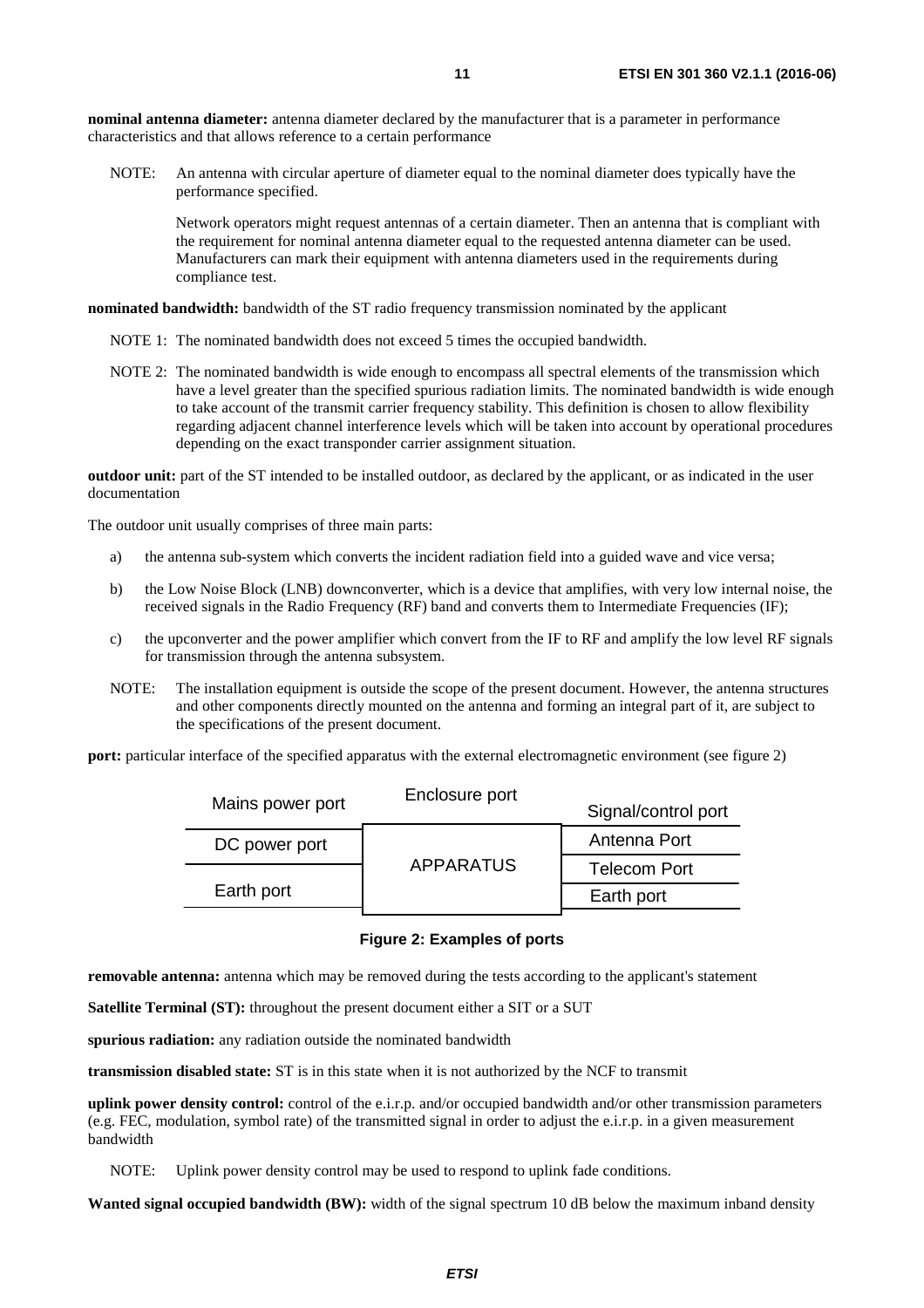**nominal antenna diameter:** antenna diameter declared by the manufacturer that is a parameter in performance characteristics and that allows reference to a certain performance

NOTE: An antenna with circular aperture of diameter equal to the nominal diameter does typically have the performance specified.

Network operators might request antennas of a certain diameter. Then an antenna that is compliant with the requirement for nominal antenna diameter equal to the requested antenna diameter can be used. Manufacturers can mark their equipment with antenna diameters used in the requirements during compliance test.

**nominated bandwidth:** bandwidth of the ST radio frequency transmission nominated by the applicant

NOTE 1: The nominated bandwidth does not exceed 5 times the occupied bandwidth.

NOTE 2: The nominated bandwidth is wide enough to encompass all spectral elements of the transmission which have a level greater than the specified spurious radiation limits. The nominated bandwidth is wide enough to take account of the transmit carrier frequency stability. This definition is chosen to allow flexibility regarding adjacent channel interference levels which will be taken into account by operational procedures depending on the exact transponder carrier assignment situation.

**outdoor unit:** part of the ST intended to be installed outdoor, as declared by the applicant, or as indicated in the user documentation

The outdoor unit usually comprises of three main parts:

a) the antenna sub-system which converts the incident radiation field into a guided wave and vice versa;

b) the Low Noise Block (LNB) downconverter, which is a device that amplifies, with very low internal noise, the received signals in the Radio Frequency (RF) band and converts them to Intermediate Frequencies (IF);

c) the upconverter and the power amplifier which convert from the IF to RF and amplify the low level RF signals for transmission through the antenna subsystem.

NOTE: The installation equipment is outside the scope of the present document. However, the antenna structures and other components directly mounted on the antenna and forming an integral part of it, are subject to the specifications of the present document.

**port:** particular interface of the specified apparatus with the external electromagnetic environment (see figure 2)

| Mains power port | Enclosure port | Signal/control port |
| --- | --- | --- |
| DC power port | APPARATUS | Antenna Port |
| | | Telecom Port |
| Earth port | | Earth port |

**Figure 2: Examples of ports**

**removable antenna:** antenna which may be removed during the tests according to the applicant's statement

**Satellite Terminal (ST):** throughout the present document either a SIT or a SUT

**spurious radiation:** any radiation outside the nominated bandwidth

**transmission disabled state:** ST is in this state when it is not authorized by the NCF to transmit

**uplink power density control:** control of the e.i.r.p. and/or occupied bandwidth and/or other transmission parameters (e.g. FEC, modulation, symbol rate) of the transmitted signal in order to adjust the e.i.r.p. in a given measurement bandwidth

NOTE: Uplink power density control may be used to respond to uplink fade conditions.

**Wanted signal occupied bandwidth (BW):** width of the signal spectrum 10 dB below the maximum inband density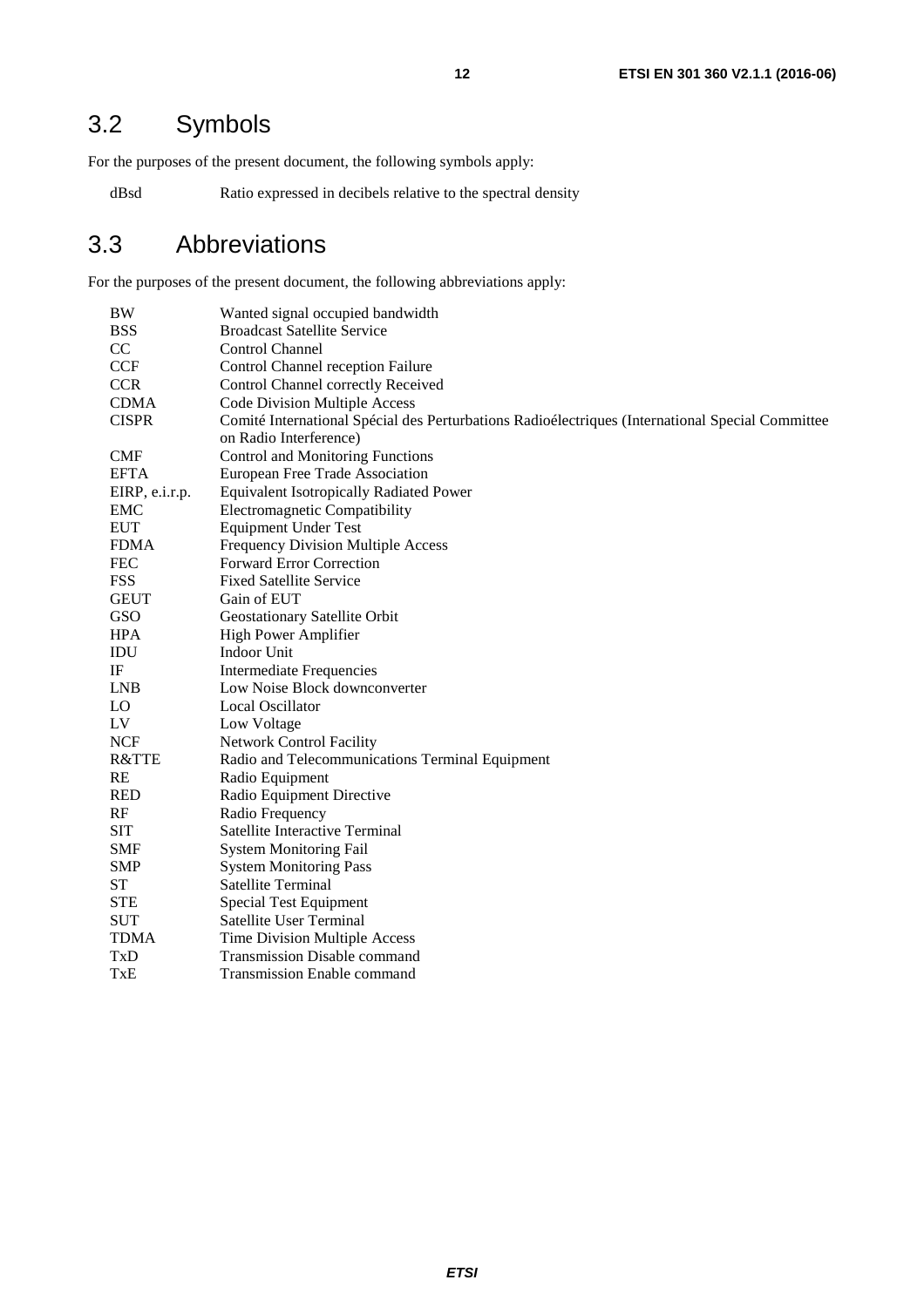## 3.2 Symbols

For the purposes of the present document, the following symbols apply:

| | |
|---|---|
| dBsd | Ratio expressed in decibels relative to the spectral density |

## 3.3 Abbreviations

For the purposes of the present document, the following abbreviations apply:

| | |
|---|---|
| BW | Wanted signal occupied bandwidth |
| BSS | Broadcast Satellite Service |
| CC | Control Channel |
| CCF | Control Channel reception Failure |
| CCR | Control Channel correctly Received |
| CDMA | Code Division Multiple Access |
| CISPR | Comité International Spécial des Perturbations Radioélectriques (International Special Committee on Radio Interference) |
| CMF | Control and Monitoring Functions |
| EFTA | European Free Trade Association |
| EIRP, e.i.r.p. | Equivalent Isotropically Radiated Power |
| EMC | Electromagnetic Compatibility |
| EUT | Equipment Under Test |
| FDMA | Frequency Division Multiple Access |
| FEC | Forward Error Correction |
| FSS | Fixed Satellite Service |
| GEUT | Gain of EUT |
| GSO | Geostationary Satellite Orbit |
| HPA | High Power Amplifier |
| IDU | Indoor Unit |
| IF | Intermediate Frequencies |
| LNB | Low Noise Block downconverter |
| LO | Local Oscillator |
| LV | Low Voltage |
| NCF | Network Control Facility |
| R&TTE | Radio and Telecommunications Terminal Equipment |
| RE | Radio Equipment |
| RED | Radio Equipment Directive |
| RF | Radio Frequency |
| SIT | Satellite Interactive Terminal |
| SMF | System Monitoring Fail |
| SMP | System Monitoring Pass |
| ST | Satellite Terminal |
| STE | Special Test Equipment |
| SUT | Satellite User Terminal |
| TDMA | Time Division Multiple Access |
| TxD | Transmission Disable command |
| TxE | Transmission Enable command |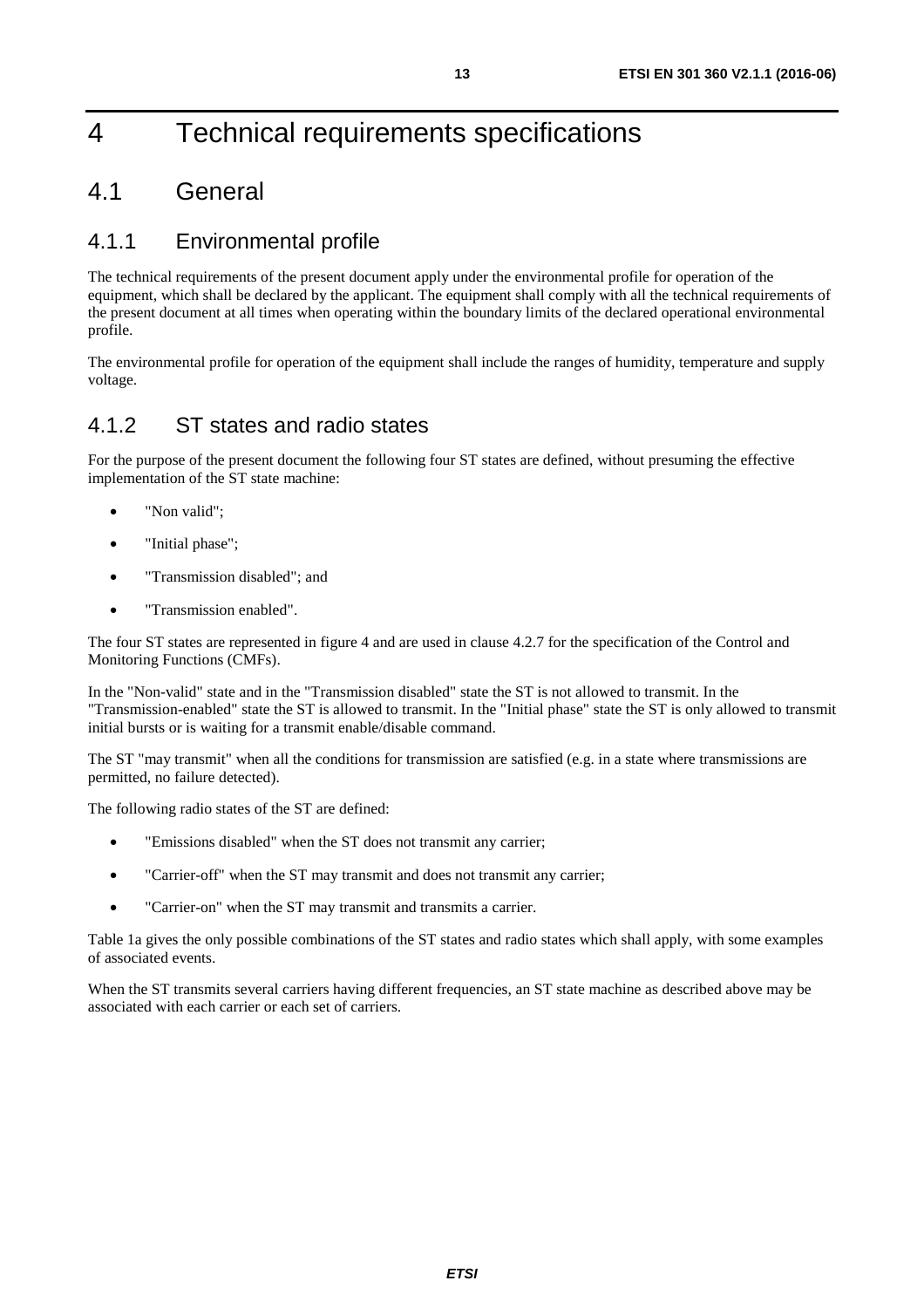# 4 Technical requirements specifications

## 4.1 General

### 4.1.1 Environmental profile

The technical requirements of the present document apply under the environmental profile for operation of the equipment, which shall be declared by the applicant. The equipment shall comply with all the technical requirements of the present document at all times when operating within the boundary limits of the declared operational environmental profile.

The environmental profile for operation of the equipment shall include the ranges of humidity, temperature and supply voltage.

### 4.1.2 ST states and radio states

For the purpose of the present document the following four ST states are defined, without presuming the effective implementation of the ST state machine:

- "Non valid";
- "Initial phase";
- "Transmission disabled"; and
- "Transmission enabled".

The four ST states are represented in figure 4 and are used in clause 4.2.7 for the specification of the Control and Monitoring Functions (CMFs).

In the "Non-valid" state and in the "Transmission disabled" state the ST is not allowed to transmit. In the "Transmission-enabled" state the ST is allowed to transmit. In the "Initial phase" state the ST is only allowed to transmit initial bursts or is waiting for a transmit enable/disable command.

The ST "may transmit" when all the conditions for transmission are satisfied (e.g. in a state where transmissions are permitted, no failure detected).

The following radio states of the ST are defined:

- "Emissions disabled" when the ST does not transmit any carrier;
- "Carrier-off" when the ST may transmit and does not transmit any carrier;
- "Carrier-on" when the ST may transmit and transmits a carrier.

Table 1a gives the only possible combinations of the ST states and radio states which shall apply, with some examples of associated events.

When the ST transmits several carriers having different frequencies, an ST state machine as described above may be associated with each carrier or each set of carriers.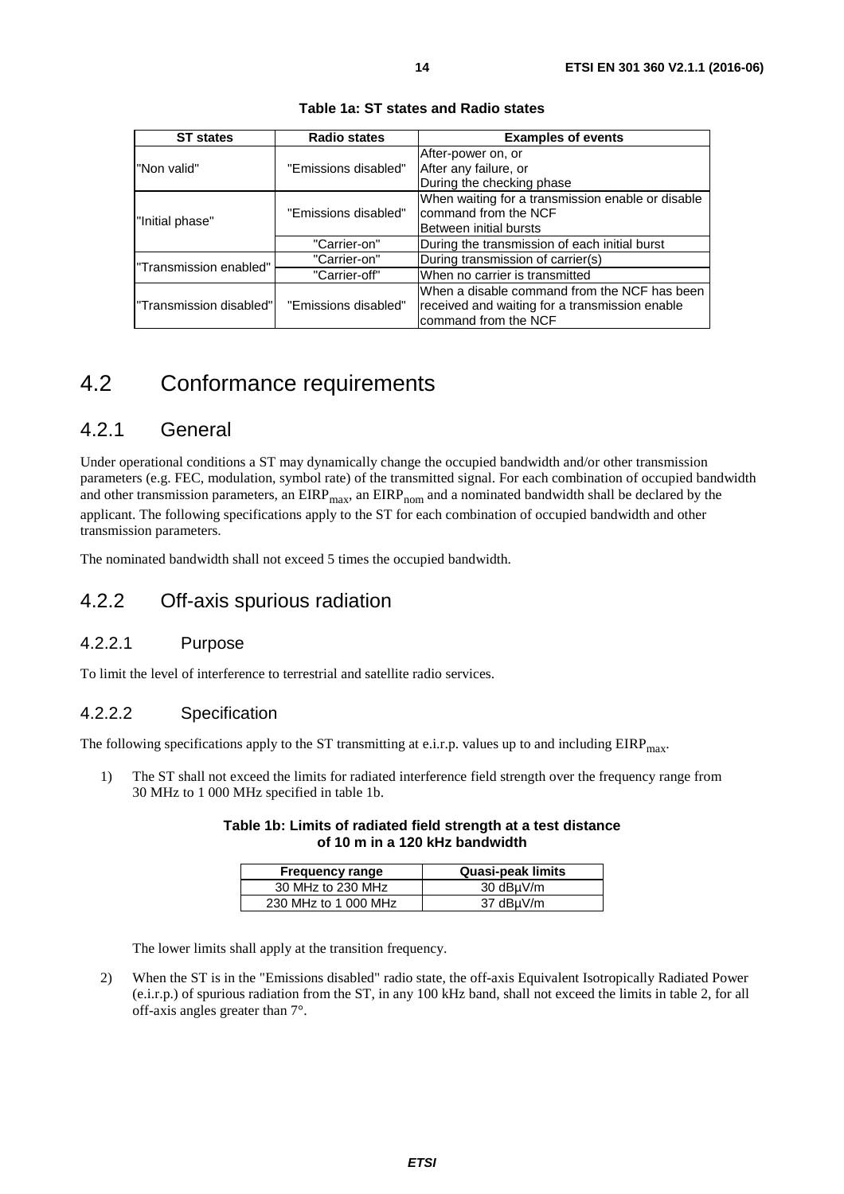**Table 1a: ST states and Radio states**

| ST states | Radio states | Examples of events |
|---|---|---|
| "Non valid" | "Emissions disabled" | After-power on, or<br>After any failure, or<br>During the checking phase |
| "Initial phase" | "Emissions disabled" | When waiting for a transmission enable or disable command from the NCF<br>Between initial bursts |
| | "Carrier-on" | During the transmission of each initial burst |
| "Transmission enabled" | "Carrier-on" | During transmission of carrier(s) |
| | "Carrier-off" | When no carrier is transmitted |
| "Transmission disabled" | "Emissions disabled" | When a disable command from the NCF has been received and waiting for a transmission enable command from the NCF |

# 4.2 Conformance requirements

## 4.2.1 General

Under operational conditions a ST may dynamically change the occupied bandwidth and/or other transmission parameters (e.g. FEC, modulation, symbol rate) of the transmitted signal. For each combination of occupied bandwidth and other transmission parameters, an $EIRP_{max}$, an $EIRP_{nom}$ and a nominated bandwidth shall be declared by the applicant. The following specifications apply to the ST for each combination of occupied bandwidth and other transmission parameters.

The nominated bandwidth shall not exceed 5 times the occupied bandwidth.

## 4.2.2 Off-axis spurious radiation

### 4.2.2.1 Purpose

To limit the level of interference to terrestrial and satellite radio services.

### 4.2.2.2 Specification

The following specifications apply to the ST transmitting at e.i.r.p. values up to and including $EIRP_{max}$.

1) The ST shall not exceed the limits for radiated interference field strength over the frequency range from 30 MHz to 1 000 MHz specified in table 1b.

**Table 1b: Limits of radiated field strength at a test distance of 10 m in a 120 kHz bandwidth**

| Frequency range | Quasi-peak limits |
|---|---|
| 30 MHz to 230 MHz | 30 dBµV/m |
| 230 MHz to 1 000 MHz | 37 dBµV/m |

The lower limits shall apply at the transition frequency.

2) When the ST is in the "Emissions disabled" radio state, the off-axis Equivalent Isotropically Radiated Power (e.i.r.p.) of spurious radiation from the ST, in any 100 kHz band, shall not exceed the limits in table 2, for all off-axis angles greater than 7°.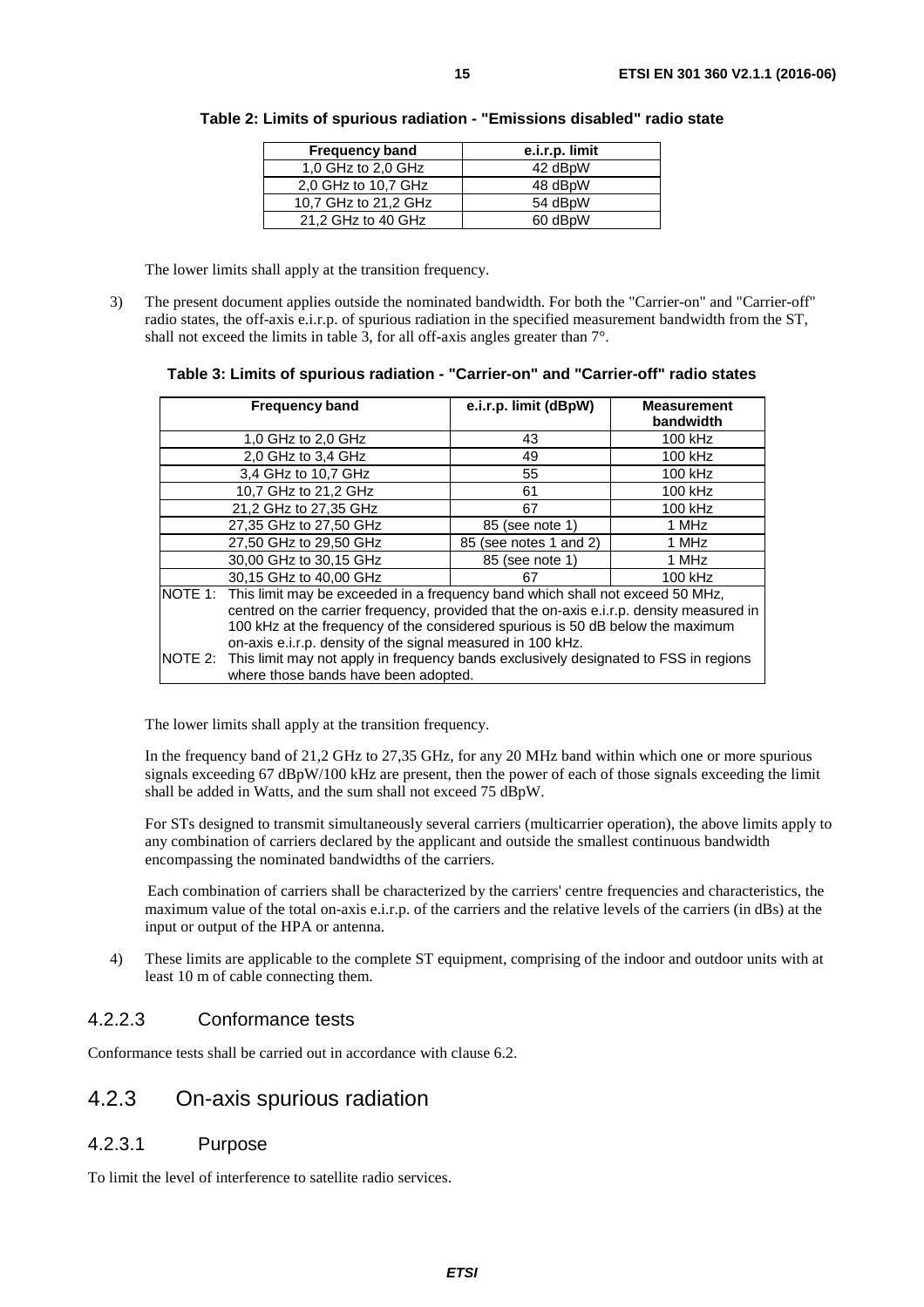**Table 2: Limits of spurious radiation - "Emissions disabled" radio state**

| Frequency band | e.i.r.p. limit |
|---|---|
| 1,0 GHz to 2,0 GHz | 42 dBpW |
| 2,0 GHz to 10,7 GHz | 48 dBpW |
| 10,7 GHz to 21,2 GHz | 54 dBpW |
| 21,2 GHz to 40 GHz | 60 dBpW |

The lower limits shall apply at the transition frequency.

3) The present document applies outside the nominated bandwidth. For both the "Carrier-on" and "Carrier-off" radio states, the off-axis e.i.r.p. of spurious radiation in the specified measurement bandwidth from the ST, shall not exceed the limits in table 3, for all off-axis angles greater than 7°.

**Table 3: Limits of spurious radiation - "Carrier-on" and "Carrier-off" radio states**

| Frequency band | e.i.r.p. limit (dBpW) | Measurement bandwidth |
|---|---|---|
| 1,0 GHz to 2,0 GHz | 43 | 100 kHz |
| 2,0 GHz to 3,4 GHz | 49 | 100 kHz |
| 3,4 GHz to 10,7 GHz | 55 | 100 kHz |
| 10,7 GHz to 21,2 GHz | 61 | 100 kHz |
| 21,2 GHz to 27,35 GHz | 67 | 100 kHz |
| 27,35 GHz to 27,50 GHz | 85 (see note 1) | 1 MHz |
| 27,50 GHz to 29,50 GHz | 85 (see notes 1 and 2) | 1 MHz |
| 30,00 GHz to 30,15 GHz | 85 (see note 1) | 1 MHz |
| 30,15 GHz to 40,00 GHz | 67 | 100 kHz |
| NOTE 1: This limit may be exceeded in a frequency band which shall not exceed 50 MHz, centred on the carrier frequency, provided that the on-axis e.i.r.p. density measured in 100 kHz at the frequency of the considered spurious is 50 dB below the maximum on-axis e.i.r.p. density of the signal measured in 100 kHz. | | |
| NOTE 2: This limit may not apply in frequency bands exclusively designated to FSS in regions where those bands have been adopted. | | |

The lower limits shall apply at the transition frequency.

In the frequency band of 21,2 GHz to 27,35 GHz, for any 20 MHz band within which one or more spurious signals exceeding 67 dBpW/100 kHz are present, then the power of each of those signals exceeding the limit shall be added in Watts, and the sum shall not exceed 75 dBpW.

For STs designed to transmit simultaneously several carriers (multicarrier operation), the above limits apply to any combination of carriers declared by the applicant and outside the smallest continuous bandwidth encompassing the nominated bandwidths of the carriers.

Each combination of carriers shall be characterized by the carriers' centre frequencies and characteristics, the maximum value of the total on-axis e.i.r.p. of the carriers and the relative levels of the carriers (in dBs) at the input or output of the HPA or antenna.

4) These limits are applicable to the complete ST equipment, comprising of the indoor and outdoor units with at least 10 m of cable connecting them.

### 4.2.2.3 Conformance tests

Conformance tests shall be carried out in accordance with clause 6.2.

## 4.2.3 On-axis spurious radiation

### 4.2.3.1 Purpose

To limit the level of interference to satellite radio services.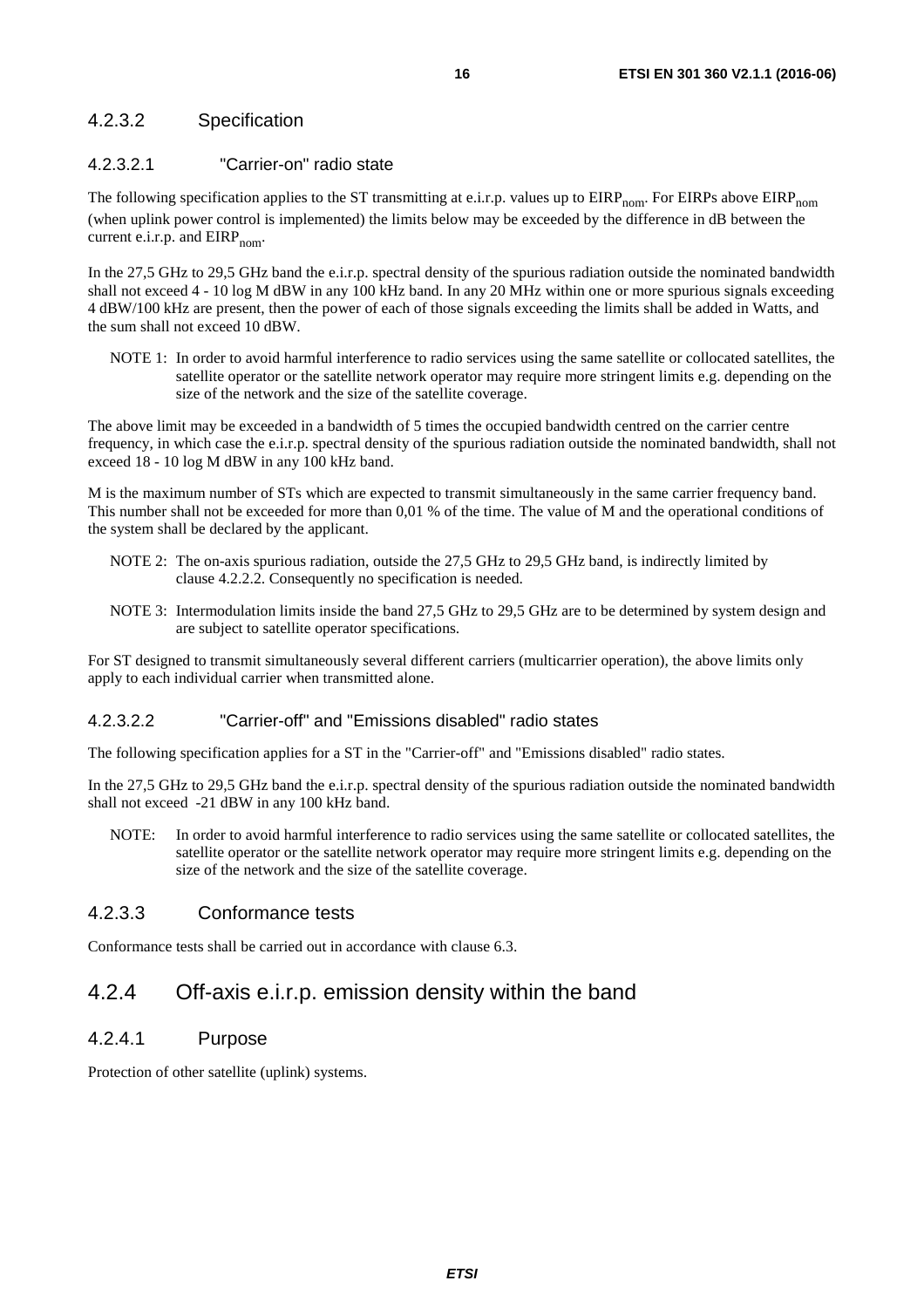#### 4.2.3.2 Specification

##### 4.2.3.2.1 "Carrier-on" radio state

The following specification applies to the ST transmitting at e.i.r.p. values up to $EIRP_{nom}$. For EIRPs above $EIRP_{nom}$ (when uplink power control is implemented) the limits below may be exceeded by the difference in dB between the current e.i.r.p. and $EIRP_{nom}$.

In the 27,5 GHz to 29,5 GHz band the e.i.r.p. spectral density of the spurious radiation outside the nominated bandwidth shall not exceed 4 - 10 log M dBW in any 100 kHz band. In any 20 MHz within one or more spurious signals exceeding 4 dBW/100 kHz are present, then the power of each of those signals exceeding the limits shall be added in Watts, and the sum shall not exceed 10 dBW.

NOTE 1: In order to avoid harmful interference to radio services using the same satellite or collocated satellites, the satellite operator or the satellite network operator may require more stringent limits e.g. depending on the size of the network and the size of the satellite coverage.

The above limit may be exceeded in a bandwidth of 5 times the occupied bandwidth centred on the carrier centre frequency, in which case the e.i.r.p. spectral density of the spurious radiation outside the nominated bandwidth, shall not exceed 18 - 10 log M dBW in any 100 kHz band.

M is the maximum number of STs which are expected to transmit simultaneously in the same carrier frequency band. This number shall not be exceeded for more than 0,01 % of the time. The value of M and the operational conditions of the system shall be declared by the applicant.

NOTE 2: The on-axis spurious radiation, outside the 27,5 GHz to 29,5 GHz band, is indirectly limited by clause 4.2.2.2. Consequently no specification is needed.

NOTE 3: Intermodulation limits inside the band 27,5 GHz to 29,5 GHz are to be determined by system design and are subject to satellite operator specifications.

For ST designed to transmit simultaneously several different carriers (multicarrier operation), the above limits only apply to each individual carrier when transmitted alone.

##### 4.2.3.2.2 "Carrier-off" and "Emissions disabled" radio states

The following specification applies for a ST in the "Carrier-off" and "Emissions disabled" radio states.

In the 27,5 GHz to 29,5 GHz band the e.i.r.p. spectral density of the spurious radiation outside the nominated bandwidth shall not exceed -21 dBW in any 100 kHz band.

NOTE: In order to avoid harmful interference to radio services using the same satellite or collocated satellites, the satellite operator or the satellite network operator may require more stringent limits e.g. depending on the size of the network and the size of the satellite coverage.

#### 4.2.3.3 Conformance tests

Conformance tests shall be carried out in accordance with clause 6.3.

### 4.2.4 Off-axis e.i.r.p. emission density within the band

#### 4.2.4.1 Purpose

Protection of other satellite (uplink) systems.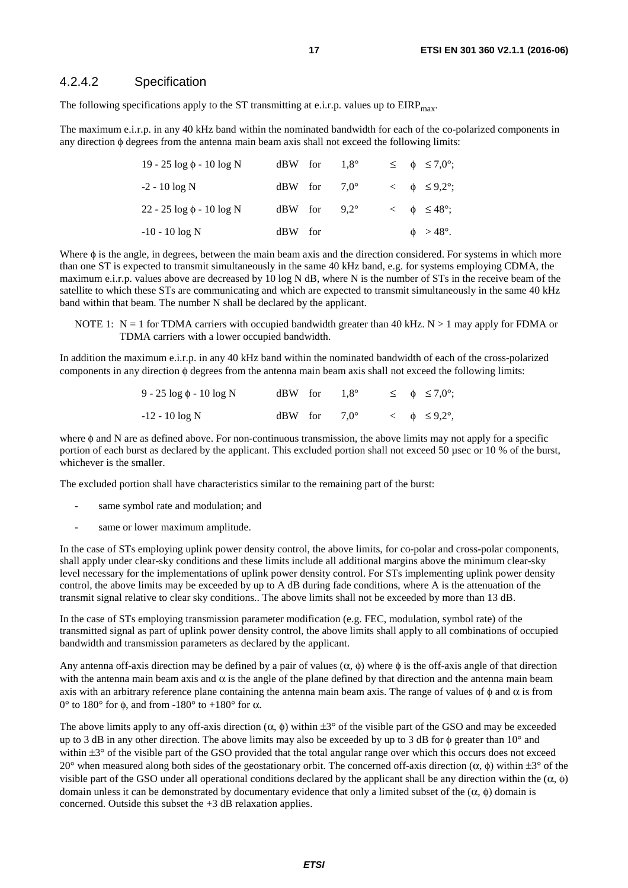### 4.2.4.2 Specification

The following specifications apply to the ST transmitting at e.i.r.p. values up to $EIRP_{max}$.

The maximum e.i.r.p. in any 40 kHz band within the nominated bandwidth for each of the co-polarized components in any direction $\phi$ degrees from the antenna main beam axis shall not exceed the following limits:

| | | | | |
|---|---|---|---|---|
| $19 - 25 \log \phi - 10 \log N$ | dBW for | 1,8° | $\leq$ | $\phi \leq 7{,}0°$; |
| $-2 - 10 \log N$ | dBW for | 7,0° | $<$ | $\phi \leq 9{,}2°$; |
| $22 - 25 \log \phi - 10 \log N$ | dBW for | 9,2° | $<$ | $\phi \leq 48°$; |
| $-10 - 10 \log N$ | dBW for | | | $\phi > 48°$. |

Where $\phi$ is the angle, in degrees, between the main beam axis and the direction considered. For systems in which more than one ST is expected to transmit simultaneously in the same 40 kHz band, e.g. for systems employing CDMA, the maximum e.i.r.p. values above are decreased by 10 log N dB, where N is the number of STs in the receive beam of the satellite to which these STs are communicating and which are expected to transmit simultaneously in the same 40 kHz band within that beam. The number N shall be declared by the applicant.

NOTE 1: N = 1 for TDMA carriers with occupied bandwidth greater than 40 kHz. N > 1 may apply for FDMA or TDMA carriers with a lower occupied bandwidth.

In addition the maximum e.i.r.p. in any 40 kHz band within the nominated bandwidth of each of the cross-polarized components in any direction $\phi$ degrees from the antenna main beam axis shall not exceed the following limits:

| | | | | |
|---|---|---|---|---|
| $9 - 25 \log \phi - 10 \log N$ | dBW for | 1,8° | $\leq$ | $\phi \leq 7{,}0°$; |
| $-12 - 10 \log N$ | dBW for | 7,0° | $<$ | $\phi \leq 9{,}2°$, |

where $\phi$ and N are as defined above. For non-continuous transmission, the above limits may not apply for a specific portion of each burst as declared by the applicant. This excluded portion shall not exceed 50 µsec or 10 % of the burst, whichever is the smaller.

The excluded portion shall have characteristics similar to the remaining part of the burst:

- same symbol rate and modulation; and
- same or lower maximum amplitude.

In the case of STs employing uplink power density control, the above limits, for co-polar and cross-polar components, shall apply under clear-sky conditions and these limits include all additional margins above the minimum clear-sky level necessary for the implementations of uplink power density control. For STs implementing uplink power density control, the above limits may be exceeded by up to A dB during fade conditions, where A is the attenuation of the transmit signal relative to clear sky conditions.. The above limits shall not be exceeded by more than 13 dB.

In the case of STs employing transmission parameter modification (e.g. FEC, modulation, symbol rate) of the transmitted signal as part of uplink power density control, the above limits shall apply to all combinations of occupied bandwidth and transmission parameters as declared by the applicant.

Any antenna off-axis direction may be defined by a pair of values ($\alpha$, $\phi$) where $\phi$ is the off-axis angle of that direction with the antenna main beam axis and $\alpha$ is the angle of the plane defined by that direction and the antenna main beam axis with an arbitrary reference plane containing the antenna main beam axis. The range of values of $\phi$ and $\alpha$ is from 0° to 180° for $\phi$, and from -180° to +180° for $\alpha$.

The above limits apply to any off-axis direction ($\alpha$, $\phi$) within ±3° of the visible part of the GSO and may be exceeded up to 3 dB in any other direction. The above limits may also be exceeded by up to 3 dB for $\phi$ greater than 10° and within ±3° of the visible part of the GSO provided that the total angular range over which this occurs does not exceed 20° when measured along both sides of the geostationary orbit. The concerned off-axis direction ($\alpha$, $\phi$) within ±3° of the visible part of the GSO under all operational conditions declared by the applicant shall be any direction within the ($\alpha$, $\phi$) domain unless it can be demonstrated by documentary evidence that only a limited subset of the ($\alpha$, $\phi$) domain is concerned. Outside this subset the +3 dB relaxation applies.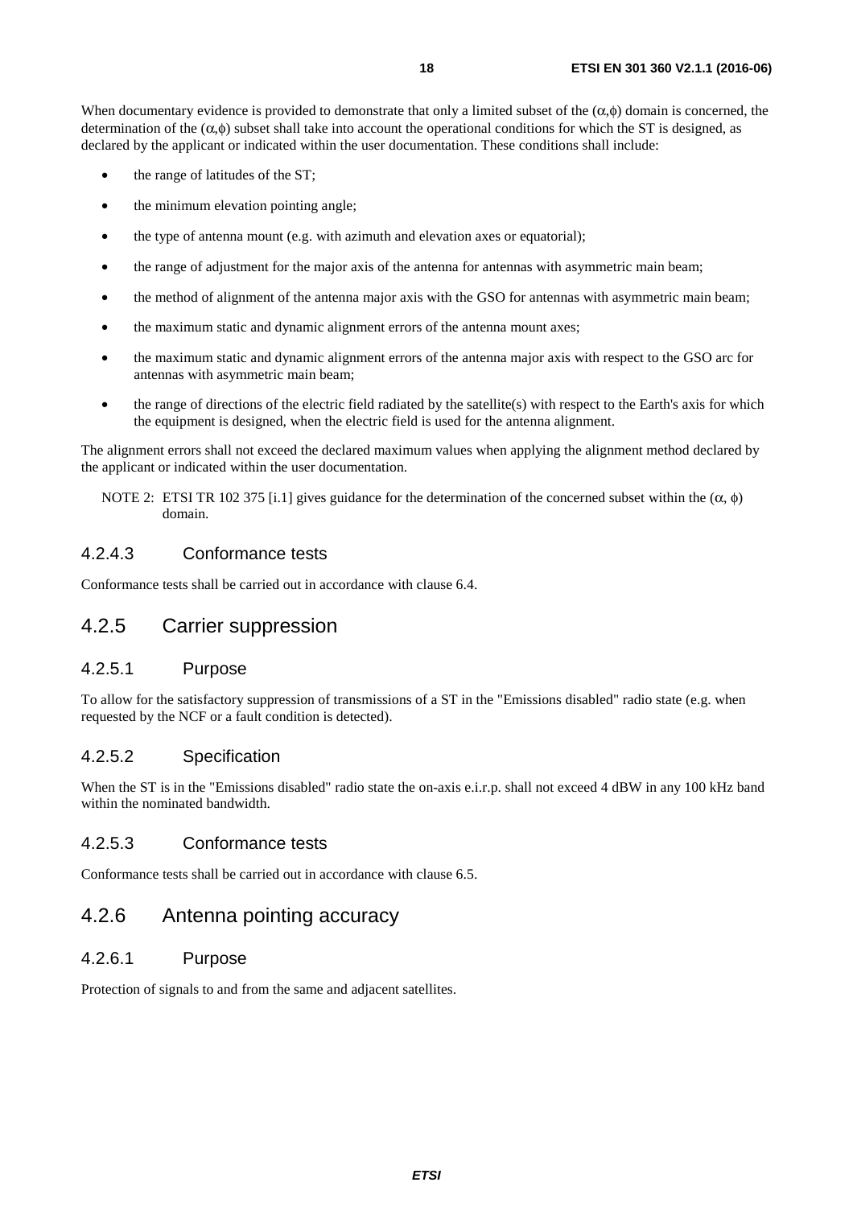When documentary evidence is provided to demonstrate that only a limited subset of the $(\alpha,\phi)$ domain is concerned, the determination of the $(\alpha,\phi)$ subset shall take into account the operational conditions for which the ST is designed, as declared by the applicant or indicated within the user documentation. These conditions shall include:

- the range of latitudes of the ST;
- the minimum elevation pointing angle;
- the type of antenna mount (e.g. with azimuth and elevation axes or equatorial);
- the range of adjustment for the major axis of the antenna for antennas with asymmetric main beam;
- the method of alignment of the antenna major axis with the GSO for antennas with asymmetric main beam;
- the maximum static and dynamic alignment errors of the antenna mount axes;
- the maximum static and dynamic alignment errors of the antenna major axis with respect to the GSO arc for antennas with asymmetric main beam;
- the range of directions of the electric field radiated by the satellite(s) with respect to the Earth's axis for which the equipment is designed, when the electric field is used for the antenna alignment.

The alignment errors shall not exceed the declared maximum values when applying the alignment method declared by the applicant or indicated within the user documentation.

NOTE 2: ETSI TR 102 375 [i.1] gives guidance for the determination of the concerned subset within the $(\alpha, \phi)$ domain.

#### 4.2.4.3 Conformance tests

Conformance tests shall be carried out in accordance with clause 6.4.

### 4.2.5 Carrier suppression

#### 4.2.5.1 Purpose

To allow for the satisfactory suppression of transmissions of a ST in the "Emissions disabled" radio state (e.g. when requested by the NCF or a fault condition is detected).

#### 4.2.5.2 Specification

When the ST is in the "Emissions disabled" radio state the on-axis e.i.r.p. shall not exceed 4 dBW in any 100 kHz band within the nominated bandwidth.

#### 4.2.5.3 Conformance tests

Conformance tests shall be carried out in accordance with clause 6.5.

### 4.2.6 Antenna pointing accuracy

#### 4.2.6.1 Purpose

Protection of signals to and from the same and adjacent satellites.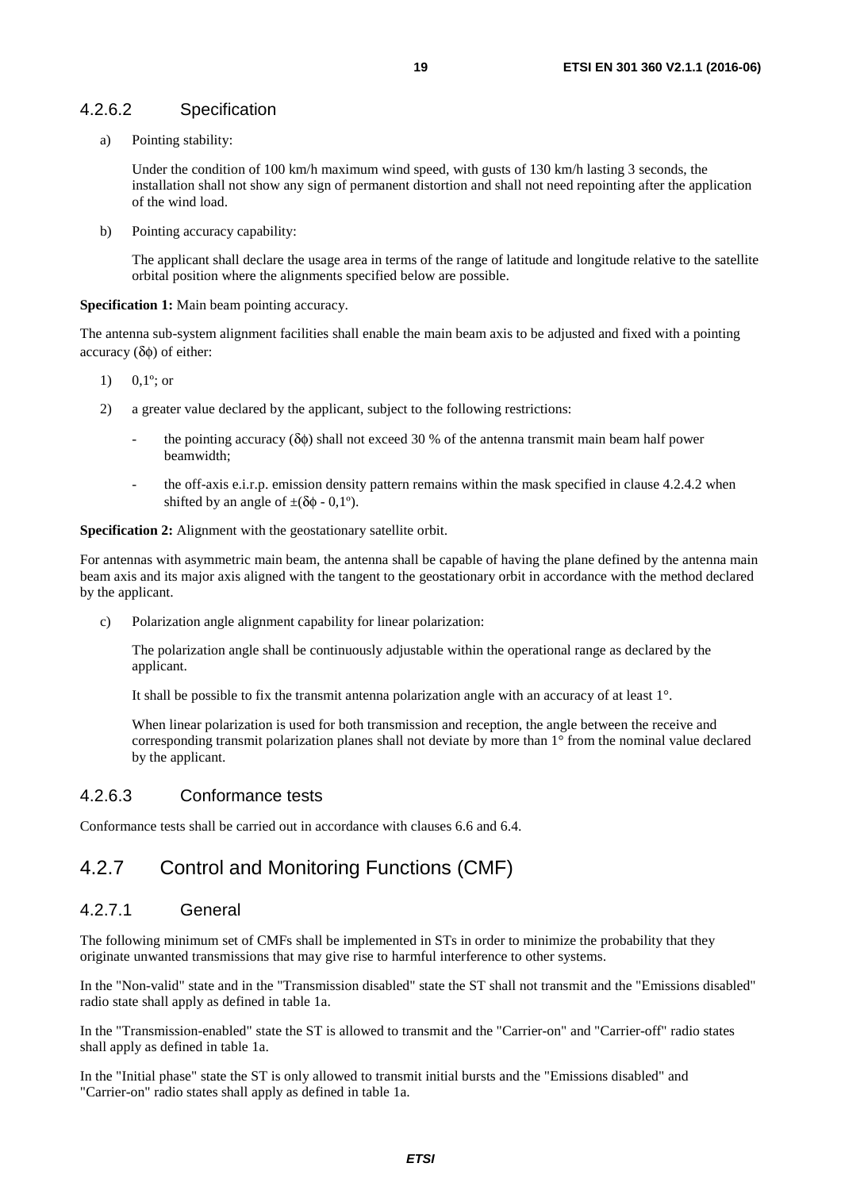#### 4.2.6.2 Specification

a) Pointing stability:

   Under the condition of 100 km/h maximum wind speed, with gusts of 130 km/h lasting 3 seconds, the installation shall not show any sign of permanent distortion and shall not need repointing after the application of the wind load.

b) Pointing accuracy capability:

   The applicant shall declare the usage area in terms of the range of latitude and longitude relative to the satellite orbital position where the alignments specified below are possible.

**Specification 1:** Main beam pointing accuracy.

The antenna sub-system alignment facilities shall enable the main beam axis to be adjusted and fixed with a pointing accuracy ($\delta\phi$) of either:

1) 0,1º; or

2) a greater value declared by the applicant, subject to the following restrictions:

   - the pointing accuracy ($\delta\phi$) shall not exceed 30 % of the antenna transmit main beam half power beamwidth;

   - the off-axis e.i.r.p. emission density pattern remains within the mask specified in clause 4.2.4.2 when shifted by an angle of $\pm(\delta\phi - 0{,}1^{o})$.

**Specification 2:** Alignment with the geostationary satellite orbit.

For antennas with asymmetric main beam, the antenna shall be capable of having the plane defined by the antenna main beam axis and its major axis aligned with the tangent to the geostationary orbit in accordance with the method declared by the applicant.

c) Polarization angle alignment capability for linear polarization:

   The polarization angle shall be continuously adjustable within the operational range as declared by the applicant.

   It shall be possible to fix the transmit antenna polarization angle with an accuracy of at least 1°.

   When linear polarization is used for both transmission and reception, the angle between the receive and corresponding transmit polarization planes shall not deviate by more than 1° from the nominal value declared by the applicant.

#### 4.2.6.3 Conformance tests

Conformance tests shall be carried out in accordance with clauses 6.6 and 6.4.

### 4.2.7 Control and Monitoring Functions (CMF)

#### 4.2.7.1 General

The following minimum set of CMFs shall be implemented in STs in order to minimize the probability that they originate unwanted transmissions that may give rise to harmful interference to other systems.

In the "Non-valid" state and in the "Transmission disabled" state the ST shall not transmit and the "Emissions disabled" radio state shall apply as defined in table 1a.

In the "Transmission-enabled" state the ST is allowed to transmit and the "Carrier-on" and "Carrier-off" radio states shall apply as defined in table 1a.

In the "Initial phase" state the ST is only allowed to transmit initial bursts and the "Emissions disabled" and "Carrier-on" radio states shall apply as defined in table 1a.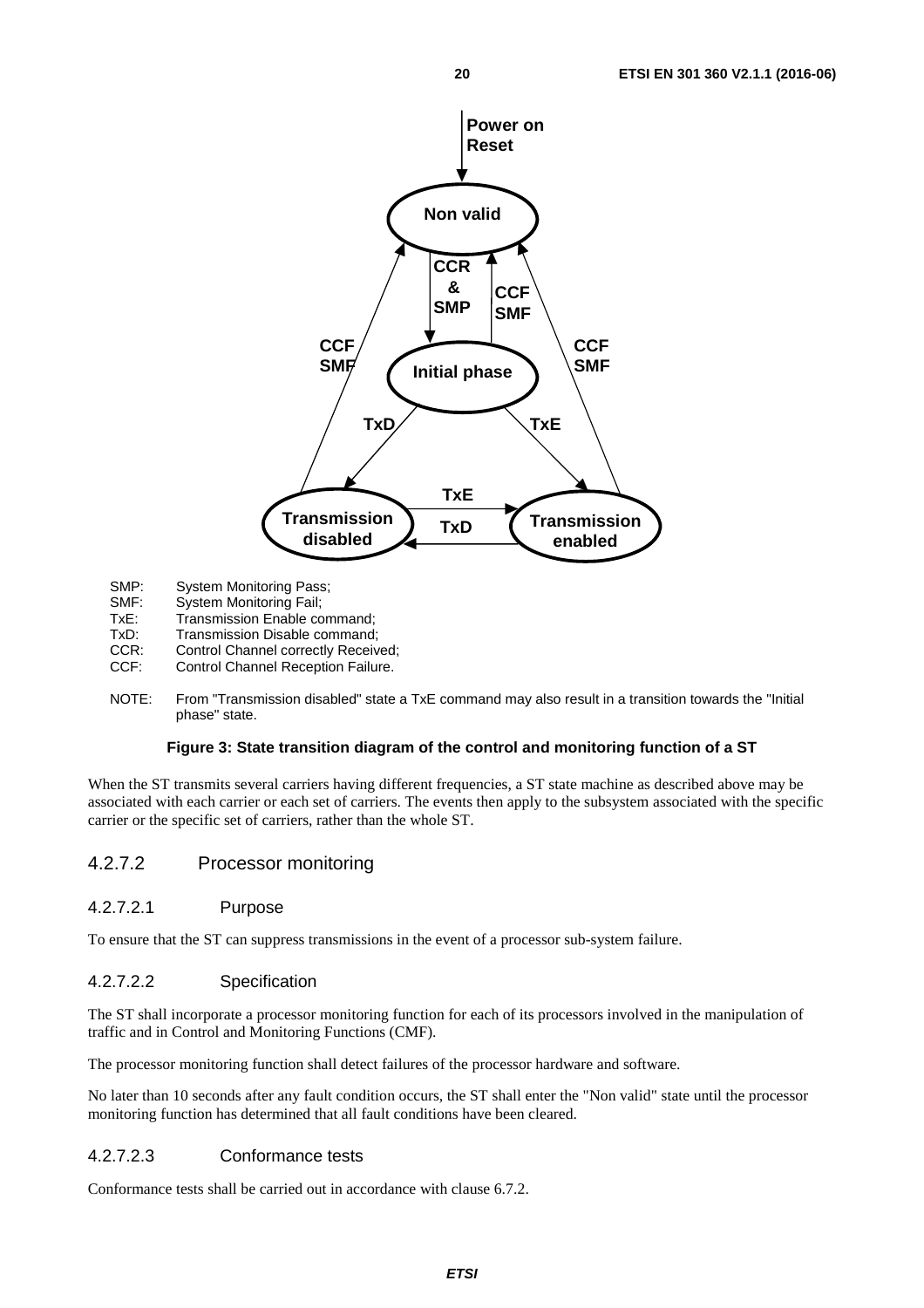SMP: System Monitoring Pass;
SMF: System Monitoring Fail;
TxE: Transmission Enable command;
TxD: Transmission Disable command;
CCR: Control Channel correctly Received;
CCF: Control Channel Reception Failure.

NOTE: From "Transmission disabled" state a TxE command may also result in a transition towards the "Initial phase" state.

**Figure 3: State transition diagram of the control and monitoring function of a ST**

When the ST transmits several carriers having different frequencies, a ST state machine as described above may be associated with each carrier or each set of carriers. The events then apply to the subsystem associated with the specific carrier or the specific set of carriers, rather than the whole ST.

### 4.2.7.2 Processor monitoring

#### 4.2.7.2.1 Purpose

To ensure that the ST can suppress transmissions in the event of a processor sub-system failure.

#### 4.2.7.2.2 Specification

The ST shall incorporate a processor monitoring function for each of its processors involved in the manipulation of traffic and in Control and Monitoring Functions (CMF).

The processor monitoring function shall detect failures of the processor hardware and software.

No later than 10 seconds after any fault condition occurs, the ST shall enter the "Non valid" state until the processor monitoring function has determined that all fault conditions have been cleared.

#### 4.2.7.2.3 Conformance tests

Conformance tests shall be carried out in accordance with clause 6.7.2.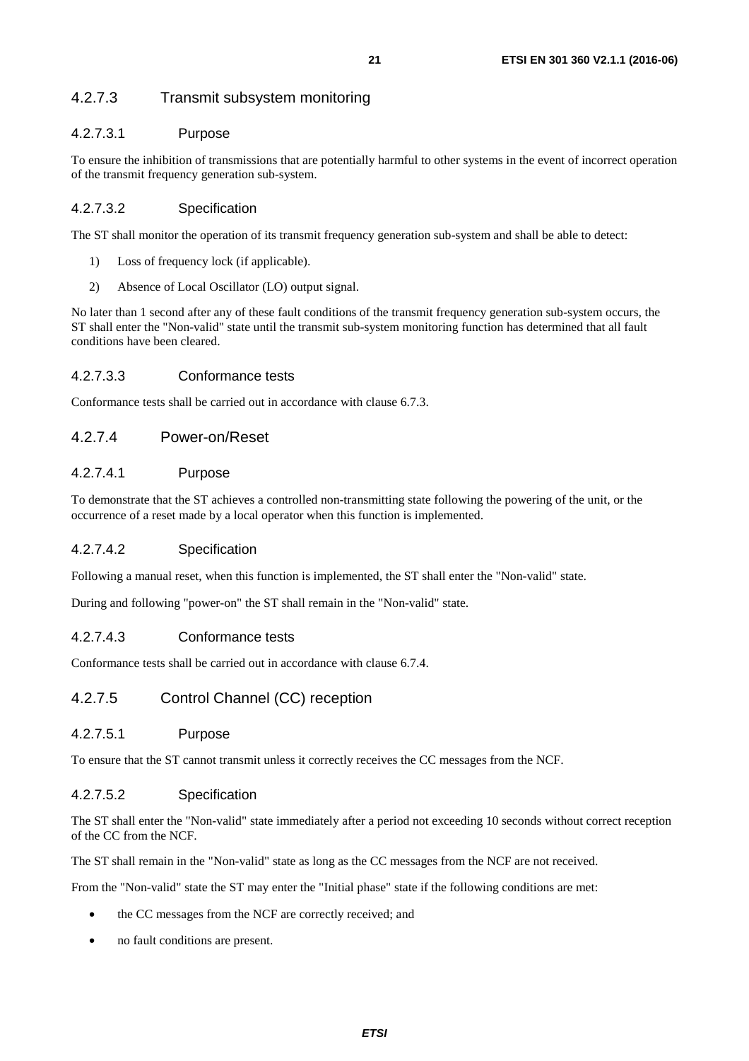#### 4.2.7.3 Transmit subsystem monitoring

##### 4.2.7.3.1 Purpose

To ensure the inhibition of transmissions that are potentially harmful to other systems in the event of incorrect operation of the transmit frequency generation sub-system.

##### 4.2.7.3.2 Specification

The ST shall monitor the operation of its transmit frequency generation sub-system and shall be able to detect:

1) Loss of frequency lock (if applicable).
2) Absence of Local Oscillator (LO) output signal.

No later than 1 second after any of these fault conditions of the transmit frequency generation sub-system occurs, the ST shall enter the "Non-valid" state until the transmit sub-system monitoring function has determined that all fault conditions have been cleared.

##### 4.2.7.3.3 Conformance tests

Conformance tests shall be carried out in accordance with clause 6.7.3.

#### 4.2.7.4 Power-on/Reset

##### 4.2.7.4.1 Purpose

To demonstrate that the ST achieves a controlled non-transmitting state following the powering of the unit, or the occurrence of a reset made by a local operator when this function is implemented.

##### 4.2.7.4.2 Specification

Following a manual reset, when this function is implemented, the ST shall enter the "Non-valid" state.

During and following "power-on" the ST shall remain in the "Non-valid" state.

##### 4.2.7.4.3 Conformance tests

Conformance tests shall be carried out in accordance with clause 6.7.4.

#### 4.2.7.5 Control Channel (CC) reception

##### 4.2.7.5.1 Purpose

To ensure that the ST cannot transmit unless it correctly receives the CC messages from the NCF.

##### 4.2.7.5.2 Specification

The ST shall enter the "Non-valid" state immediately after a period not exceeding 10 seconds without correct reception of the CC from the NCF.

The ST shall remain in the "Non-valid" state as long as the CC messages from the NCF are not received.

From the "Non-valid" state the ST may enter the "Initial phase" state if the following conditions are met:

- the CC messages from the NCF are correctly received; and
- no fault conditions are present.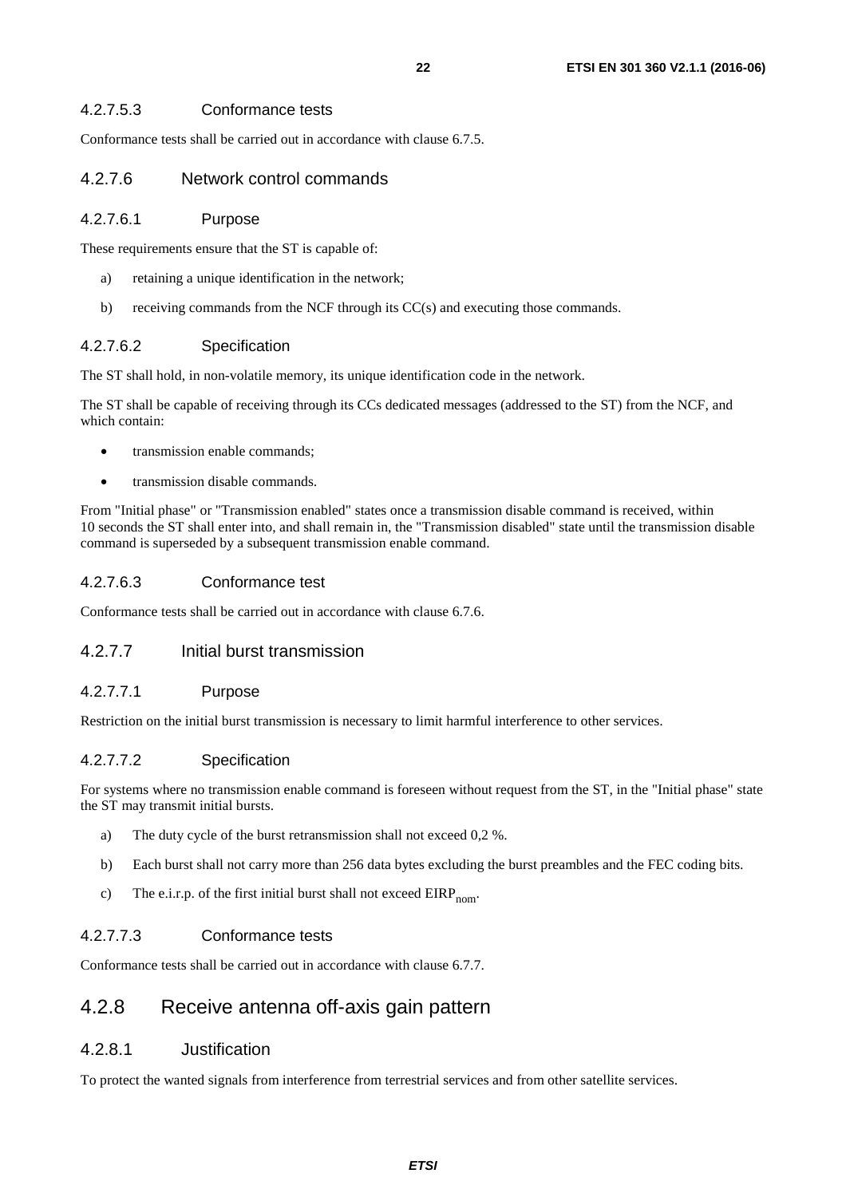#### 4.2.7.5.3 Conformance tests

Conformance tests shall be carried out in accordance with clause 6.7.5.

### 4.2.7.6 Network control commands

#### 4.2.7.6.1 Purpose

These requirements ensure that the ST is capable of:

a) retaining a unique identification in the network;

b) receiving commands from the NCF through its CC(s) and executing those commands.

#### 4.2.7.6.2 Specification

The ST shall hold, in non-volatile memory, its unique identification code in the network.

The ST shall be capable of receiving through its CCs dedicated messages (addressed to the ST) from the NCF, and which contain:

- transmission enable commands;
- transmission disable commands.

From "Initial phase" or "Transmission enabled" states once a transmission disable command is received, within 10 seconds the ST shall enter into, and shall remain in, the "Transmission disabled" state until the transmission disable command is superseded by a subsequent transmission enable command.

#### 4.2.7.6.3 Conformance test

Conformance tests shall be carried out in accordance with clause 6.7.6.

### 4.2.7.7 Initial burst transmission

#### 4.2.7.7.1 Purpose

Restriction on the initial burst transmission is necessary to limit harmful interference to other services.

#### 4.2.7.7.2 Specification

For systems where no transmission enable command is foreseen without request from the ST, in the "Initial phase" state the ST may transmit initial bursts.

a) The duty cycle of the burst retransmission shall not exceed 0,2 %.

b) Each burst shall not carry more than 256 data bytes excluding the burst preambles and the FEC coding bits.

c) The e.i.r.p. of the first initial burst shall not exceed $EIRP_{nom}$.

#### 4.2.7.7.3 Conformance tests

Conformance tests shall be carried out in accordance with clause 6.7.7.

## 4.2.8 Receive antenna off-axis gain pattern

### 4.2.8.1 Justification

To protect the wanted signals from interference from terrestrial services and from other satellite services.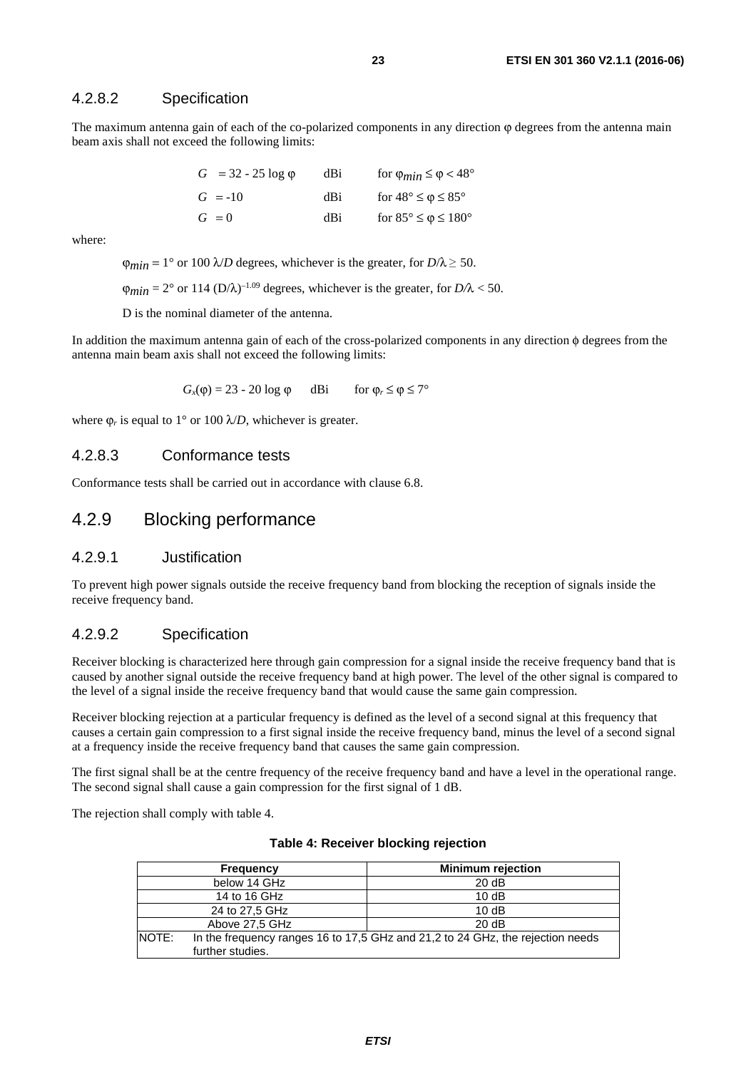#### 4.2.8.2 Specification

The maximum antenna gain of each of the co-polarized components in any direction φ degrees from the antenna main beam axis shall not exceed the following limits:

| | | |
|---|---|---|
| $G = 32 - 25 \log \varphi$ | dBi | for $\varphi_{min} \leq \varphi < 48°$ |
| $G = -10$ | dBi | for $48° \leq \varphi \leq 85°$ |
| $G = 0$ | dBi | for $85° \leq \varphi \leq 180°$ |

where:

$\varphi_{min} = 1°$ or $100\ \lambda/D$ degrees, whichever is the greater, for $D/\lambda \geq 50$.

$\varphi_{min} = 2°$ or $114\ (D/\lambda)^{-1.09}$ degrees, whichever is the greater, for $D/\lambda < 50$.

D is the nominal diameter of the antenna.

In addition the maximum antenna gain of each of the cross-polarized components in any direction ϕ degrees from the antenna main beam axis shall not exceed the following limits:

$$G_x(\varphi) = 23 - 20 \log \varphi \quad \text{dBi} \quad \text{for } \varphi_r \leq \varphi \leq 7°$$

where $\varphi_r$ is equal to 1° or $100\ \lambda/D$, whichever is greater.

#### 4.2.8.3 Conformance tests

Conformance tests shall be carried out in accordance with clause 6.8.

### 4.2.9 Blocking performance

#### 4.2.9.1 Justification

To prevent high power signals outside the receive frequency band from blocking the reception of signals inside the receive frequency band.

#### 4.2.9.2 Specification

Receiver blocking is characterized here through gain compression for a signal inside the receive frequency band that is caused by another signal outside the receive frequency band at high power. The level of the other signal is compared to the level of a signal inside the receive frequency band that would cause the same gain compression.

Receiver blocking rejection at a particular frequency is defined as the level of a second signal at this frequency that causes a certain gain compression to a first signal inside the receive frequency band, minus the level of a second signal at a frequency inside the receive frequency band that causes the same gain compression.

The first signal shall be at the centre frequency of the receive frequency band and have a level in the operational range. The second signal shall cause a gain compression for the first signal of 1 dB.

The rejection shall comply with table 4.

**Table 4: Receiver blocking rejection**

| Frequency | Minimum rejection |
|---|---|
| below 14 GHz | 20 dB |
| 14 to 16 GHz | 10 dB |
| 24 to 27,5 GHz | 10 dB |
| Above 27,5 GHz | 20 dB |
| NOTE: In the frequency ranges 16 to 17,5 GHz and 21,2 to 24 GHz, the rejection needs further studies. | |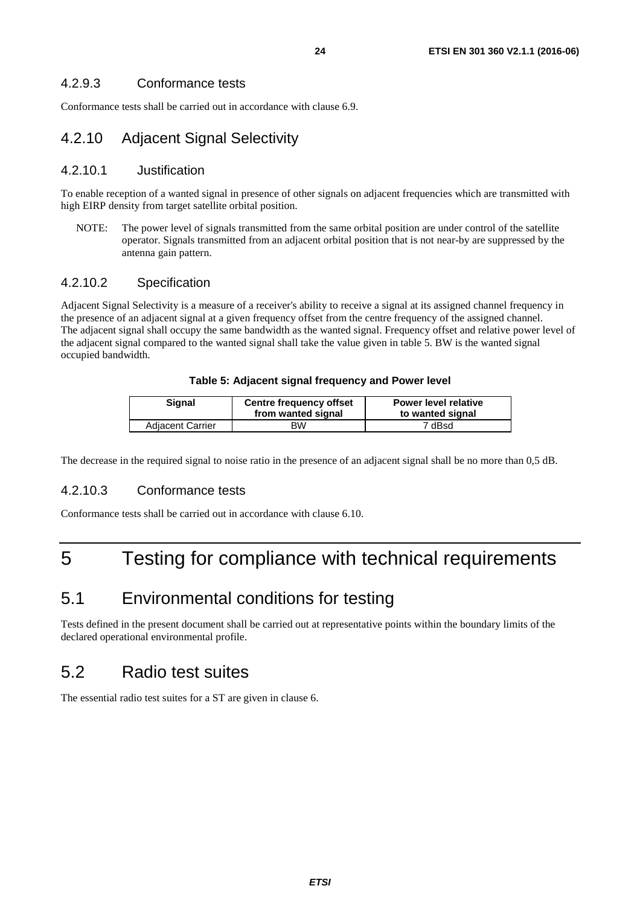#### 4.2.9.3 Conformance tests

Conformance tests shall be carried out in accordance with clause 6.9.

### 4.2.10 Adjacent Signal Selectivity

#### 4.2.10.1 Justification

To enable reception of a wanted signal in presence of other signals on adjacent frequencies which are transmitted with high EIRP density from target satellite orbital position.

NOTE: The power level of signals transmitted from the same orbital position are under control of the satellite operator. Signals transmitted from an adjacent orbital position that is not near-by are suppressed by the antenna gain pattern.

#### 4.2.10.2 Specification

Adjacent Signal Selectivity is a measure of a receiver's ability to receive a signal at its assigned channel frequency in the presence of an adjacent signal at a given frequency offset from the centre frequency of the assigned channel. The adjacent signal shall occupy the same bandwidth as the wanted signal. Frequency offset and relative power level of the adjacent signal compared to the wanted signal shall take the value given in table 5. BW is the wanted signal occupied bandwidth.

**Table 5: Adjacent signal frequency and Power level**

| Signal | Centre frequency offset from wanted signal | Power level relative to wanted signal |
|---|---|---|
| Adjacent Carrier | BW | 7 dBsd |

The decrease in the required signal to noise ratio in the presence of an adjacent signal shall be no more than 0,5 dB.

#### 4.2.10.3 Conformance tests

Conformance tests shall be carried out in accordance with clause 6.10.

# 5 Testing for compliance with technical requirements

## 5.1 Environmental conditions for testing

Tests defined in the present document shall be carried out at representative points within the boundary limits of the declared operational environmental profile.

## 5.2 Radio test suites

The essential radio test suites for a ST are given in clause 6.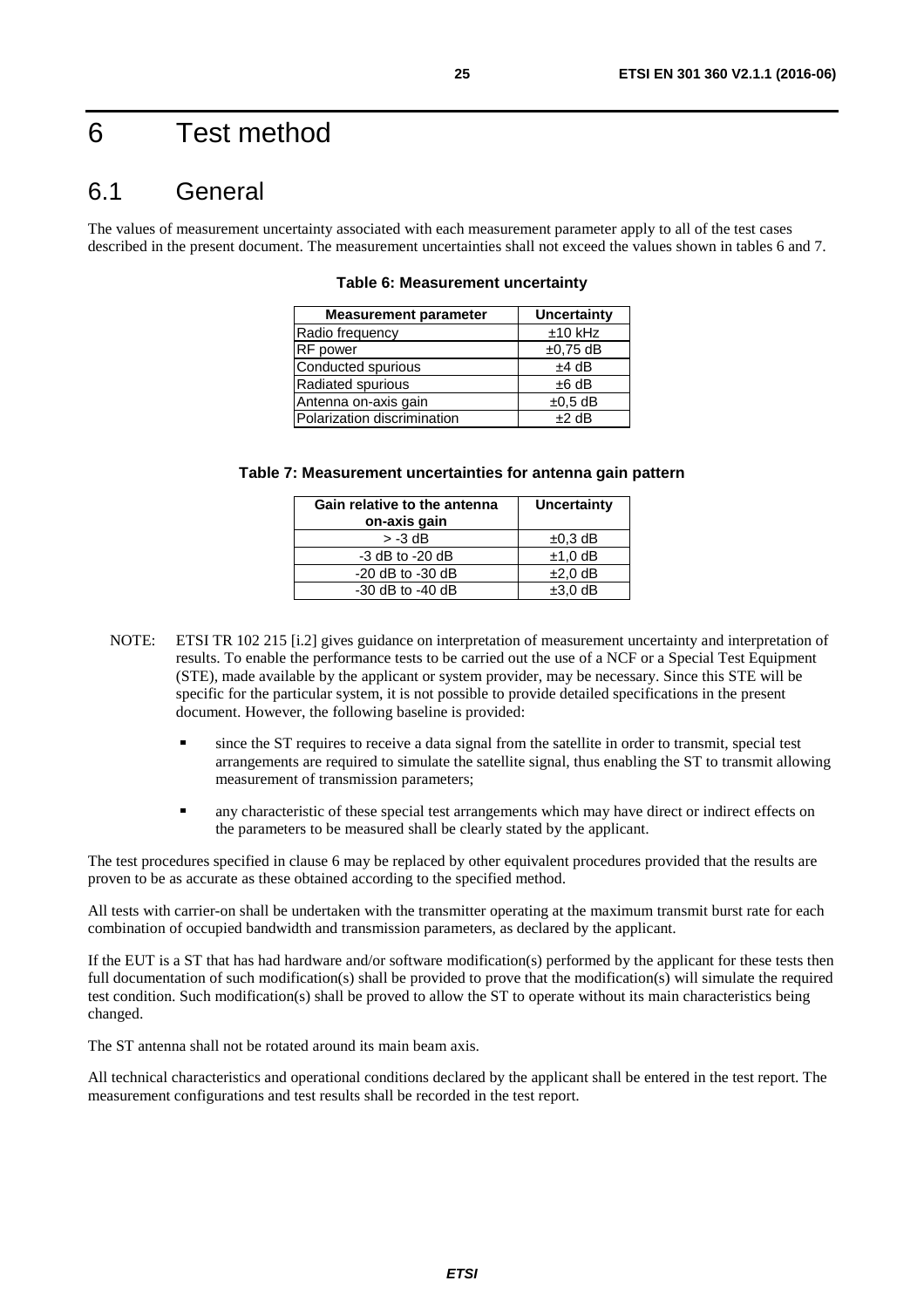# 6 Test method

## 6.1 General

The values of measurement uncertainty associated with each measurement parameter apply to all of the test cases described in the present document. The measurement uncertainties shall not exceed the values shown in tables 6 and 7.

**Table 6: Measurement uncertainty**

| Measurement parameter | Uncertainty |
|---|---|
| Radio frequency | ±10 kHz |
| RF power | ±0,75 dB |
| Conducted spurious | ±4 dB |
| Radiated spurious | ±6 dB |
| Antenna on-axis gain | ±0,5 dB |
| Polarization discrimination | ±2 dB |

**Table 7: Measurement uncertainties for antenna gain pattern**

| Gain relative to the antenna on-axis gain | Uncertainty |
|---|---|
| > -3 dB | ±0,3 dB |
| -3 dB to -20 dB | ±1,0 dB |
| -20 dB to -30 dB | ±2,0 dB |
| -30 dB to -40 dB | ±3,0 dB |

NOTE: ETSI TR 102 215 [i.2] gives guidance on interpretation of measurement uncertainty and interpretation of results. To enable the performance tests to be carried out the use of a NCF or a Special Test Equipment (STE), made available by the applicant or system provider, may be necessary. Since this STE will be specific for the particular system, it is not possible to provide detailed specifications in the present document. However, the following baseline is provided:

- since the ST requires to receive a data signal from the satellite in order to transmit, special test arrangements are required to simulate the satellite signal, thus enabling the ST to transmit allowing measurement of transmission parameters;
- any characteristic of these special test arrangements which may have direct or indirect effects on the parameters to be measured shall be clearly stated by the applicant.

The test procedures specified in clause 6 may be replaced by other equivalent procedures provided that the results are proven to be as accurate as these obtained according to the specified method.

All tests with carrier-on shall be undertaken with the transmitter operating at the maximum transmit burst rate for each combination of occupied bandwidth and transmission parameters, as declared by the applicant.

If the EUT is a ST that has had hardware and/or software modification(s) performed by the applicant for these tests then full documentation of such modification(s) shall be provided to prove that the modification(s) will simulate the required test condition. Such modification(s) shall be proved to allow the ST to operate without its main characteristics being changed.

The ST antenna shall not be rotated around its main beam axis.

All technical characteristics and operational conditions declared by the applicant shall be entered in the test report. The measurement configurations and test results shall be recorded in the test report.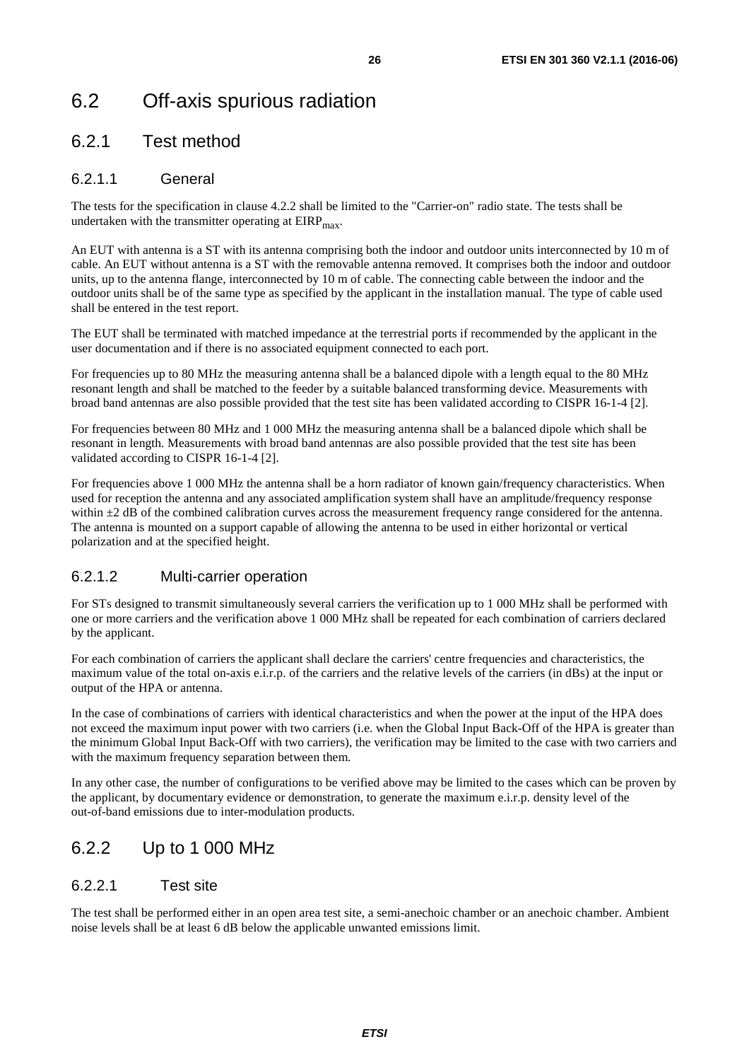# 6.2 Off-axis spurious radiation

## 6.2.1 Test method

### 6.2.1.1 General

The tests for the specification in clause 4.2.2 shall be limited to the "Carrier-on" radio state. The tests shall be undertaken with the transmitter operating at $EIRP_{max}$.

An EUT with antenna is a ST with its antenna comprising both the indoor and outdoor units interconnected by 10 m of cable. An EUT without antenna is a ST with the removable antenna removed. It comprises both the indoor and outdoor units, up to the antenna flange, interconnected by 10 m of cable. The connecting cable between the indoor and the outdoor units shall be of the same type as specified by the applicant in the installation manual. The type of cable used shall be entered in the test report.

The EUT shall be terminated with matched impedance at the terrestrial ports if recommended by the applicant in the user documentation and if there is no associated equipment connected to each port.

For frequencies up to 80 MHz the measuring antenna shall be a balanced dipole with a length equal to the 80 MHz resonant length and shall be matched to the feeder by a suitable balanced transforming device. Measurements with broad band antennas are also possible provided that the test site has been validated according to CISPR 16-1-4 [2].

For frequencies between 80 MHz and 1 000 MHz the measuring antenna shall be a balanced dipole which shall be resonant in length. Measurements with broad band antennas are also possible provided that the test site has been validated according to CISPR 16-1-4 [2].

For frequencies above 1 000 MHz the antenna shall be a horn radiator of known gain/frequency characteristics. When used for reception the antenna and any associated amplification system shall have an amplitude/frequency response within ±2 dB of the combined calibration curves across the measurement frequency range considered for the antenna. The antenna is mounted on a support capable of allowing the antenna to be used in either horizontal or vertical polarization and at the specified height.

### 6.2.1.2 Multi-carrier operation

For STs designed to transmit simultaneously several carriers the verification up to 1 000 MHz shall be performed with one or more carriers and the verification above 1 000 MHz shall be repeated for each combination of carriers declared by the applicant.

For each combination of carriers the applicant shall declare the carriers' centre frequencies and characteristics, the maximum value of the total on-axis e.i.r.p. of the carriers and the relative levels of the carriers (in dBs) at the input or output of the HPA or antenna.

In the case of combinations of carriers with identical characteristics and when the power at the input of the HPA does not exceed the maximum input power with two carriers (i.e. when the Global Input Back-Off of the HPA is greater than the minimum Global Input Back-Off with two carriers), the verification may be limited to the case with two carriers and with the maximum frequency separation between them.

In any other case, the number of configurations to be verified above may be limited to the cases which can be proven by the applicant, by documentary evidence or demonstration, to generate the maximum e.i.r.p. density level of the out-of-band emissions due to inter-modulation products.

## 6.2.2 Up to 1 000 MHz

### 6.2.2.1 Test site

The test shall be performed either in an open area test site, a semi-anechoic chamber or an anechoic chamber. Ambient noise levels shall be at least 6 dB below the applicable unwanted emissions limit.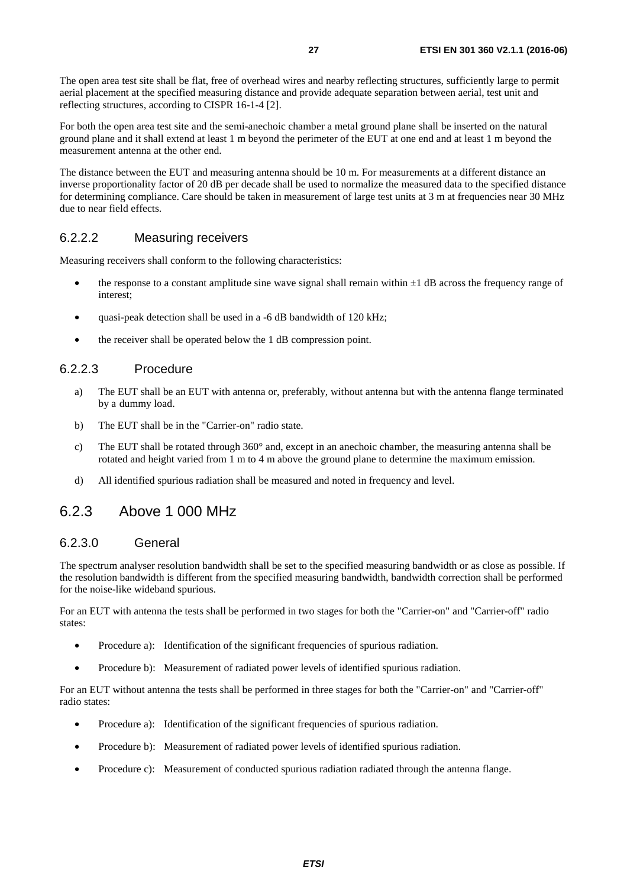The open area test site shall be flat, free of overhead wires and nearby reflecting structures, sufficiently large to permit aerial placement at the specified measuring distance and provide adequate separation between aerial, test unit and reflecting structures, according to CISPR 16-1-4 [2].

For both the open area test site and the semi-anechoic chamber a metal ground plane shall be inserted on the natural ground plane and it shall extend at least 1 m beyond the perimeter of the EUT at one end and at least 1 m beyond the measurement antenna at the other end.

The distance between the EUT and measuring antenna should be 10 m. For measurements at a different distance an inverse proportionality factor of 20 dB per decade shall be used to normalize the measured data to the specified distance for determining compliance. Care should be taken in measurement of large test units at 3 m at frequencies near 30 MHz due to near field effects.

#### 6.2.2.2 Measuring receivers

Measuring receivers shall conform to the following characteristics:

- the response to a constant amplitude sine wave signal shall remain within ±1 dB across the frequency range of interest;
- quasi-peak detection shall be used in a -6 dB bandwidth of 120 kHz;
- the receiver shall be operated below the 1 dB compression point.

#### 6.2.2.3 Procedure

a) The EUT shall be an EUT with antenna or, preferably, without antenna but with the antenna flange terminated by a dummy load.

b) The EUT shall be in the "Carrier-on" radio state.

c) The EUT shall be rotated through 360° and, except in an anechoic chamber, the measuring antenna shall be rotated and height varied from 1 m to 4 m above the ground plane to determine the maximum emission.

d) All identified spurious radiation shall be measured and noted in frequency and level.

### 6.2.3 Above 1 000 MHz

#### 6.2.3.0 General

The spectrum analyser resolution bandwidth shall be set to the specified measuring bandwidth or as close as possible. If the resolution bandwidth is different from the specified measuring bandwidth, bandwidth correction shall be performed for the noise-like wideband spurious.

For an EUT with antenna the tests shall be performed in two stages for both the "Carrier-on" and "Carrier-off" radio states:

- Procedure a): Identification of the significant frequencies of spurious radiation.
- Procedure b): Measurement of radiated power levels of identified spurious radiation.

For an EUT without antenna the tests shall be performed in three stages for both the "Carrier-on" and "Carrier-off" radio states:

- Procedure a): Identification of the significant frequencies of spurious radiation.
- Procedure b): Measurement of radiated power levels of identified spurious radiation.
- Procedure c): Measurement of conducted spurious radiation radiated through the antenna flange.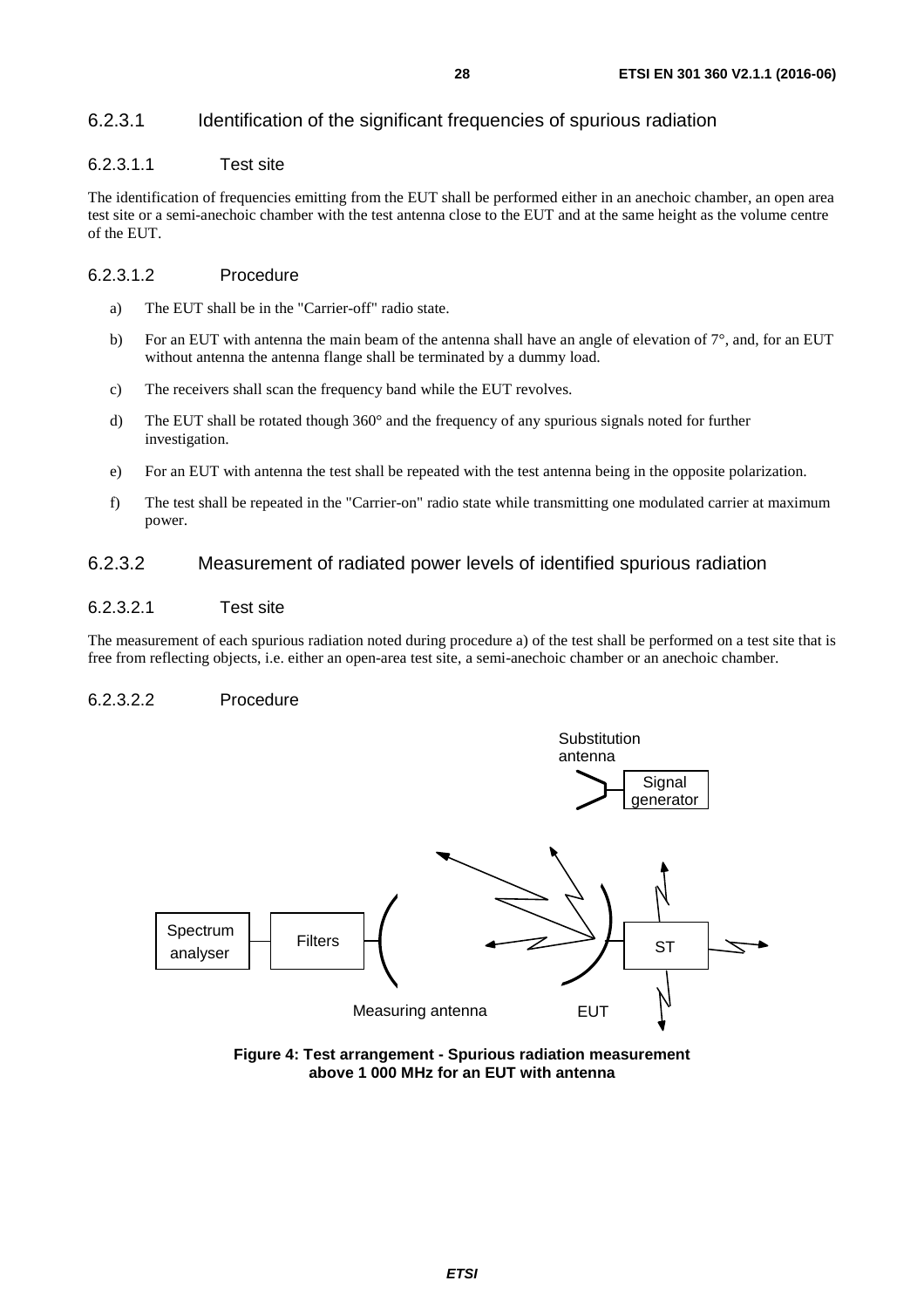### 6.2.3.1 Identification of the significant frequencies of spurious radiation

#### 6.2.3.1.1 Test site

The identification of frequencies emitting from the EUT shall be performed either in an anechoic chamber, an open area test site or a semi-anechoic chamber with the test antenna close to the EUT and at the same height as the volume centre of the EUT.

#### 6.2.3.1.2 Procedure

a) The EUT shall be in the "Carrier-off" radio state.

b) For an EUT with antenna the main beam of the antenna shall have an angle of elevation of 7°, and, for an EUT without antenna the antenna flange shall be terminated by a dummy load.

c) The receivers shall scan the frequency band while the EUT revolves.

d) The EUT shall be rotated though 360° and the frequency of any spurious signals noted for further investigation.

e) For an EUT with antenna the test shall be repeated with the test antenna being in the opposite polarization.

f) The test shall be repeated in the "Carrier-on" radio state while transmitting one modulated carrier at maximum power.

### 6.2.3.2 Measurement of radiated power levels of identified spurious radiation

#### 6.2.3.2.1 Test site

The measurement of each spurious radiation noted during procedure a) of the test shall be performed on a test site that is free from reflecting objects, i.e. either an open-area test site, a semi-anechoic chamber or an anechoic chamber.

#### 6.2.3.2.2 Procedure

Substitution antenna

Signal generator

Spectrum analyser

Filters

ST

Measuring antenna

EUT

**Figure 4: Test arrangement - Spurious radiation measurement above 1 000 MHz for an EUT with antenna**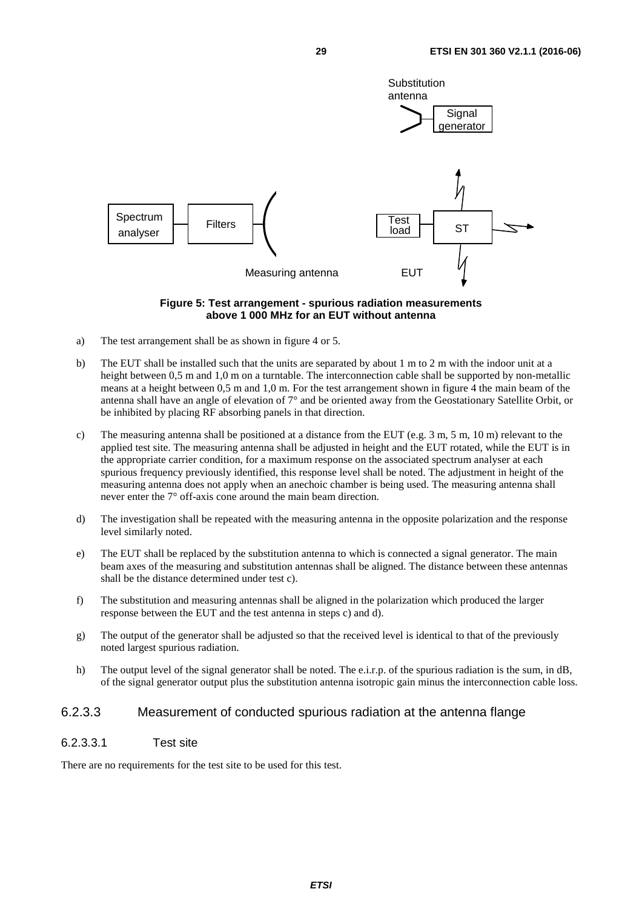Spectrum analyser — Filters — Measuring antenna

Substitution antenna — Signal generator

Test load — ST — EUT

**Figure 5: Test arrangement - spurious radiation measurements above 1 000 MHz for an EUT without antenna**

a) The test arrangement shall be as shown in figure 4 or 5.

b) The EUT shall be installed such that the units are separated by about 1 m to 2 m with the indoor unit at a height between 0,5 m and 1,0 m on a turntable. The interconnection cable shall be supported by non-metallic means at a height between 0,5 m and 1,0 m. For the test arrangement shown in figure 4 the main beam of the antenna shall have an angle of elevation of 7° and be oriented away from the Geostationary Satellite Orbit, or be inhibited by placing RF absorbing panels in that direction.

c) The measuring antenna shall be positioned at a distance from the EUT (e.g. 3 m, 5 m, 10 m) relevant to the applied test site. The measuring antenna shall be adjusted in height and the EUT rotated, while the EUT is in the appropriate carrier condition, for a maximum response on the associated spectrum analyser at each spurious frequency previously identified, this response level shall be noted. The adjustment in height of the measuring antenna does not apply when an anechoic chamber is being used. The measuring antenna shall never enter the 7° off-axis cone around the main beam direction.

d) The investigation shall be repeated with the measuring antenna in the opposite polarization and the response level similarly noted.

e) The EUT shall be replaced by the substitution antenna to which is connected a signal generator. The main beam axes of the measuring and substitution antennas shall be aligned. The distance between these antennas shall be the distance determined under test c).

f) The substitution and measuring antennas shall be aligned in the polarization which produced the larger response between the EUT and the test antenna in steps c) and d).

g) The output of the generator shall be adjusted so that the received level is identical to that of the previously noted largest spurious radiation.

h) The output level of the signal generator shall be noted. The e.i.r.p. of the spurious radiation is the sum, in dB, of the signal generator output plus the substitution antenna isotropic gain minus the interconnection cable loss.

### 6.2.3.3 Measurement of conducted spurious radiation at the antenna flange

#### 6.2.3.3.1 Test site

There are no requirements for the test site to be used for this test.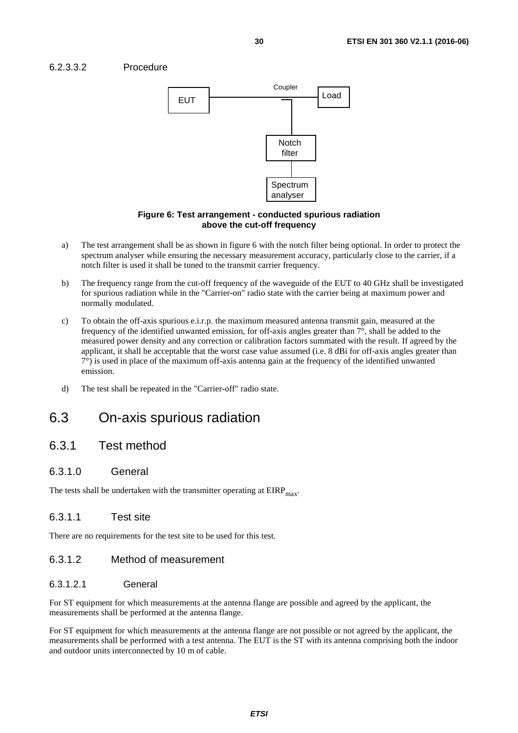#### 6.2.3.3.2 Procedure

**Figure 6: Test arrangement - conducted spurious radiation above the cut-off frequency**

a) The test arrangement shall be as shown in figure 6 with the notch filter being optional. In order to protect the spectrum analyser while ensuring the necessary measurement accuracy, particularly close to the carrier, if a notch filter is used it shall be tuned to the transmit carrier frequency.

b) The frequency range from the cut-off frequency of the waveguide of the EUT to 40 GHz shall be investigated for spurious radiation while in the "Carrier-on" radio state with the carrier being at maximum power and normally modulated.

c) To obtain the off-axis spurious e.i.r.p. the maximum measured antenna transmit gain, measured at the frequency of the identified unwanted emission, for off-axis angles greater than 7°, shall be added to the measured power density and any correction or calibration factors summated with the result. If agreed by the applicant, it shall be acceptable that the worst case value assumed (i.e. 8 dBi for off-axis angles greater than 7°) is used in place of the maximum off-axis antenna gain at the frequency of the identified unwanted emission.

d) The test shall be repeated in the "Carrier-off" radio state.

# 6.3 On-axis spurious radiation

## 6.3.1 Test method

### 6.3.1.0 General

The tests shall be undertaken with the transmitter operating at $EIRP_{max}$.

### 6.3.1.1 Test site

There are no requirements for the test site to be used for this test.

### 6.3.1.2 Method of measurement

#### 6.3.1.2.1 General

For ST equipment for which measurements at the antenna flange are possible and agreed by the applicant, the measurements shall be performed at the antenna flange.

For ST equipment for which measurements at the antenna flange are not possible or not agreed by the applicant, the measurements shall be performed with a test antenna. The EUT is the ST with its antenna comprising both the indoor and outdoor units interconnected by 10 m of cable.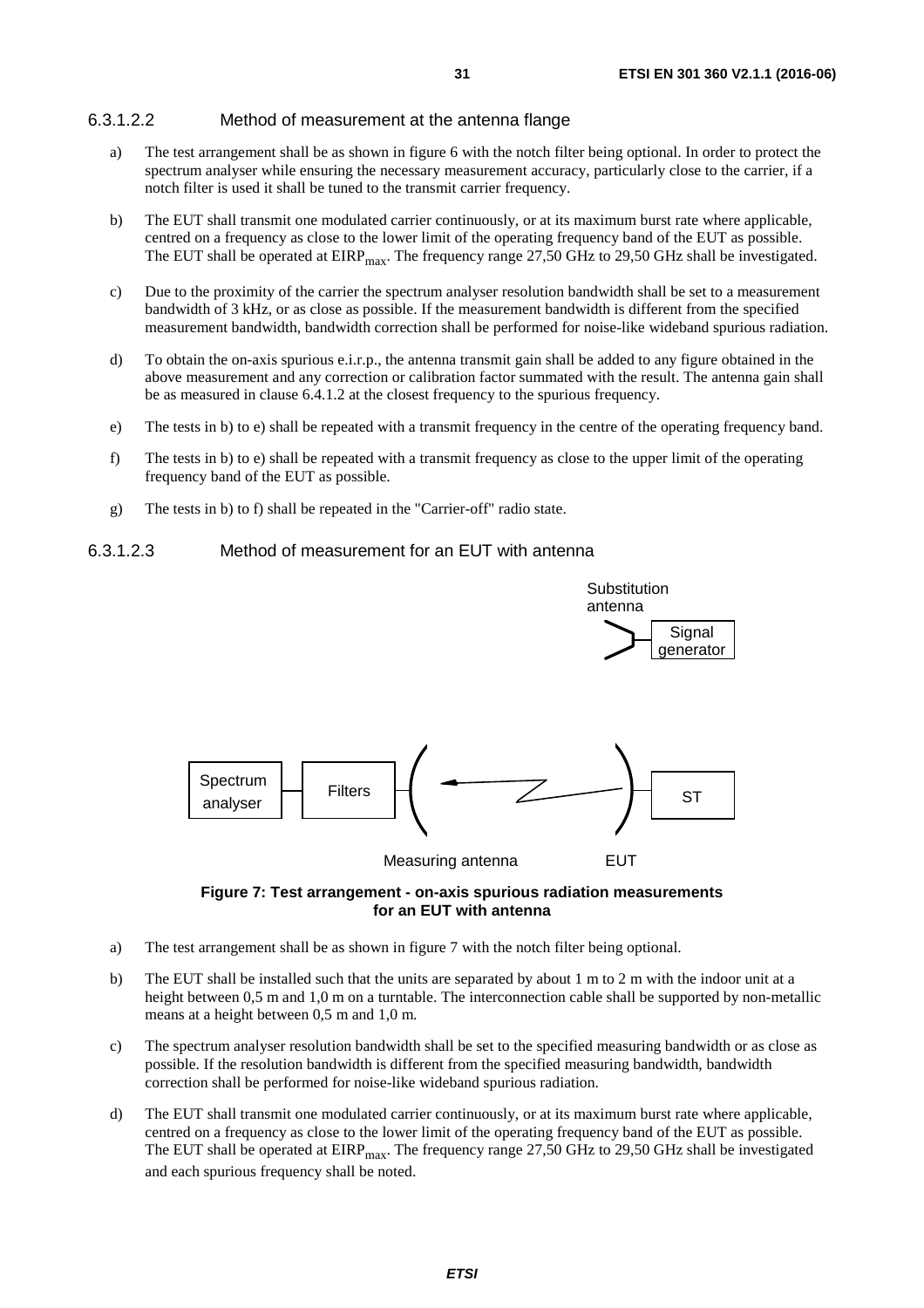#### 6.3.1.2.2 Method of measurement at the antenna flange

a) The test arrangement shall be as shown in figure 6 with the notch filter being optional. In order to protect the spectrum analyser while ensuring the necessary measurement accuracy, particularly close to the carrier, if a notch filter is used it shall be tuned to the transmit carrier frequency.

b) The EUT shall transmit one modulated carrier continuously, or at its maximum burst rate where applicable, centred on a frequency as close to the lower limit of the operating frequency band of the EUT as possible. The EUT shall be operated at $EIRP_{max}$. The frequency range 27,50 GHz to 29,50 GHz shall be investigated.

c) Due to the proximity of the carrier the spectrum analyser resolution bandwidth shall be set to a measurement bandwidth of 3 kHz, or as close as possible. If the measurement bandwidth is different from the specified measurement bandwidth, bandwidth correction shall be performed for noise-like wideband spurious radiation.

d) To obtain the on-axis spurious e.i.r.p., the antenna transmit gain shall be added to any figure obtained in the above measurement and any correction or calibration factor summated with the result. The antenna gain shall be as measured in clause 6.4.1.2 at the closest frequency to the spurious frequency.

e) The tests in b) to e) shall be repeated with a transmit frequency in the centre of the operating frequency band.

f) The tests in b) to e) shall be repeated with a transmit frequency as close to the upper limit of the operating frequency band of the EUT as possible.

g) The tests in b) to f) shall be repeated in the "Carrier-off" radio state.

#### 6.3.1.2.3 Method of measurement for an EUT with antenna

Substitution antenna — Signal generator

Spectrum analyser — Filters — Measuring antenna ← EUT — ST

**Figure 7: Test arrangement - on-axis spurious radiation measurements for an EUT with antenna**

a) The test arrangement shall be as shown in figure 7 with the notch filter being optional.

b) The EUT shall be installed such that the units are separated by about 1 m to 2 m with the indoor unit at a height between 0,5 m and 1,0 m on a turntable. The interconnection cable shall be supported by non-metallic means at a height between 0,5 m and 1,0 m.

c) The spectrum analyser resolution bandwidth shall be set to the specified measuring bandwidth or as close as possible. If the resolution bandwidth is different from the specified measuring bandwidth, bandwidth correction shall be performed for noise-like wideband spurious radiation.

d) The EUT shall transmit one modulated carrier continuously, or at its maximum burst rate where applicable, centred on a frequency as close to the lower limit of the operating frequency band of the EUT as possible. The EUT shall be operated at $EIRP_{max}$. The frequency range 27,50 GHz to 29,50 GHz shall be investigated and each spurious frequency shall be noted.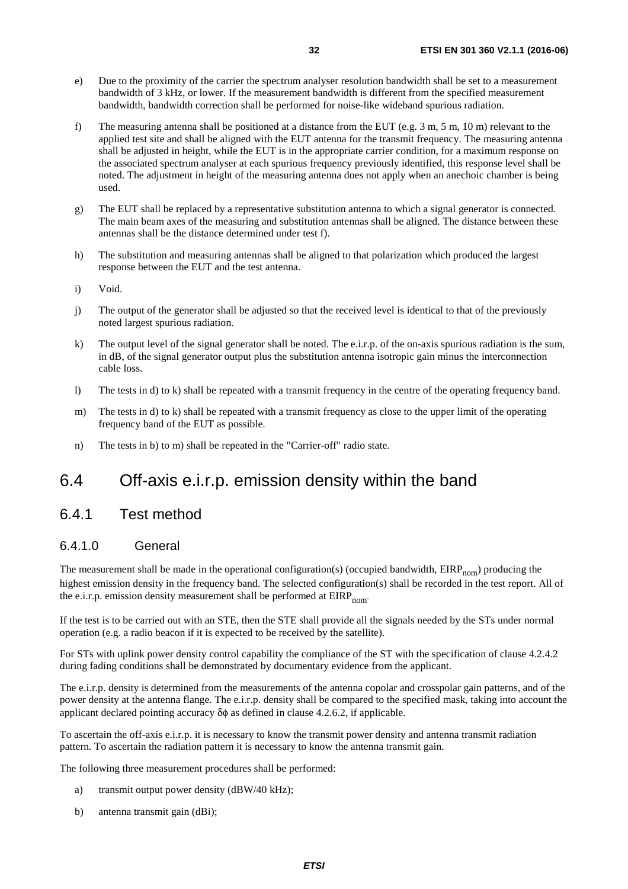e) Due to the proximity of the carrier the spectrum analyser resolution bandwidth shall be set to a measurement bandwidth of 3 kHz, or lower. If the measurement bandwidth is different from the specified measurement bandwidth, bandwidth correction shall be performed for noise-like wideband spurious radiation.

f) The measuring antenna shall be positioned at a distance from the EUT (e.g. 3 m, 5 m, 10 m) relevant to the applied test site and shall be aligned with the EUT antenna for the transmit frequency. The measuring antenna shall be adjusted in height, while the EUT is in the appropriate carrier condition, for a maximum response on the associated spectrum analyser at each spurious frequency previously identified, this response level shall be noted. The adjustment in height of the measuring antenna does not apply when an anechoic chamber is being used.

g) The EUT shall be replaced by a representative substitution antenna to which a signal generator is connected. The main beam axes of the measuring and substitution antennas shall be aligned. The distance between these antennas shall be the distance determined under test f).

h) The substitution and measuring antennas shall be aligned to that polarization which produced the largest response between the EUT and the test antenna.

i) Void.

j) The output of the generator shall be adjusted so that the received level is identical to that of the previously noted largest spurious radiation.

k) The output level of the signal generator shall be noted. The e.i.r.p. of the on-axis spurious radiation is the sum, in dB, of the signal generator output plus the substitution antenna isotropic gain minus the interconnection cable loss.

l) The tests in d) to k) shall be repeated with a transmit frequency in the centre of the operating frequency band.

m) The tests in d) to k) shall be repeated with a transmit frequency as close to the upper limit of the operating frequency band of the EUT as possible.

n) The tests in b) to m) shall be repeated in the "Carrier-off" radio state.

# 6.4 Off-axis e.i.r.p. emission density within the band

## 6.4.1 Test method

### 6.4.1.0 General

The measurement shall be made in the operational configuration(s) (occupied bandwidth, $EIRP_{nom}$) producing the highest emission density in the frequency band. The selected configuration(s) shall be recorded in the test report. All of the e.i.r.p. emission density measurement shall be performed at $EIRP_{nom}$.

If the test is to be carried out with an STE, then the STE shall provide all the signals needed by the STs under normal operation (e.g. a radio beacon if it is expected to be received by the satellite).

For STs with uplink power density control capability the compliance of the ST with the specification of clause 4.2.4.2 during fading conditions shall be demonstrated by documentary evidence from the applicant.

The e.i.r.p. density is determined from the measurements of the antenna copolar and crosspolar gain patterns, and of the power density at the antenna flange. The e.i.r.p. density shall be compared to the specified mask, taking into account the applicant declared pointing accuracy $\delta\phi$ as defined in clause 4.2.6.2, if applicable.

To ascertain the off-axis e.i.r.p. it is necessary to know the transmit power density and antenna transmit radiation pattern. To ascertain the radiation pattern it is necessary to know the antenna transmit gain.

The following three measurement procedures shall be performed:

a) transmit output power density (dBW/40 kHz);

b) antenna transmit gain (dBi);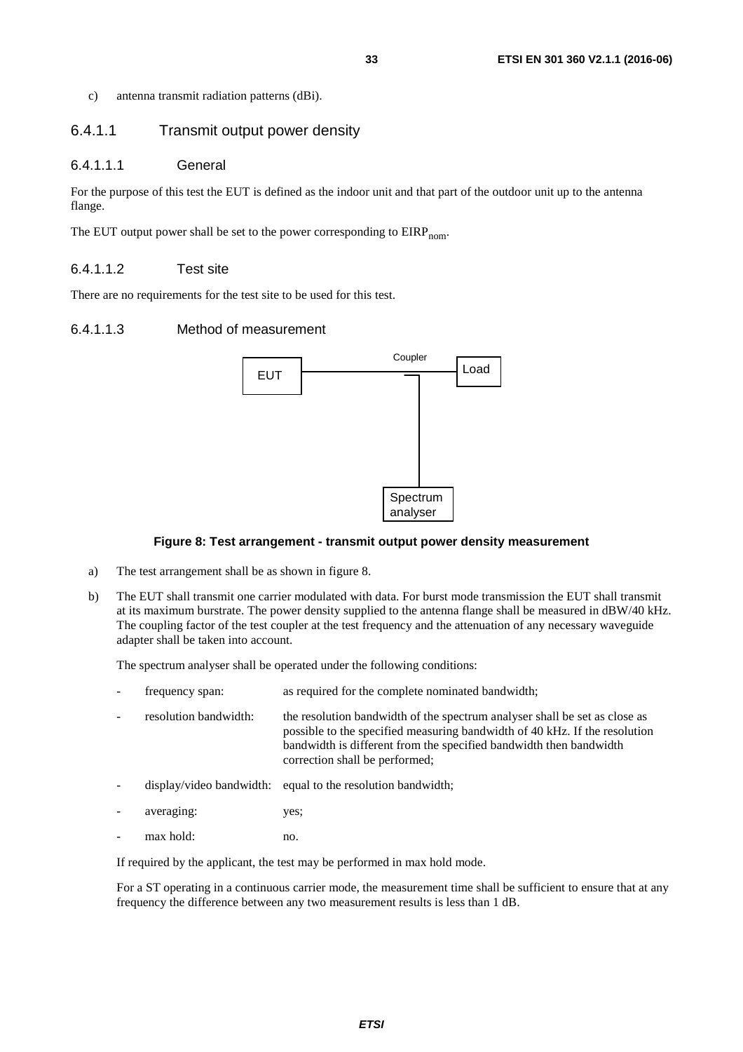c) antenna transmit radiation patterns (dBi).

### 6.4.1.1 Transmit output power density

#### 6.4.1.1.1 General

For the purpose of this test the EUT is defined as the indoor unit and that part of the outdoor unit up to the antenna flange.

The EUT output power shall be set to the power corresponding to $EIRP_{nom}$.

#### 6.4.1.1.2 Test site

There are no requirements for the test site to be used for this test.

#### 6.4.1.1.3 Method of measurement

**Figure 8: Test arrangement - transmit output power density measurement**

a) The test arrangement shall be as shown in figure 8.

b) The EUT shall transmit one carrier modulated with data. For burst mode transmission the EUT shall transmit at its maximum burstrate. The power density supplied to the antenna flange shall be measured in dBW/40 kHz. The coupling factor of the test coupler at the test frequency and the attenuation of any necessary waveguide adapter shall be taken into account.

The spectrum analyser shall be operated under the following conditions:

- frequency span: as required for the complete nominated bandwidth;
- resolution bandwidth: the resolution bandwidth of the spectrum analyser shall be set as close as possible to the specified measuring bandwidth of 40 kHz. If the resolution bandwidth is different from the specified bandwidth then bandwidth correction shall be performed;
- display/video bandwidth: equal to the resolution bandwidth;
- averaging: yes;
- max hold: no.

If required by the applicant, the test may be performed in max hold mode.

For a ST operating in a continuous carrier mode, the measurement time shall be sufficient to ensure that at any frequency the difference between any two measurement results is less than 1 dB.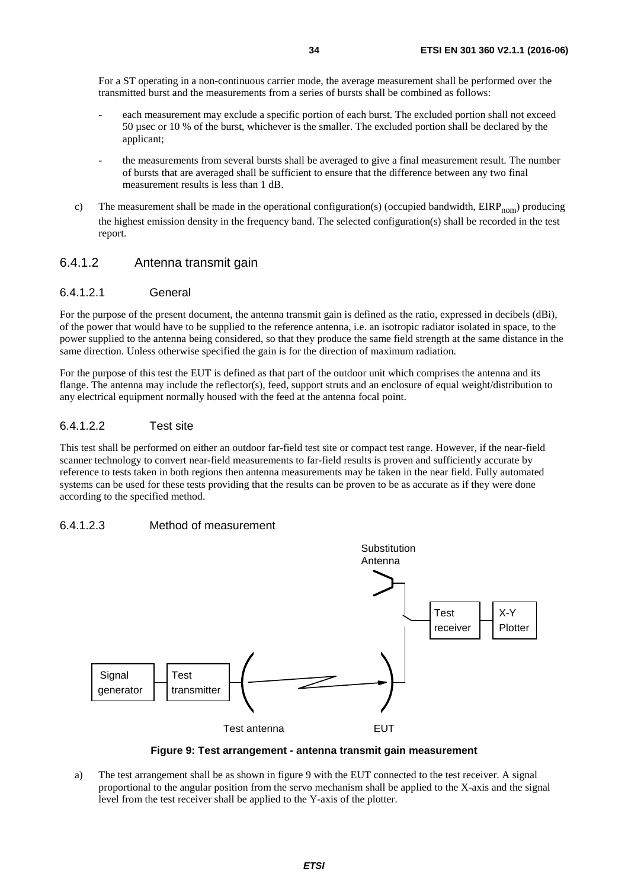For a ST operating in a non-continuous carrier mode, the average measurement shall be performed over the transmitted burst and the measurements from a series of bursts shall be combined as follows:

- each measurement may exclude a specific portion of each burst. The excluded portion shall not exceed 50 µsec or 10 % of the burst, whichever is the smaller. The excluded portion shall be declared by the applicant;
- the measurements from several bursts shall be averaged to give a final measurement result. The number of bursts that are averaged shall be sufficient to ensure that the difference between any two final measurement results is less than 1 dB.

c) The measurement shall be made in the operational configuration(s) (occupied bandwidth, $EIRP_{nom}$) producing the highest emission density in the frequency band. The selected configuration(s) shall be recorded in the test report.

### 6.4.1.2 Antenna transmit gain

#### 6.4.1.2.1 General

For the purpose of the present document, the antenna transmit gain is defined as the ratio, expressed in decibels (dBi), of the power that would have to be supplied to the reference antenna, i.e. an isotropic radiator isolated in space, to the power supplied to the antenna being considered, so that they produce the same field strength at the same distance in the same direction. Unless otherwise specified the gain is for the direction of maximum radiation.

For the purpose of this test the EUT is defined as that part of the outdoor unit which comprises the antenna and its flange. The antenna may include the reflector(s), feed, support struts and an enclosure of equal weight/distribution to any electrical equipment normally housed with the feed at the antenna focal point.

#### 6.4.1.2.2 Test site

This test shall be performed on either an outdoor far-field test site or compact test range. However, if the near-field scanner technology to convert near-field measurements to far-field results is proven and sufficiently accurate by reference to tests taken in both regions then antenna measurements may be taken in the near field. Fully automated systems can be used for these tests providing that the results can be proven to be as accurate as if they were done according to the specified method.

#### 6.4.1.2.3 Method of measurement

Substitution Antenna — Test receiver — X-Y Plotter

Signal generator — Test transmitter — Test antenna — EUT

**Figure 9: Test arrangement - antenna transmit gain measurement**

a) The test arrangement shall be as shown in figure 9 with the EUT connected to the test receiver. A signal proportional to the angular position from the servo mechanism shall be applied to the X-axis and the signal level from the test receiver shall be applied to the Y-axis of the plotter.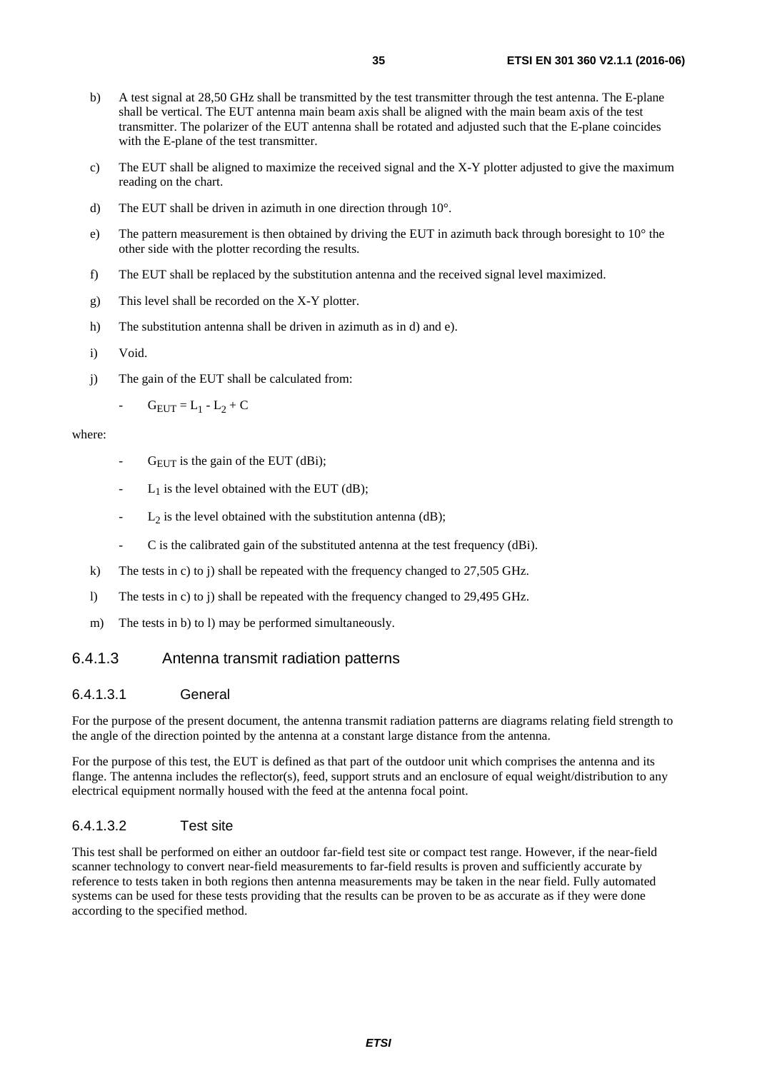b) A test signal at 28,50 GHz shall be transmitted by the test transmitter through the test antenna. The E-plane shall be vertical. The EUT antenna main beam axis shall be aligned with the main beam axis of the test transmitter. The polarizer of the EUT antenna shall be rotated and adjusted such that the E-plane coincides with the E-plane of the test transmitter.

c) The EUT shall be aligned to maximize the received signal and the X-Y plotter adjusted to give the maximum reading on the chart.

d) The EUT shall be driven in azimuth in one direction through 10°.

e) The pattern measurement is then obtained by driving the EUT in azimuth back through boresight to 10° the other side with the plotter recording the results.

f) The EUT shall be replaced by the substitution antenna and the received signal level maximized.

g) This level shall be recorded on the X-Y plotter.

h) The substitution antenna shall be driven in azimuth as in d) and e).

i) Void.

j) The gain of the EUT shall be calculated from:

- $G_{EUT} = L_1 - L_2 + C$

where:

- $G_{EUT}$ is the gain of the EUT (dBi);
- $L_1$ is the level obtained with the EUT (dB);
- $L_2$ is the level obtained with the substitution antenna (dB);
- C is the calibrated gain of the substituted antenna at the test frequency (dBi).

k) The tests in c) to j) shall be repeated with the frequency changed to 27,505 GHz.

l) The tests in c) to j) shall be repeated with the frequency changed to 29,495 GHz.

m) The tests in b) to l) may be performed simultaneously.

### 6.4.1.3 Antenna transmit radiation patterns

#### 6.4.1.3.1 General

For the purpose of the present document, the antenna transmit radiation patterns are diagrams relating field strength to the angle of the direction pointed by the antenna at a constant large distance from the antenna.

For the purpose of this test, the EUT is defined as that part of the outdoor unit which comprises the antenna and its flange. The antenna includes the reflector(s), feed, support struts and an enclosure of equal weight/distribution to any electrical equipment normally housed with the feed at the antenna focal point.

#### 6.4.1.3.2 Test site

This test shall be performed on either an outdoor far-field test site or compact test range. However, if the near-field scanner technology to convert near-field measurements to far-field results is proven and sufficiently accurate by reference to tests taken in both regions then antenna measurements may be taken in the near field. Fully automated systems can be used for these tests providing that the results can be proven to be as accurate as if they were done according to the specified method.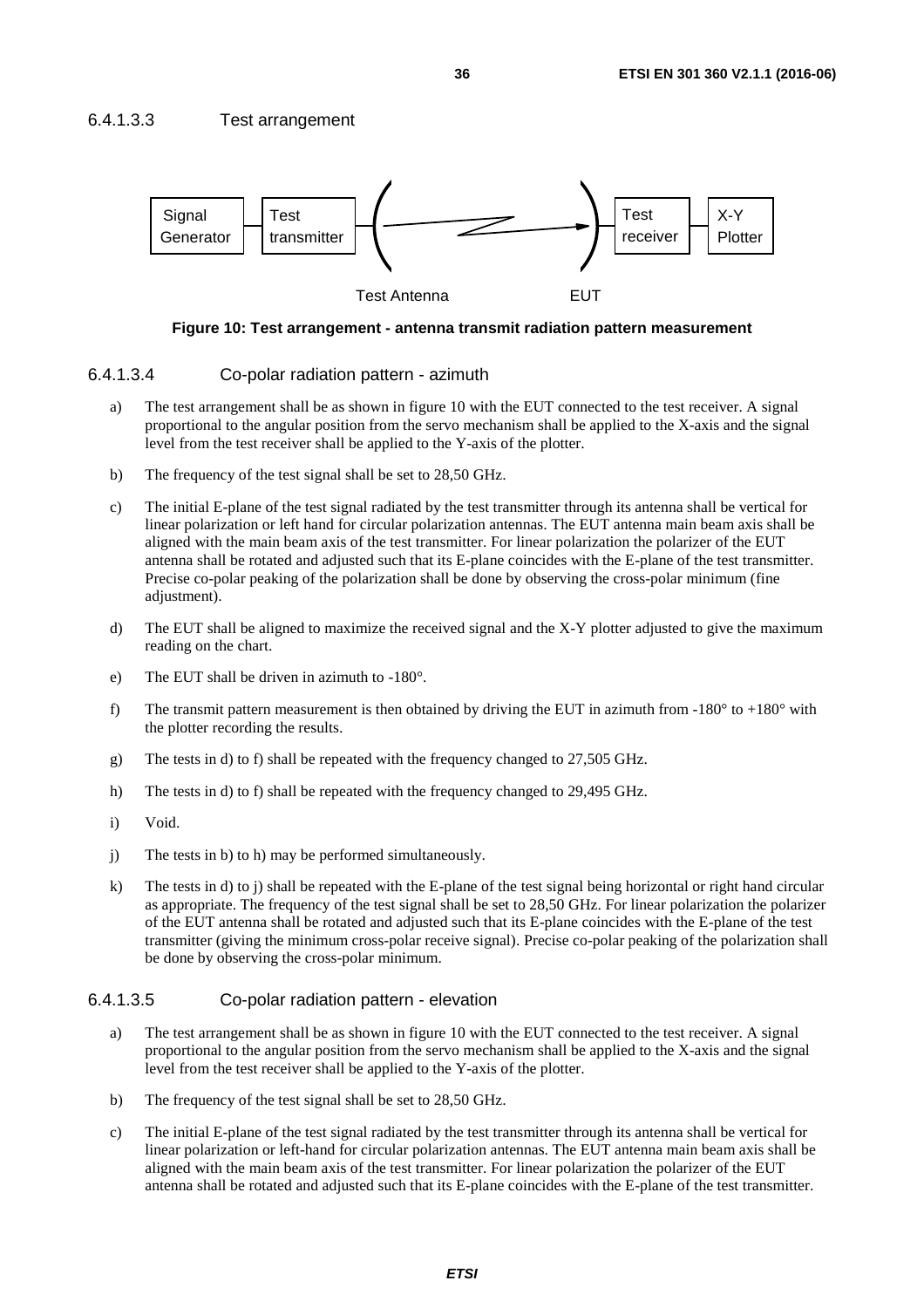#### 6.4.1.3.3 Test arrangement

**Figure 10: Test arrangement - antenna transmit radiation pattern measurement**

#### 6.4.1.3.4 Co-polar radiation pattern - azimuth

a) The test arrangement shall be as shown in figure 10 with the EUT connected to the test receiver. A signal proportional to the angular position from the servo mechanism shall be applied to the X-axis and the signal level from the test receiver shall be applied to the Y-axis of the plotter.

b) The frequency of the test signal shall be set to 28,50 GHz.

c) The initial E-plane of the test signal radiated by the test transmitter through its antenna shall be vertical for linear polarization or left hand for circular polarization antennas. The EUT antenna main beam axis shall be aligned with the main beam axis of the test transmitter. For linear polarization the polarizer of the EUT antenna shall be rotated and adjusted such that its E-plane coincides with the E-plane of the test transmitter. Precise co-polar peaking of the polarization shall be done by observing the cross-polar minimum (fine adjustment).

d) The EUT shall be aligned to maximize the received signal and the X-Y plotter adjusted to give the maximum reading on the chart.

e) The EUT shall be driven in azimuth to -180°.

f) The transmit pattern measurement is then obtained by driving the EUT in azimuth from -180° to +180° with the plotter recording the results.

g) The tests in d) to f) shall be repeated with the frequency changed to 27,505 GHz.

h) The tests in d) to f) shall be repeated with the frequency changed to 29,495 GHz.

i) Void.

j) The tests in b) to h) may be performed simultaneously.

k) The tests in d) to j) shall be repeated with the E-plane of the test signal being horizontal or right hand circular as appropriate. The frequency of the test signal shall be set to 28,50 GHz. For linear polarization the polarizer of the EUT antenna shall be rotated and adjusted such that its E-plane coincides with the E-plane of the test transmitter (giving the minimum cross-polar receive signal). Precise co-polar peaking of the polarization shall be done by observing the cross-polar minimum.

#### 6.4.1.3.5 Co-polar radiation pattern - elevation

a) The test arrangement shall be as shown in figure 10 with the EUT connected to the test receiver. A signal proportional to the angular position from the servo mechanism shall be applied to the X-axis and the signal level from the test receiver shall be applied to the Y-axis of the plotter.

b) The frequency of the test signal shall be set to 28,50 GHz.

c) The initial E-plane of the test signal radiated by the test transmitter through its antenna shall be vertical for linear polarization or left-hand for circular polarization antennas. The EUT antenna main beam axis shall be aligned with the main beam axis of the test transmitter. For linear polarization the polarizer of the EUT antenna shall be rotated and adjusted such that its E-plane coincides with the E-plane of the test transmitter.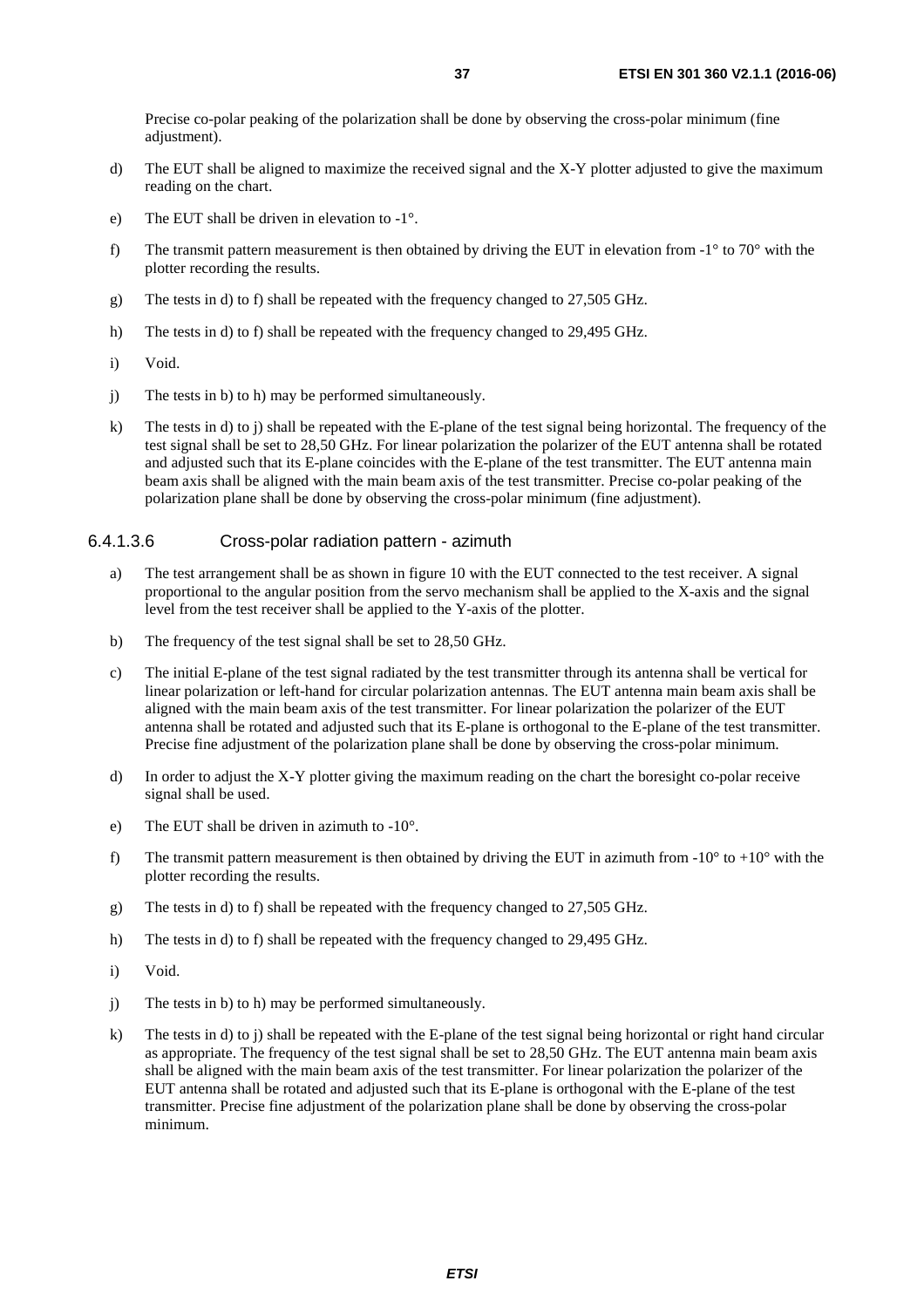Precise co-polar peaking of the polarization shall be done by observing the cross-polar minimum (fine adjustment).

d) The EUT shall be aligned to maximize the received signal and the X-Y plotter adjusted to give the maximum reading on the chart.

e) The EUT shall be driven in elevation to -1°.

f) The transmit pattern measurement is then obtained by driving the EUT in elevation from -1° to 70° with the plotter recording the results.

g) The tests in d) to f) shall be repeated with the frequency changed to 27,505 GHz.

h) The tests in d) to f) shall be repeated with the frequency changed to 29,495 GHz.

i) Void.

j) The tests in b) to h) may be performed simultaneously.

k) The tests in d) to j) shall be repeated with the E-plane of the test signal being horizontal. The frequency of the test signal shall be set to 28,50 GHz. For linear polarization the polarizer of the EUT antenna shall be rotated and adjusted such that its E-plane coincides with the E-plane of the test transmitter. The EUT antenna main beam axis shall be aligned with the main beam axis of the test transmitter. Precise co-polar peaking of the polarization plane shall be done by observing the cross-polar minimum (fine adjustment).

#### 6.4.1.3.6 Cross-polar radiation pattern - azimuth

a) The test arrangement shall be as shown in figure 10 with the EUT connected to the test receiver. A signal proportional to the angular position from the servo mechanism shall be applied to the X-axis and the signal level from the test receiver shall be applied to the Y-axis of the plotter.

b) The frequency of the test signal shall be set to 28,50 GHz.

c) The initial E-plane of the test signal radiated by the test transmitter through its antenna shall be vertical for linear polarization or left-hand for circular polarization antennas. The EUT antenna main beam axis shall be aligned with the main beam axis of the test transmitter. For linear polarization the polarizer of the EUT antenna shall be rotated and adjusted such that its E-plane is orthogonal to the E-plane of the test transmitter. Precise fine adjustment of the polarization plane shall be done by observing the cross-polar minimum.

d) In order to adjust the X-Y plotter giving the maximum reading on the chart the boresight co-polar receive signal shall be used.

e) The EUT shall be driven in azimuth to -10°.

f) The transmit pattern measurement is then obtained by driving the EUT in azimuth from -10° to +10° with the plotter recording the results.

g) The tests in d) to f) shall be repeated with the frequency changed to 27,505 GHz.

h) The tests in d) to f) shall be repeated with the frequency changed to 29,495 GHz.

i) Void.

j) The tests in b) to h) may be performed simultaneously.

k) The tests in d) to j) shall be repeated with the E-plane of the test signal being horizontal or right hand circular as appropriate. The frequency of the test signal shall be set to 28,50 GHz. The EUT antenna main beam axis shall be aligned with the main beam axis of the test transmitter. For linear polarization the polarizer of the EUT antenna shall be rotated and adjusted such that its E-plane is orthogonal with the E-plane of the test transmitter. Precise fine adjustment of the polarization plane shall be done by observing the cross-polar minimum.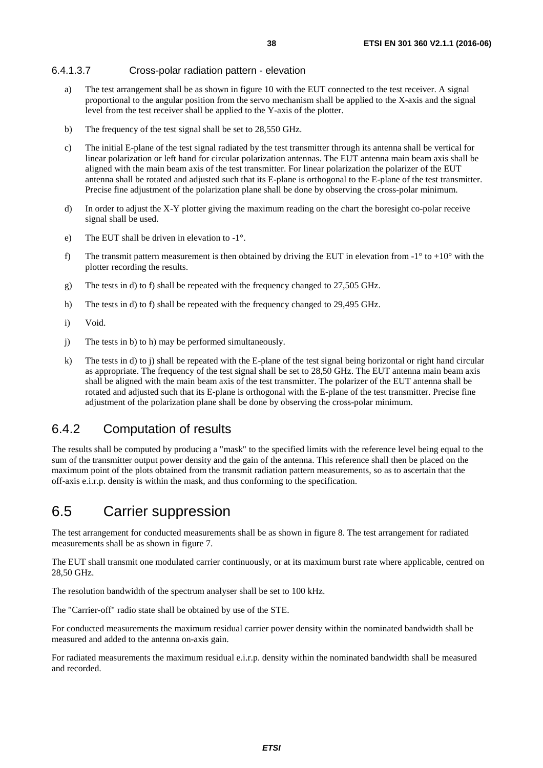#### 6.4.1.3.7 Cross-polar radiation pattern - elevation

a) The test arrangement shall be as shown in figure 10 with the EUT connected to the test receiver. A signal proportional to the angular position from the servo mechanism shall be applied to the X-axis and the signal level from the test receiver shall be applied to the Y-axis of the plotter.

b) The frequency of the test signal shall be set to 28,550 GHz.

c) The initial E-plane of the test signal radiated by the test transmitter through its antenna shall be vertical for linear polarization or left hand for circular polarization antennas. The EUT antenna main beam axis shall be aligned with the main beam axis of the test transmitter. For linear polarization the polarizer of the EUT antenna shall be rotated and adjusted such that its E-plane is orthogonal to the E-plane of the test transmitter. Precise fine adjustment of the polarization plane shall be done by observing the cross-polar minimum.

d) In order to adjust the X-Y plotter giving the maximum reading on the chart the boresight co-polar receive signal shall be used.

e) The EUT shall be driven in elevation to -1°.

f) The transmit pattern measurement is then obtained by driving the EUT in elevation from -1° to +10° with the plotter recording the results.

g) The tests in d) to f) shall be repeated with the frequency changed to 27,505 GHz.

h) The tests in d) to f) shall be repeated with the frequency changed to 29,495 GHz.

i) Void.

j) The tests in b) to h) may be performed simultaneously.

k) The tests in d) to j) shall be repeated with the E-plane of the test signal being horizontal or right hand circular as appropriate. The frequency of the test signal shall be set to 28,50 GHz. The EUT antenna main beam axis shall be aligned with the main beam axis of the test transmitter. The polarizer of the EUT antenna shall be rotated and adjusted such that its E-plane is orthogonal with the E-plane of the test transmitter. Precise fine adjustment of the polarization plane shall be done by observing the cross-polar minimum.

## 6.4.2 Computation of results

The results shall be computed by producing a "mask" to the specified limits with the reference level being equal to the sum of the transmitter output power density and the gain of the antenna. This reference shall then be placed on the maximum point of the plots obtained from the transmit radiation pattern measurements, so as to ascertain that the off-axis e.i.r.p. density is within the mask, and thus conforming to the specification.

# 6.5 Carrier suppression

The test arrangement for conducted measurements shall be as shown in figure 8. The test arrangement for radiated measurements shall be as shown in figure 7.

The EUT shall transmit one modulated carrier continuously, or at its maximum burst rate where applicable, centred on 28,50 GHz.

The resolution bandwidth of the spectrum analyser shall be set to 100 kHz.

The "Carrier-off" radio state shall be obtained by use of the STE.

For conducted measurements the maximum residual carrier power density within the nominated bandwidth shall be measured and added to the antenna on-axis gain.

For radiated measurements the maximum residual e.i.r.p. density within the nominated bandwidth shall be measured and recorded.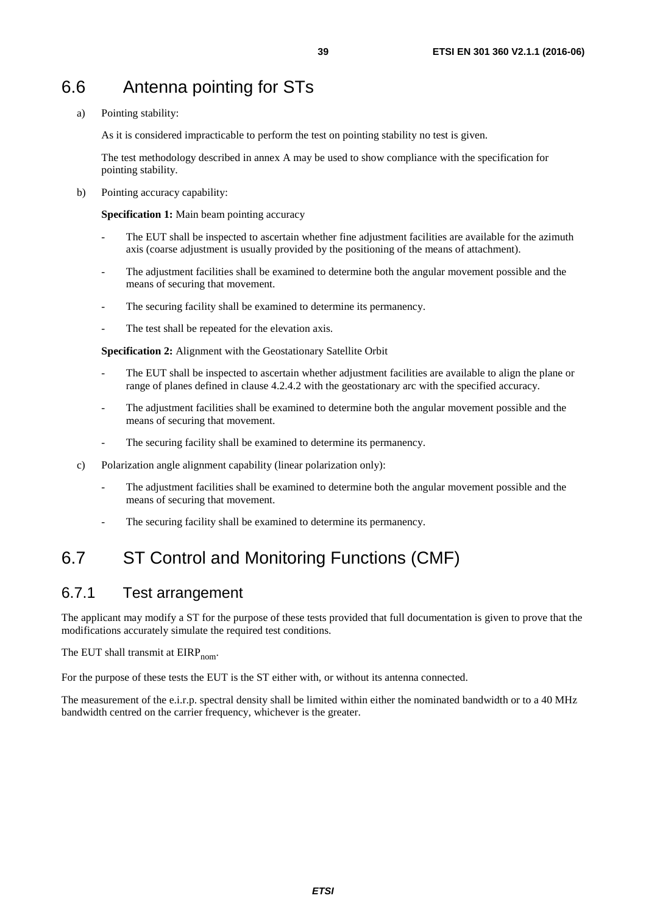## 6.6 Antenna pointing for STs

a) Pointing stability:

As it is considered impracticable to perform the test on pointing stability no test is given.

The test methodology described in annex A may be used to show compliance with the specification for pointing stability.

b) Pointing accuracy capability:

**Specification 1:** Main beam pointing accuracy

- The EUT shall be inspected to ascertain whether fine adjustment facilities are available for the azimuth axis (coarse adjustment is usually provided by the positioning of the means of attachment).
- The adjustment facilities shall be examined to determine both the angular movement possible and the means of securing that movement.
- The securing facility shall be examined to determine its permanency.
- The test shall be repeated for the elevation axis.

**Specification 2:** Alignment with the Geostationary Satellite Orbit

- The EUT shall be inspected to ascertain whether adjustment facilities are available to align the plane or range of planes defined in clause 4.2.4.2 with the geostationary arc with the specified accuracy.
- The adjustment facilities shall be examined to determine both the angular movement possible and the means of securing that movement.
- The securing facility shall be examined to determine its permanency.

c) Polarization angle alignment capability (linear polarization only):

- The adjustment facilities shall be examined to determine both the angular movement possible and the means of securing that movement.
- The securing facility shall be examined to determine its permanency.

## 6.7 ST Control and Monitoring Functions (CMF)

### 6.7.1 Test arrangement

The applicant may modify a ST for the purpose of these tests provided that full documentation is given to prove that the modifications accurately simulate the required test conditions.

The EUT shall transmit at $EIRP_{nom}$.

For the purpose of these tests the EUT is the ST either with, or without its antenna connected.

The measurement of the e.i.r.p. spectral density shall be limited within either the nominated bandwidth or to a 40 MHz bandwidth centred on the carrier frequency, whichever is the greater.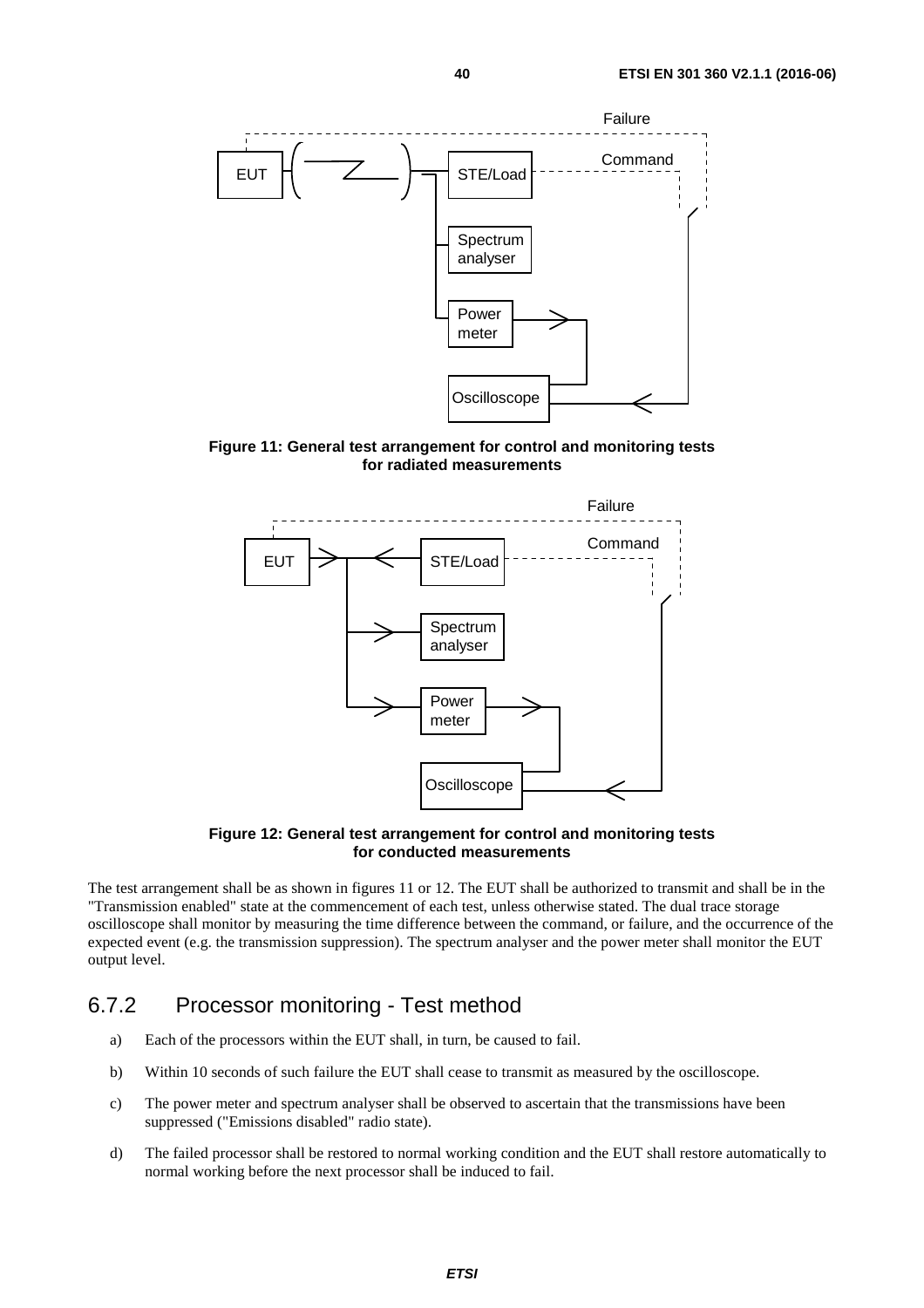Figure 11: General test arrangement for control and monitoring tests for radiated measurements

Figure 12: General test arrangement for control and monitoring tests for conducted measurements

The test arrangement shall be as shown in figures 11 or 12. The EUT shall be authorized to transmit and shall be in the "Transmission enabled" state at the commencement of each test, unless otherwise stated. The dual trace storage oscilloscope shall monitor by measuring the time difference between the command, or failure, and the occurrence of the expected event (e.g. the transmission suppression). The spectrum analyser and the power meter shall monitor the EUT output level.

### 6.7.2 Processor monitoring - Test method

a) Each of the processors within the EUT shall, in turn, be caused to fail.

b) Within 10 seconds of such failure the EUT shall cease to transmit as measured by the oscilloscope.

c) The power meter and spectrum analyser shall be observed to ascertain that the transmissions have been suppressed ("Emissions disabled" radio state).

d) The failed processor shall be restored to normal working condition and the EUT shall restore automatically to normal working before the next processor shall be induced to fail.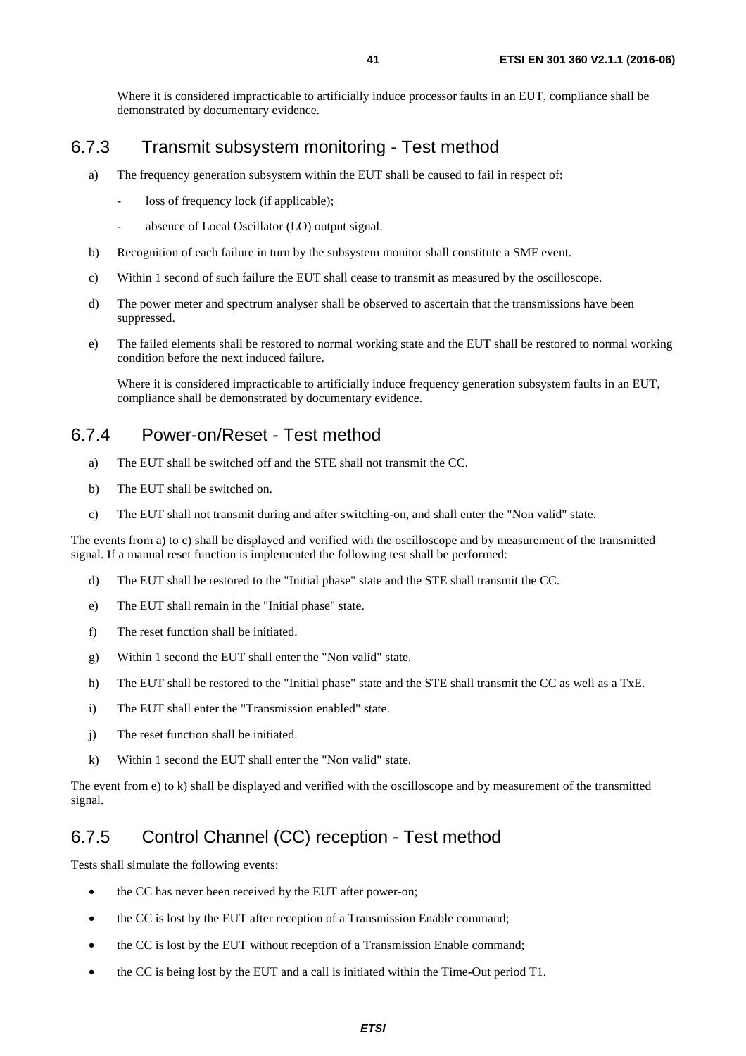Where it is considered impracticable to artificially induce processor faults in an EUT, compliance shall be demonstrated by documentary evidence.

### 6.7.3 Transmit subsystem monitoring - Test method

a) The frequency generation subsystem within the EUT shall be caused to fail in respect of:

   - loss of frequency lock (if applicable);
   - absence of Local Oscillator (LO) output signal.

b) Recognition of each failure in turn by the subsystem monitor shall constitute a SMF event.

c) Within 1 second of such failure the EUT shall cease to transmit as measured by the oscilloscope.

d) The power meter and spectrum analyser shall be observed to ascertain that the transmissions have been suppressed.

e) The failed elements shall be restored to normal working state and the EUT shall be restored to normal working condition before the next induced failure.

   Where it is considered impracticable to artificially induce frequency generation subsystem faults in an EUT, compliance shall be demonstrated by documentary evidence.

### 6.7.4 Power-on/Reset - Test method

a) The EUT shall be switched off and the STE shall not transmit the CC.

b) The EUT shall be switched on.

c) The EUT shall not transmit during and after switching-on, and shall enter the "Non valid" state.

The events from a) to c) shall be displayed and verified with the oscilloscope and by measurement of the transmitted signal. If a manual reset function is implemented the following test shall be performed:

d) The EUT shall be restored to the "Initial phase" state and the STE shall transmit the CC.

e) The EUT shall remain in the "Initial phase" state.

f) The reset function shall be initiated.

g) Within 1 second the EUT shall enter the "Non valid" state.

h) The EUT shall be restored to the "Initial phase" state and the STE shall transmit the CC as well as a TxE.

i) The EUT shall enter the "Transmission enabled" state.

j) The reset function shall be initiated.

k) Within 1 second the EUT shall enter the "Non valid" state.

The event from e) to k) shall be displayed and verified with the oscilloscope and by measurement of the transmitted signal.

### 6.7.5 Control Channel (CC) reception - Test method

Tests shall simulate the following events:

- the CC has never been received by the EUT after power-on;
- the CC is lost by the EUT after reception of a Transmission Enable command;
- the CC is lost by the EUT without reception of a Transmission Enable command;
- the CC is being lost by the EUT and a call is initiated within the Time-Out period T1.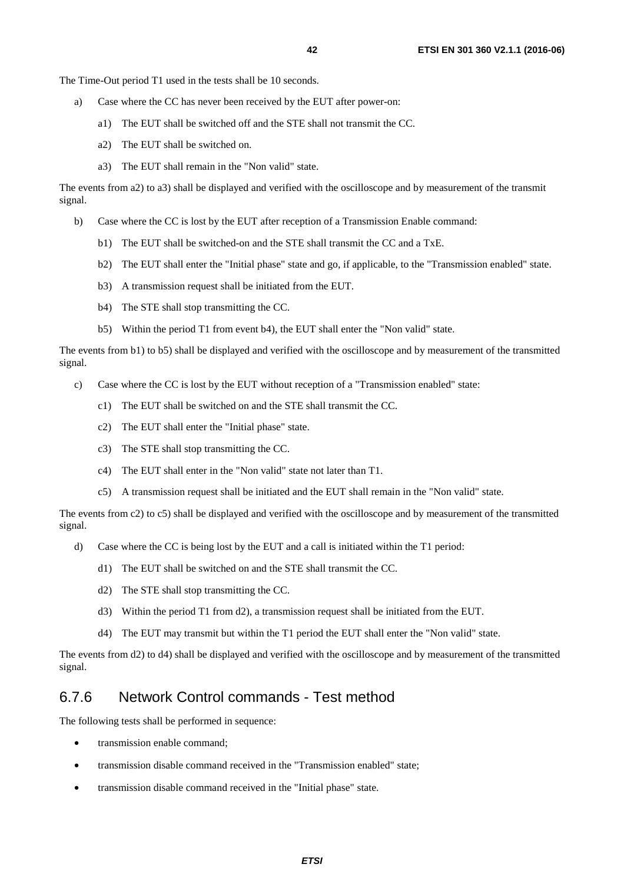The Time-Out period T1 used in the tests shall be 10 seconds.

a) Case where the CC has never been received by the EUT after power-on:

   a1) The EUT shall be switched off and the STE shall not transmit the CC.

   a2) The EUT shall be switched on.

   a3) The EUT shall remain in the "Non valid" state.

The events from a2) to a3) shall be displayed and verified with the oscilloscope and by measurement of the transmit signal.

b) Case where the CC is lost by the EUT after reception of a Transmission Enable command:

   b1) The EUT shall be switched-on and the STE shall transmit the CC and a TxE.

   b2) The EUT shall enter the "Initial phase" state and go, if applicable, to the "Transmission enabled" state.

   b3) A transmission request shall be initiated from the EUT.

   b4) The STE shall stop transmitting the CC.

   b5) Within the period T1 from event b4), the EUT shall enter the "Non valid" state.

The events from b1) to b5) shall be displayed and verified with the oscilloscope and by measurement of the transmitted signal.

c) Case where the CC is lost by the EUT without reception of a "Transmission enabled" state:

   c1) The EUT shall be switched on and the STE shall transmit the CC.

   c2) The EUT shall enter the "Initial phase" state.

   c3) The STE shall stop transmitting the CC.

   c4) The EUT shall enter in the "Non valid" state not later than T1.

   c5) A transmission request shall be initiated and the EUT shall remain in the "Non valid" state.

The events from c2) to c5) shall be displayed and verified with the oscilloscope and by measurement of the transmitted signal.

d) Case where the CC is being lost by the EUT and a call is initiated within the T1 period:

   d1) The EUT shall be switched on and the STE shall transmit the CC.

   d2) The STE shall stop transmitting the CC.

   d3) Within the period T1 from d2), a transmission request shall be initiated from the EUT.

   d4) The EUT may transmit but within the T1 period the EUT shall enter the "Non valid" state.

The events from d2) to d4) shall be displayed and verified with the oscilloscope and by measurement of the transmitted signal.

### 6.7.6 Network Control commands - Test method

The following tests shall be performed in sequence:

- transmission enable command;
- transmission disable command received in the "Transmission enabled" state;
- transmission disable command received in the "Initial phase" state.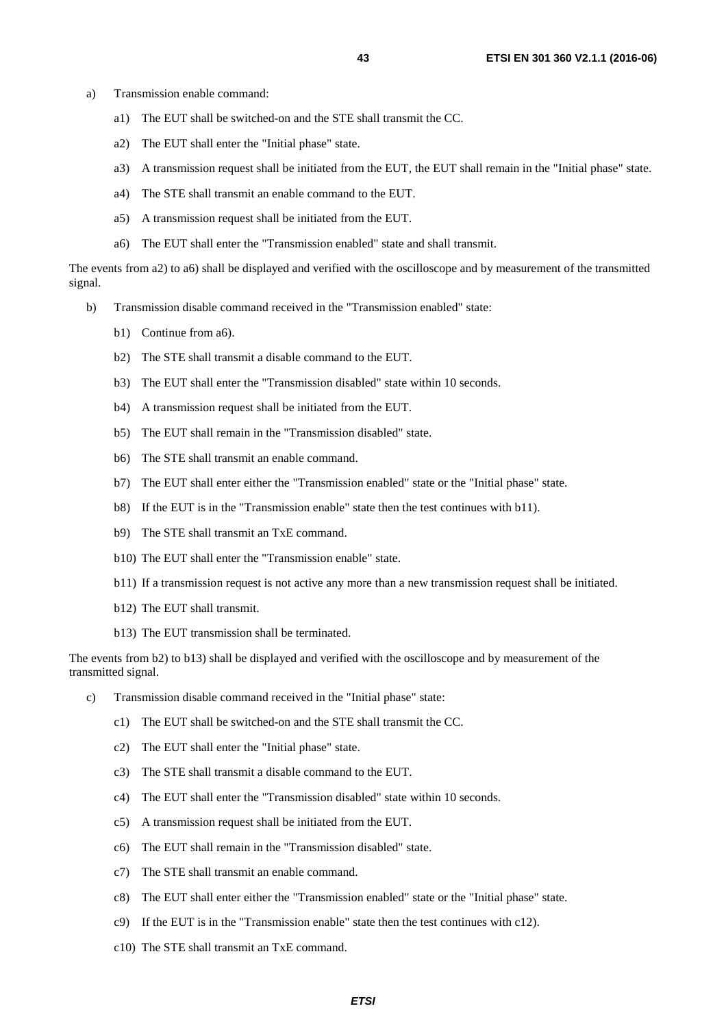a) Transmission enable command:

   a1) The EUT shall be switched-on and the STE shall transmit the CC.

   a2) The EUT shall enter the "Initial phase" state.

   a3) A transmission request shall be initiated from the EUT, the EUT shall remain in the "Initial phase" state.

   a4) The STE shall transmit an enable command to the EUT.

   a5) A transmission request shall be initiated from the EUT.

   a6) The EUT shall enter the "Transmission enabled" state and shall transmit.

The events from a2) to a6) shall be displayed and verified with the oscilloscope and by measurement of the transmitted signal.

b) Transmission disable command received in the "Transmission enabled" state:

   b1) Continue from a6).

   b2) The STE shall transmit a disable command to the EUT.

   b3) The EUT shall enter the "Transmission disabled" state within 10 seconds.

   b4) A transmission request shall be initiated from the EUT.

   b5) The EUT shall remain in the "Transmission disabled" state.

   b6) The STE shall transmit an enable command.

   b7) The EUT shall enter either the "Transmission enabled" state or the "Initial phase" state.

   b8) If the EUT is in the "Transmission enable" state then the test continues with b11).

   b9) The STE shall transmit an TxE command.

   b10) The EUT shall enter the "Transmission enable" state.

   b11) If a transmission request is not active any more than a new transmission request shall be initiated.

   b12) The EUT shall transmit.

   b13) The EUT transmission shall be terminated.

The events from b2) to b13) shall be displayed and verified with the oscilloscope and by measurement of the transmitted signal.

c) Transmission disable command received in the "Initial phase" state:

   c1) The EUT shall be switched-on and the STE shall transmit the CC.

   c2) The EUT shall enter the "Initial phase" state.

   c3) The STE shall transmit a disable command to the EUT.

   c4) The EUT shall enter the "Transmission disabled" state within 10 seconds.

   c5) A transmission request shall be initiated from the EUT.

   c6) The EUT shall remain in the "Transmission disabled" state.

   c7) The STE shall transmit an enable command.

   c8) The EUT shall enter either the "Transmission enabled" state or the "Initial phase" state.

   c9) If the EUT is in the "Transmission enable" state then the test continues with c12).

   c10) The STE shall transmit an TxE command.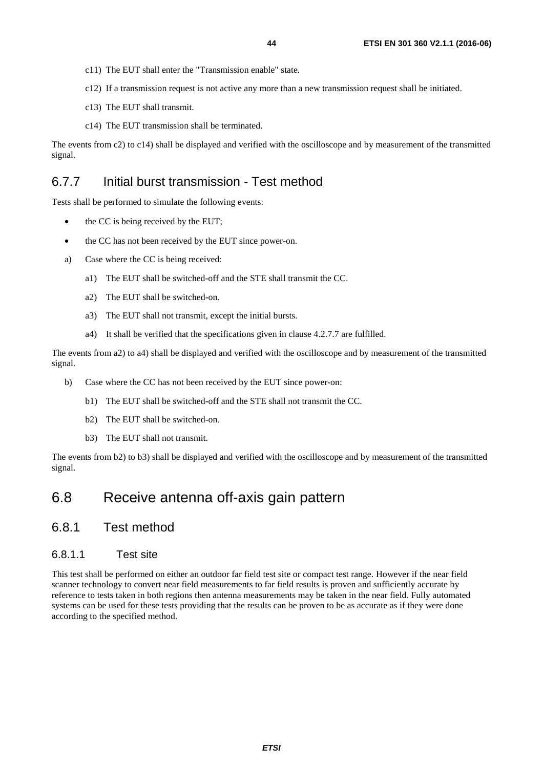c11) The EUT shall enter the "Transmission enable" state.

c12) If a transmission request is not active any more than a new transmission request shall be initiated.

c13) The EUT shall transmit.

c14) The EUT transmission shall be terminated.

The events from c2) to c14) shall be displayed and verified with the oscilloscope and by measurement of the transmitted signal.

### 6.7.7 Initial burst transmission - Test method

Tests shall be performed to simulate the following events:

- the CC is being received by the EUT;
- the CC has not been received by the EUT since power-on.

a) Case where the CC is being received:

  a1) The EUT shall be switched-off and the STE shall transmit the CC.

  a2) The EUT shall be switched-on.

  a3) The EUT shall not transmit, except the initial bursts.

  a4) It shall be verified that the specifications given in clause 4.2.7.7 are fulfilled.

The events from a2) to a4) shall be displayed and verified with the oscilloscope and by measurement of the transmitted signal.

b) Case where the CC has not been received by the EUT since power-on:

  b1) The EUT shall be switched-off and the STE shall not transmit the CC.

  b2) The EUT shall be switched-on.

  b3) The EUT shall not transmit.

The events from b2) to b3) shall be displayed and verified with the oscilloscope and by measurement of the transmitted signal.

## 6.8 Receive antenna off-axis gain pattern

### 6.8.1 Test method

#### 6.8.1.1 Test site

This test shall be performed on either an outdoor far field test site or compact test range. However if the near field scanner technology to convert near field measurements to far field results is proven and sufficiently accurate by reference to tests taken in both regions then antenna measurements may be taken in the near field. Fully automated systems can be used for these tests providing that the results can be proven to be as accurate as if they were done according to the specified method.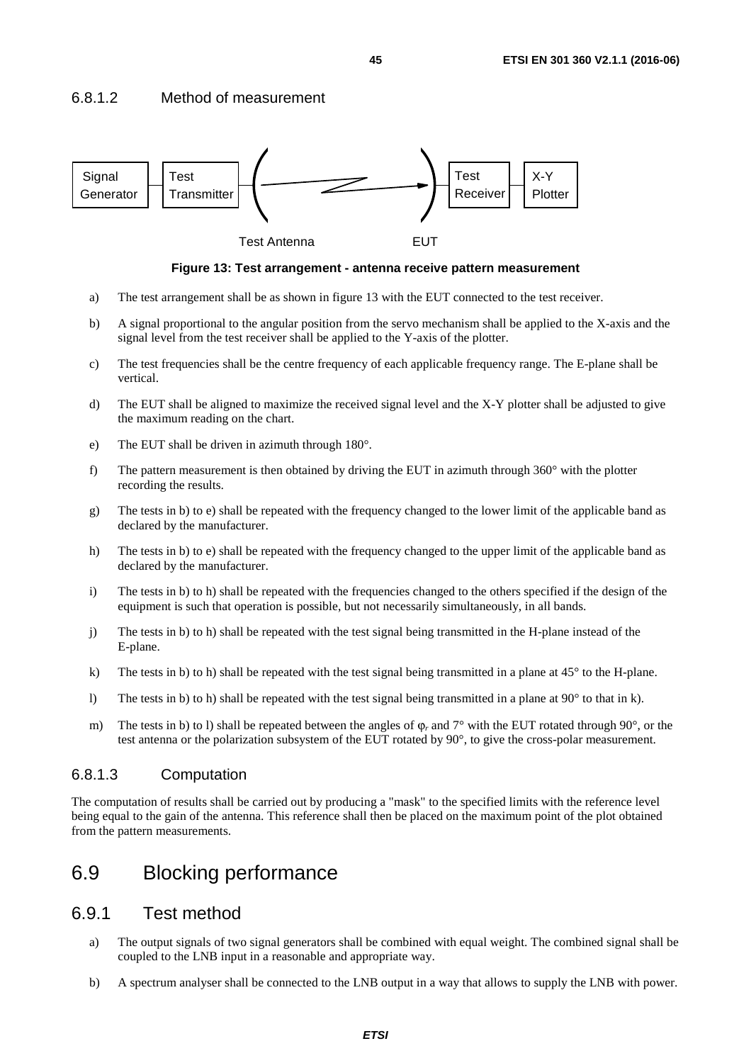#### 6.8.1.2 Method of measurement

Figure 13: Test arrangement - antenna receive pattern measurement

a) The test arrangement shall be as shown in figure 13 with the EUT connected to the test receiver.

b) A signal proportional to the angular position from the servo mechanism shall be applied to the X-axis and the signal level from the test receiver shall be applied to the Y-axis of the plotter.

c) The test frequencies shall be the centre frequency of each applicable frequency range. The E-plane shall be vertical.

d) The EUT shall be aligned to maximize the received signal level and the X-Y plotter shall be adjusted to give the maximum reading on the chart.

e) The EUT shall be driven in azimuth through 180°.

f) The pattern measurement is then obtained by driving the EUT in azimuth through 360° with the plotter recording the results.

g) The tests in b) to e) shall be repeated with the frequency changed to the lower limit of the applicable band as declared by the manufacturer.

h) The tests in b) to e) shall be repeated with the frequency changed to the upper limit of the applicable band as declared by the manufacturer.

i) The tests in b) to h) shall be repeated with the frequencies changed to the others specified if the design of the equipment is such that operation is possible, but not necessarily simultaneously, in all bands.

j) The tests in b) to h) shall be repeated with the test signal being transmitted in the H-plane instead of the E-plane.

k) The tests in b) to h) shall be repeated with the test signal being transmitted in a plane at 45° to the H-plane.

l) The tests in b) to h) shall be repeated with the test signal being transmitted in a plane at 90° to that in k).

m) The tests in b) to l) shall be repeated between the angles of $\varphi_r$ and 7° with the EUT rotated through 90°, or the test antenna or the polarization subsystem of the EUT rotated by 90°, to give the cross-polar measurement.

#### 6.8.1.3 Computation

The computation of results shall be carried out by producing a "mask" to the specified limits with the reference level being equal to the gain of the antenna. This reference shall then be placed on the maximum point of the plot obtained from the pattern measurements.

## 6.9 Blocking performance

### 6.9.1 Test method

a) The output signals of two signal generators shall be combined with equal weight. The combined signal shall be coupled to the LNB input in a reasonable and appropriate way.

b) A spectrum analyser shall be connected to the LNB output in a way that allows to supply the LNB with power.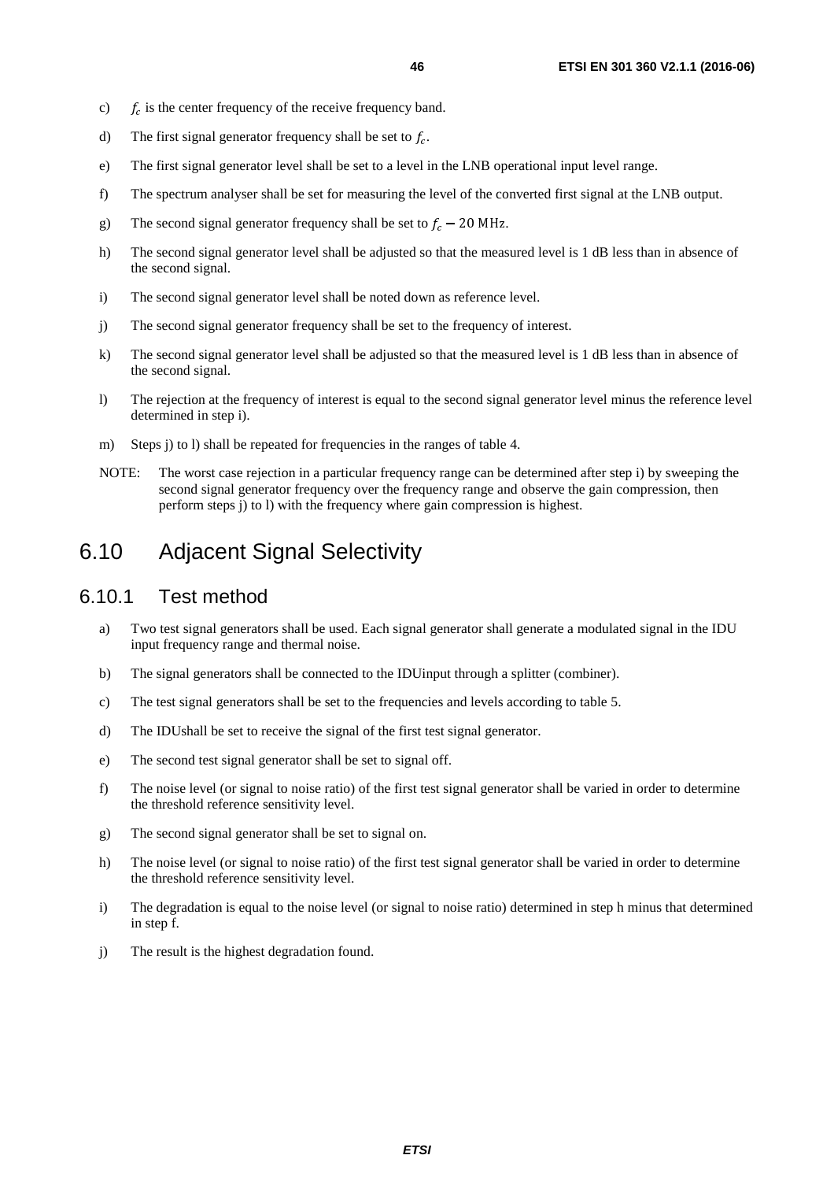c) $f_c$ is the center frequency of the receive frequency band.

d) The first signal generator frequency shall be set to $f_c$.

e) The first signal generator level shall be set to a level in the LNB operational input level range.

f) The spectrum analyser shall be set for measuring the level of the converted first signal at the LNB output.

g) The second signal generator frequency shall be set to $f_c - 20\ \mathrm{MHz}$.

h) The second signal generator level shall be adjusted so that the measured level is 1 dB less than in absence of the second signal.

i) The second signal generator level shall be noted down as reference level.

j) The second signal generator frequency shall be set to the frequency of interest.

k) The second signal generator level shall be adjusted so that the measured level is 1 dB less than in absence of the second signal.

l) The rejection at the frequency of interest is equal to the second signal generator level minus the reference level determined in step i).

m) Steps j) to l) shall be repeated for frequencies in the ranges of table 4.

NOTE: The worst case rejection in a particular frequency range can be determined after step i) by sweeping the second signal generator frequency over the frequency range and observe the gain compression, then perform steps j) to l) with the frequency where gain compression is highest.

## 6.10 Adjacent Signal Selectivity

### 6.10.1 Test method

a) Two test signal generators shall be used. Each signal generator shall generate a modulated signal in the IDU input frequency range and thermal noise.

b) The signal generators shall be connected to the IDUinput through a splitter (combiner).

c) The test signal generators shall be set to the frequencies and levels according to table 5.

d) The IDUshall be set to receive the signal of the first test signal generator.

e) The second test signal generator shall be set to signal off.

f) The noise level (or signal to noise ratio) of the first test signal generator shall be varied in order to determine the threshold reference sensitivity level.

g) The second signal generator shall be set to signal on.

h) The noise level (or signal to noise ratio) of the first test signal generator shall be varied in order to determine the threshold reference sensitivity level.

i) The degradation is equal to the noise level (or signal to noise ratio) determined in step h minus that determined in step f.

j) The result is the highest degradation found.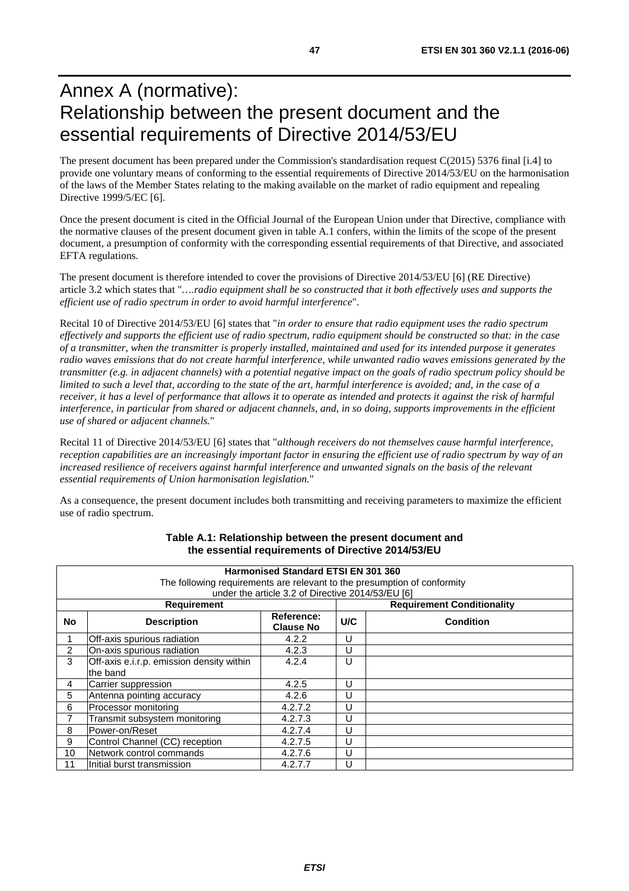# Annex A (normative): Relationship between the present document and the essential requirements of Directive 2014/53/EU

The present document has been prepared under the Commission's standardisation request C(2015) 5376 final [i.4] to provide one voluntary means of conforming to the essential requirements of Directive 2014/53/EU on the harmonisation of the laws of the Member States relating to the making available on the market of radio equipment and repealing Directive 1999/5/EC [6].

Once the present document is cited in the Official Journal of the European Union under that Directive, compliance with the normative clauses of the present document given in table A.1 confers, within the limits of the scope of the present document, a presumption of conformity with the corresponding essential requirements of that Directive, and associated EFTA regulations.

The present document is therefore intended to cover the provisions of Directive 2014/53/EU [6] (RE Directive) article 3.2 which states that "*….radio equipment shall be so constructed that it both effectively uses and supports the efficient use of radio spectrum in order to avoid harmful interference*".

Recital 10 of Directive 2014/53/EU [6] states that "*in order to ensure that radio equipment uses the radio spectrum effectively and supports the efficient use of radio spectrum, radio equipment should be constructed so that: in the case of a transmitter, when the transmitter is properly installed, maintained and used for its intended purpose it generates radio waves emissions that do not create harmful interference, while unwanted radio waves emissions generated by the transmitter (e.g. in adjacent channels) with a potential negative impact on the goals of radio spectrum policy should be limited to such a level that, according to the state of the art, harmful interference is avoided; and, in the case of a receiver, it has a level of performance that allows it to operate as intended and protects it against the risk of harmful interference, in particular from shared or adjacent channels, and, in so doing, supports improvements in the efficient use of shared or adjacent channels.*"

Recital 11 of Directive 2014/53/EU [6] states that "*although receivers do not themselves cause harmful interference, reception capabilities are an increasingly important factor in ensuring the efficient use of radio spectrum by way of an increased resilience of receivers against harmful interference and unwanted signals on the basis of the relevant essential requirements of Union harmonisation legislation.*"

As a consequence, the present document includes both transmitting and receiving parameters to maximize the efficient use of radio spectrum.

**Table A.1: Relationship between the present document and the essential requirements of Directive 2014/53/EU**

| **Harmonised Standard ETSI EN 301 360**<br>The following requirements are relevant to the presumption of conformity under the article 3.2 of Directive 2014/53/EU [6] | | | | |
|---|---|---|---|---|
| **Requirement** | | | **Requirement Conditionality** | |
| **No** | **Description** | **Reference: Clause No** | **U/C** | **Condition** |
| 1 | Off-axis spurious radiation | 4.2.2 | U | |
| 2 | On-axis spurious radiation | 4.2.3 | U | |
| 3 | Off-axis e.i.r.p. emission density within the band | 4.2.4 | U | |
| 4 | Carrier suppression | 4.2.5 | U | |
| 5 | Antenna pointing accuracy | 4.2.6 | U | |
| 6 | Processor monitoring | 4.2.7.2 | U | |
| 7 | Transmit subsystem monitoring | 4.2.7.3 | U | |
| 8 | Power-on/Reset | 4.2.7.4 | U | |
| 9 | Control Channel (CC) reception | 4.2.7.5 | U | |
| 10 | Network control commands | 4.2.7.6 | U | |
| 11 | Initial burst transmission | 4.2.7.7 | U | |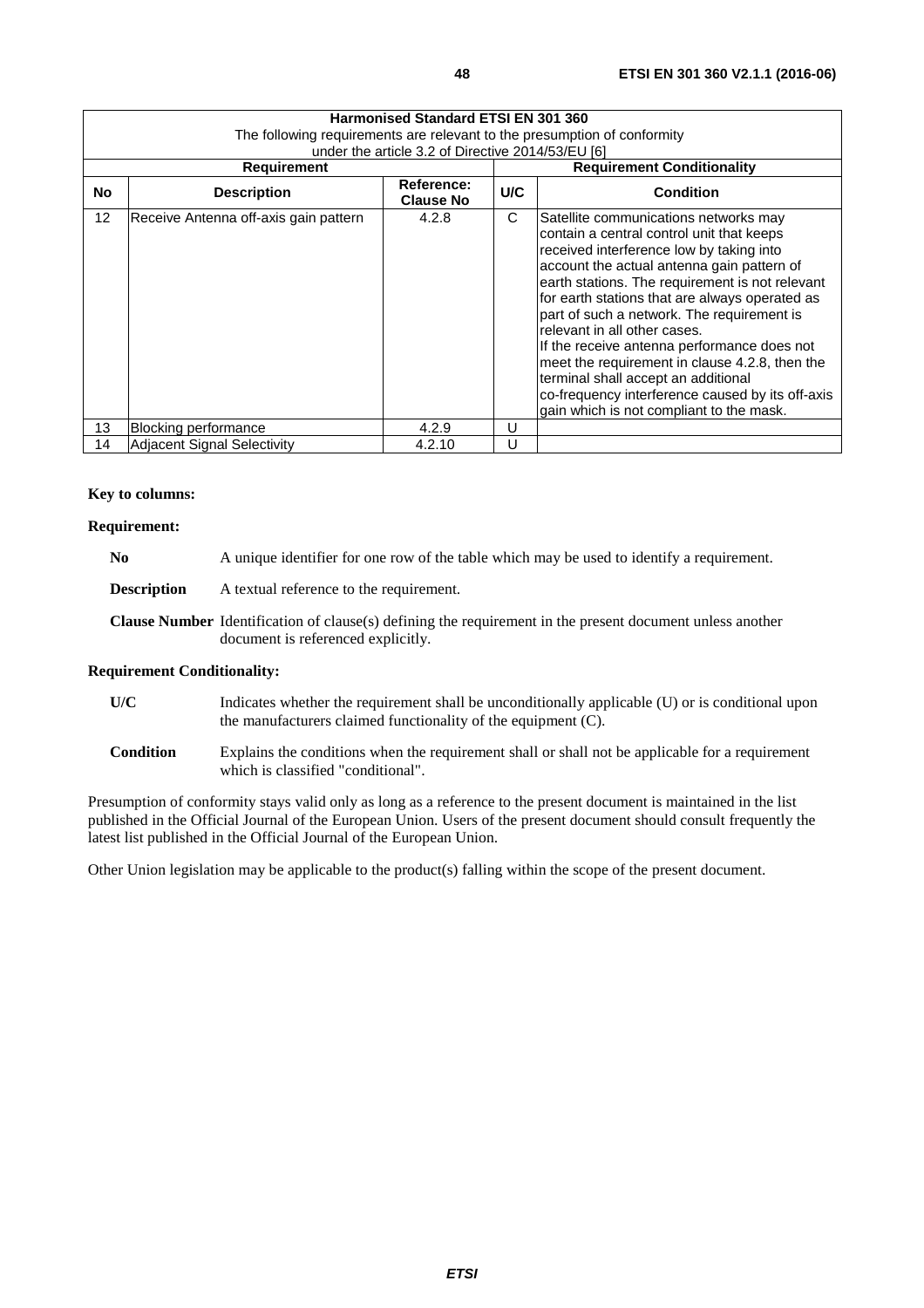| Harmonised Standard ETSI EN 301 360<br>The following requirements are relevant to the presumption of conformity<br>under the article 3.2 of Directive 2014/53/EU [6] | | | | |
|---|---|---|---|---|
| **Requirement** | | | **Requirement Conditionality** | |
| **No** | **Description** | **Reference: Clause No** | **U/C** | **Condition** |
| 12 | Receive Antenna off-axis gain pattern | 4.2.8 | C | Satellite communications networks may contain a central control unit that keeps received interference low by taking into account the actual antenna gain pattern of earth stations. The requirement is not relevant for earth stations that are always operated as part of such a network. The requirement is relevant in all other cases.<br>If the receive antenna performance does not meet the requirement in clause 4.2.8, then the terminal shall accept an additional co-frequency interference caused by its off-axis gain which is not compliant to the mask. |
| 13 | Blocking performance | 4.2.9 | U | |
| 14 | Adjacent Signal Selectivity | 4.2.10 | U | |

**Key to columns:**

**Requirement:**

**No** A unique identifier for one row of the table which may be used to identify a requirement.

**Description** A textual reference to the requirement.

**Clause Number** Identification of clause(s) defining the requirement in the present document unless another document is referenced explicitly.

**Requirement Conditionality:**

**U/C** Indicates whether the requirement shall be unconditionally applicable (U) or is conditional upon the manufacturers claimed functionality of the equipment (C).

**Condition** Explains the conditions when the requirement shall or shall not be applicable for a requirement which is classified "conditional".

Presumption of conformity stays valid only as long as a reference to the present document is maintained in the list published in the Official Journal of the European Union. Users of the present document should consult frequently the latest list published in the Official Journal of the European Union.

Other Union legislation may be applicable to the product(s) falling within the scope of the present document.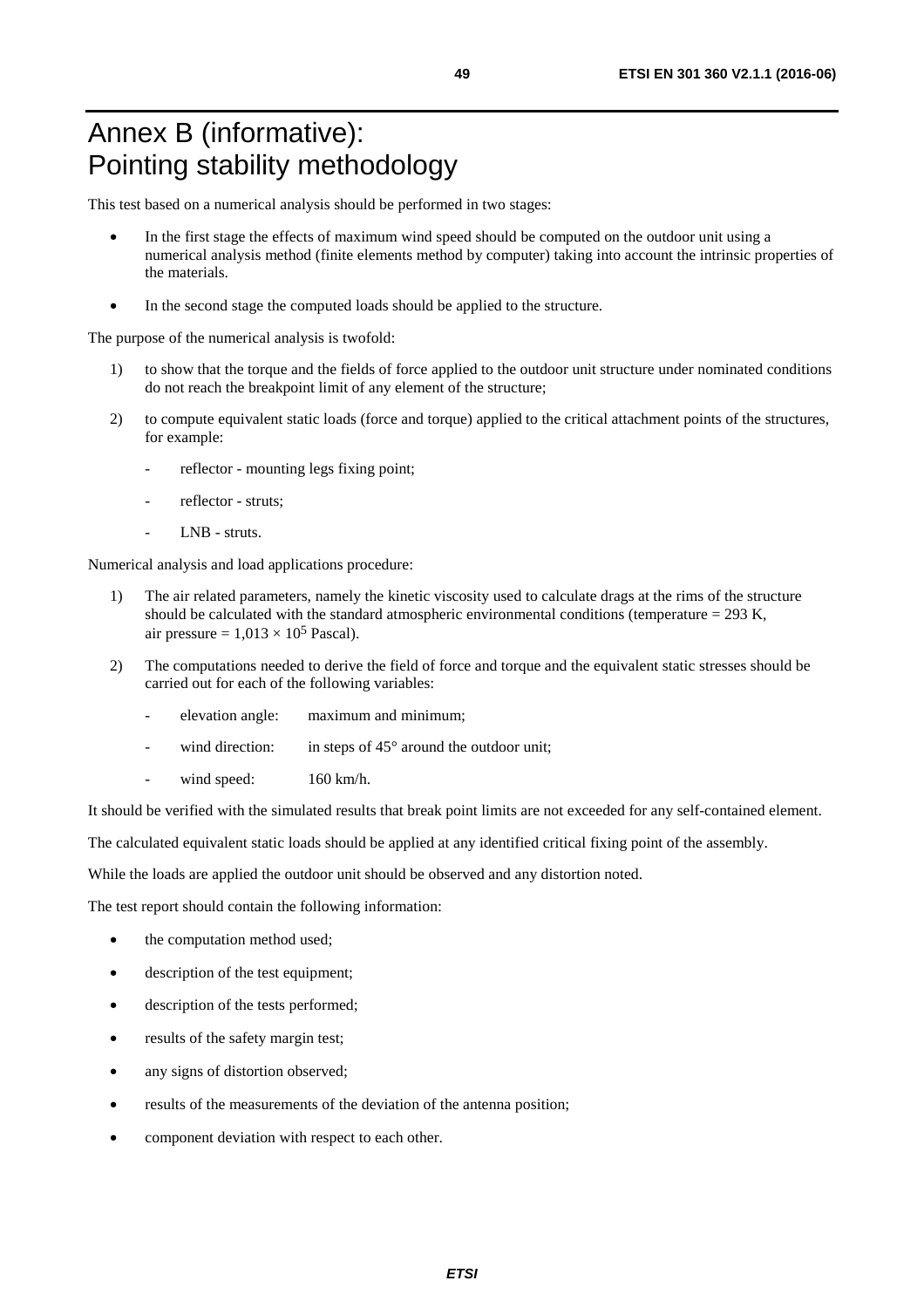# Annex B (informative): Pointing stability methodology

This test based on a numerical analysis should be performed in two stages:

- In the first stage the effects of maximum wind speed should be computed on the outdoor unit using a numerical analysis method (finite elements method by computer) taking into account the intrinsic properties of the materials.
- In the second stage the computed loads should be applied to the structure.

The purpose of the numerical analysis is twofold:

1) to show that the torque and the fields of force applied to the outdoor unit structure under nominated conditions do not reach the breakpoint limit of any element of the structure;
2) to compute equivalent static loads (force and torque) applied to the critical attachment points of the structures, for example:
   - reflector - mounting legs fixing point;
   - reflector - struts;
   - LNB - struts.

Numerical analysis and load applications procedure:

1) The air related parameters, namely the kinetic viscosity used to calculate drags at the rims of the structure should be calculated with the standard atmospheric environmental conditions (temperature = 293 K, air pressure = $1{,}013 \times 10^5$ Pascal).
2) The computations needed to derive the field of force and torque and the equivalent static stresses should be carried out for each of the following variables:
   - elevation angle: maximum and minimum;
   - wind direction: in steps of 45° around the outdoor unit;
   - wind speed: 160 km/h.

It should be verified with the simulated results that break point limits are not exceeded for any self-contained element.

The calculated equivalent static loads should be applied at any identified critical fixing point of the assembly.

While the loads are applied the outdoor unit should be observed and any distortion noted.

The test report should contain the following information:

- the computation method used;
- description of the test equipment;
- description of the tests performed;
- results of the safety margin test;
- any signs of distortion observed;
- results of the measurements of the deviation of the antenna position;
- component deviation with respect to each other.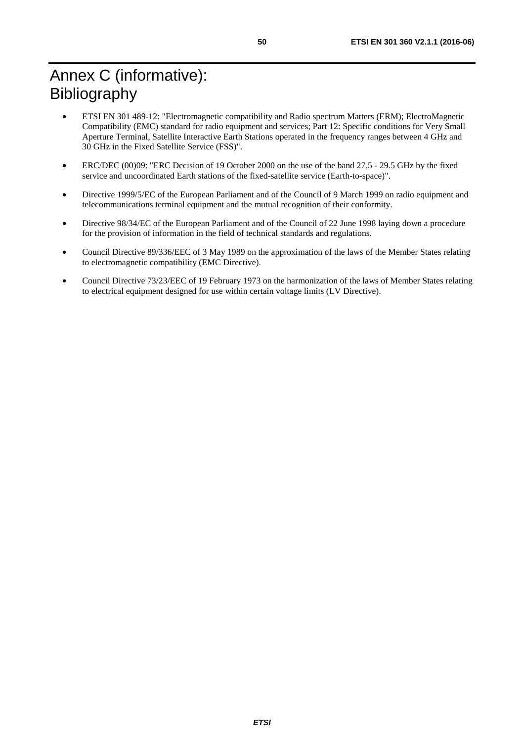# Annex C (informative): Bibliography

- ETSI EN 301 489-12: "Electromagnetic compatibility and Radio spectrum Matters (ERM); ElectroMagnetic Compatibility (EMC) standard for radio equipment and services; Part 12: Specific conditions for Very Small Aperture Terminal, Satellite Interactive Earth Stations operated in the frequency ranges between 4 GHz and 30 GHz in the Fixed Satellite Service (FSS)".
- ERC/DEC (00)09: "ERC Decision of 19 October 2000 on the use of the band 27.5 - 29.5 GHz by the fixed service and uncoordinated Earth stations of the fixed-satellite service (Earth-to-space)".
- Directive 1999/5/EC of the European Parliament and of the Council of 9 March 1999 on radio equipment and telecommunications terminal equipment and the mutual recognition of their conformity.
- Directive 98/34/EC of the European Parliament and of the Council of 22 June 1998 laying down a procedure for the provision of information in the field of technical standards and regulations.
- Council Directive 89/336/EEC of 3 May 1989 on the approximation of the laws of the Member States relating to electromagnetic compatibility (EMC Directive).
- Council Directive 73/23/EEC of 19 February 1973 on the harmonization of the laws of Member States relating to electrical equipment designed for use within certain voltage limits (LV Directive).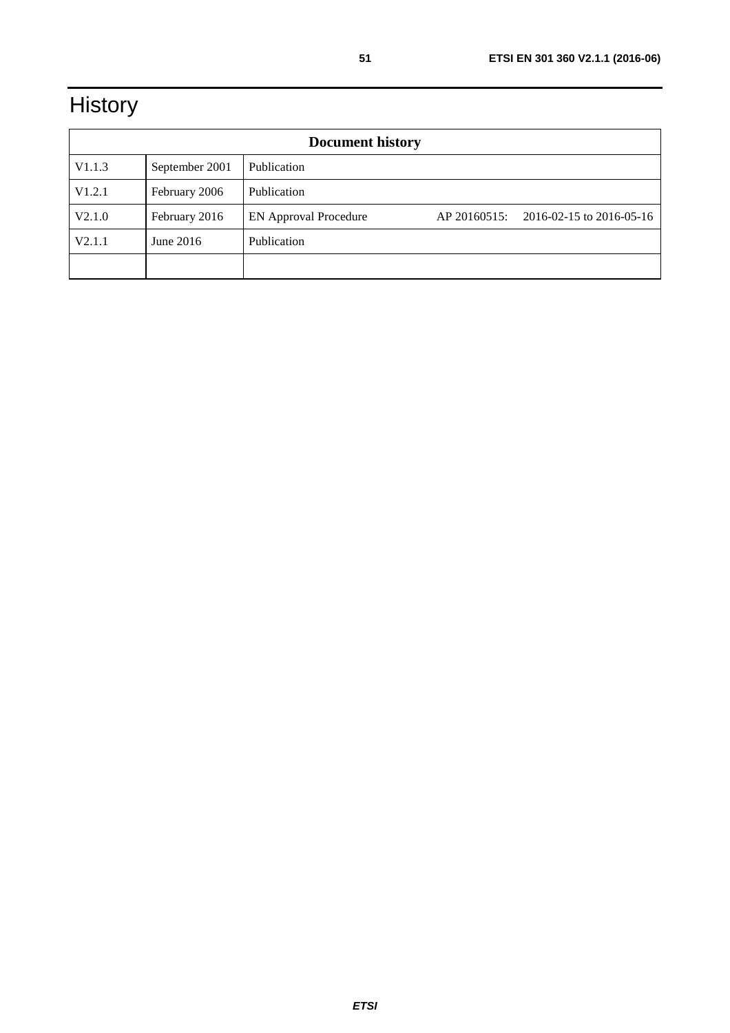# History

| Document history | | | |
|---|---|---|---|
| V1.1.3 | September 2001 | Publication | |
| V1.2.1 | February 2006 | Publication | |
| V2.1.0 | February 2016 | EN Approval Procedure | AP 20160515: 2016-02-15 to 2016-05-16 |
| V2.1.1 | June 2016 | Publication | |
| | | | |